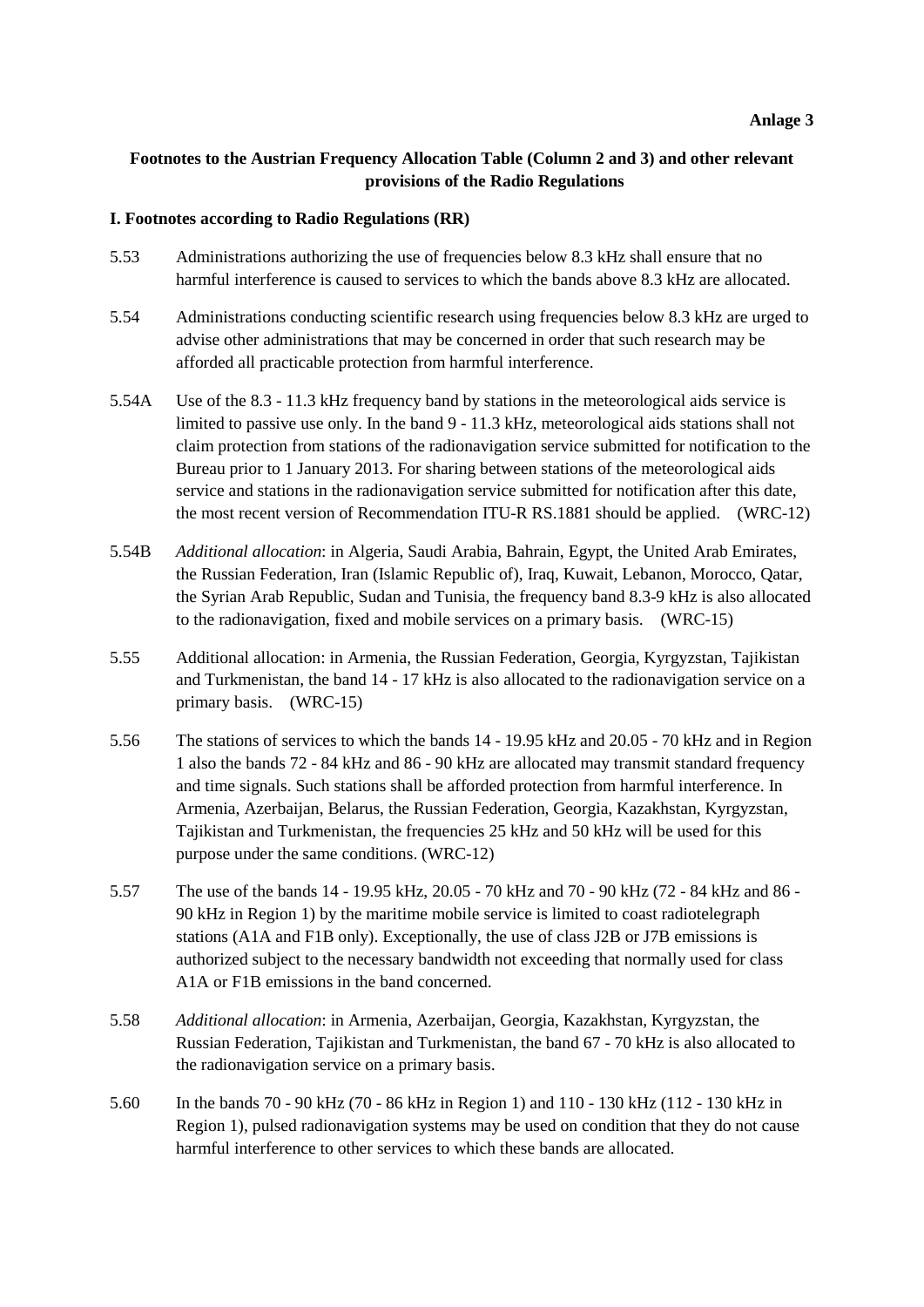**Anlage 3**

## Footnotes to the Austrian Frequency Allocation Table (Column 2 and 3) and other relevant provisions of the Radio Regulations

### I. Footnotes according to Radio Regulations (RR)

5.53 Administrations authorizing the use of frequencies below 8.3 kHz shall ensure that no harmful interference is caused to services to which the bands above 8.3 kHz are allocated.

5.54 Administrations conducting scientific research using frequencies below 8.3 kHz are urged to advise other administrations that may be concerned in order that such research may be afforded all practicable protection from harmful interference.

5.54A Use of the 8.3 - 11.3 kHz frequency band by stations in the meteorological aids service is limited to passive use only. In the band 9 - 11.3 kHz, meteorological aids stations shall not claim protection from stations of the radionavigation service submitted for notification to the Bureau prior to 1 January 2013. For sharing between stations of the meteorological aids service and stations in the radionavigation service submitted for notification after this date, the most recent version of Recommendation ITU-R RS.1881 should be applied. (WRC-12)

5.54B *Additional allocation*: in Algeria, Saudi Arabia, Bahrain, Egypt, the United Arab Emirates, the Russian Federation, Iran (Islamic Republic of), Iraq, Kuwait, Lebanon, Morocco, Qatar, the Syrian Arab Republic, Sudan and Tunisia, the frequency band 8.3-9 kHz is also allocated to the radionavigation, fixed and mobile services on a primary basis. (WRC-15)

5.55 Additional allocation: in Armenia, the Russian Federation, Georgia, Kyrgyzstan, Tajikistan and Turkmenistan, the band 14 - 17 kHz is also allocated to the radionavigation service on a primary basis. (WRC-15)

5.56 The stations of services to which the bands 14 - 19.95 kHz and 20.05 - 70 kHz and in Region 1 also the bands 72 - 84 kHz and 86 - 90 kHz are allocated may transmit standard frequency and time signals. Such stations shall be afforded protection from harmful interference. In Armenia, Azerbaijan, Belarus, the Russian Federation, Georgia, Kazakhstan, Kyrgyzstan, Tajikistan and Turkmenistan, the frequencies 25 kHz and 50 kHz will be used for this purpose under the same conditions. (WRC-12)

5.57 The use of the bands 14 - 19.95 kHz, 20.05 - 70 kHz and 70 - 90 kHz (72 - 84 kHz and 86 - 90 kHz in Region 1) by the maritime mobile service is limited to coast radiotelegraph stations (A1A and F1B only). Exceptionally, the use of class J2B or J7B emissions is authorized subject to the necessary bandwidth not exceeding that normally used for class A1A or F1B emissions in the band concerned.

5.58 *Additional allocation*: in Armenia, Azerbaijan, Georgia, Kazakhstan, Kyrgyzstan, the Russian Federation, Tajikistan and Turkmenistan, the band 67 - 70 kHz is also allocated to the radionavigation service on a primary basis.

5.60 In the bands 70 - 90 kHz (70 - 86 kHz in Region 1) and 110 - 130 kHz (112 - 130 kHz in Region 1), pulsed radionavigation systems may be used on condition that they do not cause harmful interference to other services to which these bands are allocated.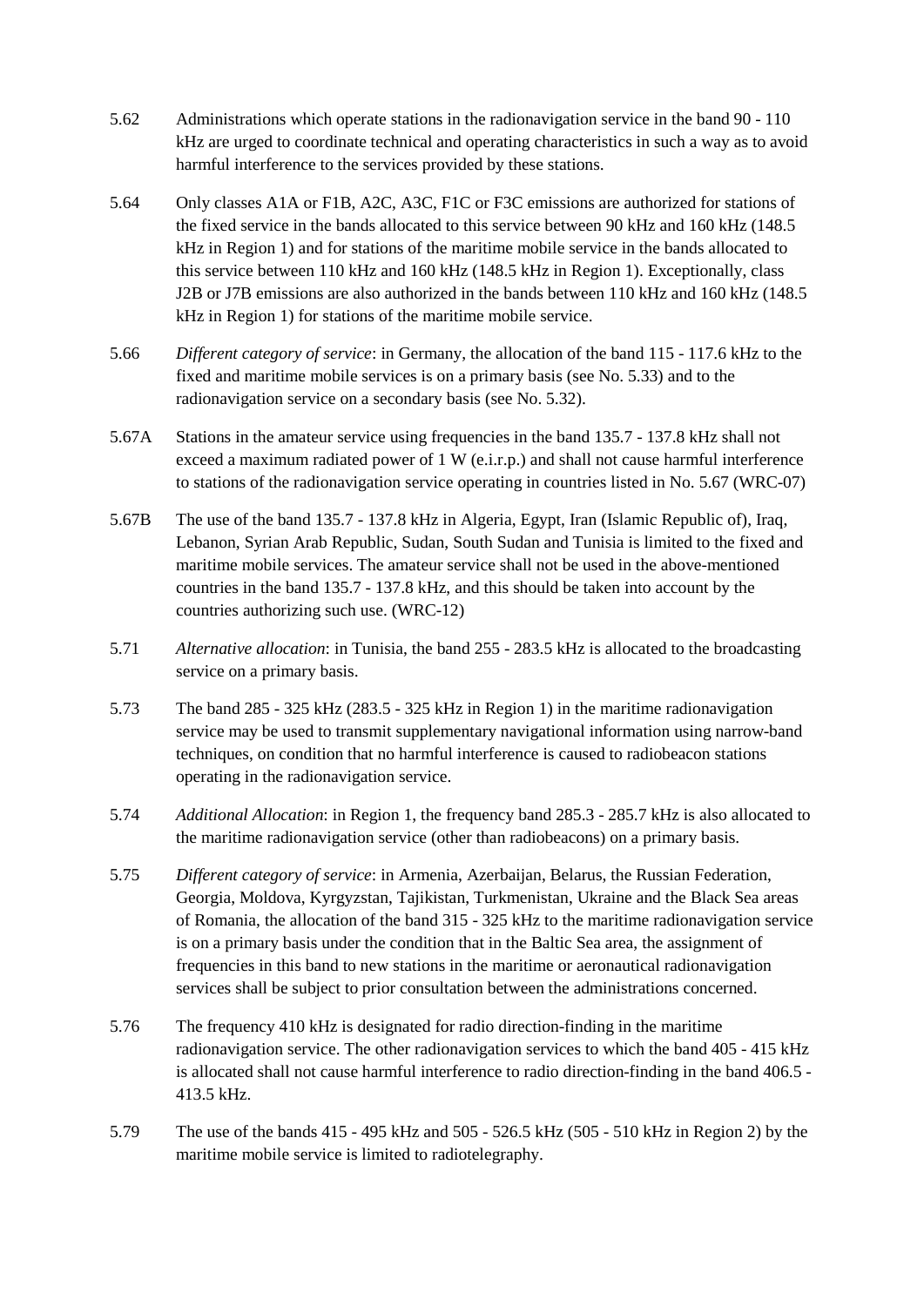5.62 Administrations which operate stations in the radionavigation service in the band 90 - 110 kHz are urged to coordinate technical and operating characteristics in such a way as to avoid harmful interference to the services provided by these stations.

5.64 Only classes A1A or F1B, A2C, A3C, F1C or F3C emissions are authorized for stations of the fixed service in the bands allocated to this service between 90 kHz and 160 kHz (148.5 kHz in Region 1) and for stations of the maritime mobile service in the bands allocated to this service between 110 kHz and 160 kHz (148.5 kHz in Region 1). Exceptionally, class J2B or J7B emissions are also authorized in the bands between 110 kHz and 160 kHz (148.5 kHz in Region 1) for stations of the maritime mobile service.

5.66 *Different category of service*: in Germany, the allocation of the band 115 - 117.6 kHz to the fixed and maritime mobile services is on a primary basis (see No. 5.33) and to the radionavigation service on a secondary basis (see No. 5.32).

5.67A Stations in the amateur service using frequencies in the band 135.7 - 137.8 kHz shall not exceed a maximum radiated power of 1 W (e.i.r.p.) and shall not cause harmful interference to stations of the radionavigation service operating in countries listed in No. 5.67 (WRC-07)

5.67B The use of the band 135.7 - 137.8 kHz in Algeria, Egypt, Iran (Islamic Republic of), Iraq, Lebanon, Syrian Arab Republic, Sudan, South Sudan and Tunisia is limited to the fixed and maritime mobile services. The amateur service shall not be used in the above-mentioned countries in the band 135.7 - 137.8 kHz, and this should be taken into account by the countries authorizing such use. (WRC-12)

5.71 *Alternative allocation*: in Tunisia, the band 255 - 283.5 kHz is allocated to the broadcasting service on a primary basis.

5.73 The band 285 - 325 kHz (283.5 - 325 kHz in Region 1) in the maritime radionavigation service may be used to transmit supplementary navigational information using narrow-band techniques, on condition that no harmful interference is caused to radiobeacon stations operating in the radionavigation service.

5.74 *Additional Allocation*: in Region 1, the frequency band 285.3 - 285.7 kHz is also allocated to the maritime radionavigation service (other than radiobeacons) on a primary basis.

5.75 *Different category of service*: in Armenia, Azerbaijan, Belarus, the Russian Federation, Georgia, Moldova, Kyrgyzstan, Tajikistan, Turkmenistan, Ukraine and the Black Sea areas of Romania, the allocation of the band 315 - 325 kHz to the maritime radionavigation service is on a primary basis under the condition that in the Baltic Sea area, the assignment of frequencies in this band to new stations in the maritime or aeronautical radionavigation services shall be subject to prior consultation between the administrations concerned.

5.76 The frequency 410 kHz is designated for radio direction-finding in the maritime radionavigation service. The other radionavigation services to which the band 405 - 415 kHz is allocated shall not cause harmful interference to radio direction-finding in the band 406.5 - 413.5 kHz.

5.79 The use of the bands 415 - 495 kHz and 505 - 526.5 kHz (505 - 510 kHz in Region 2) by the maritime mobile service is limited to radiotelegraphy.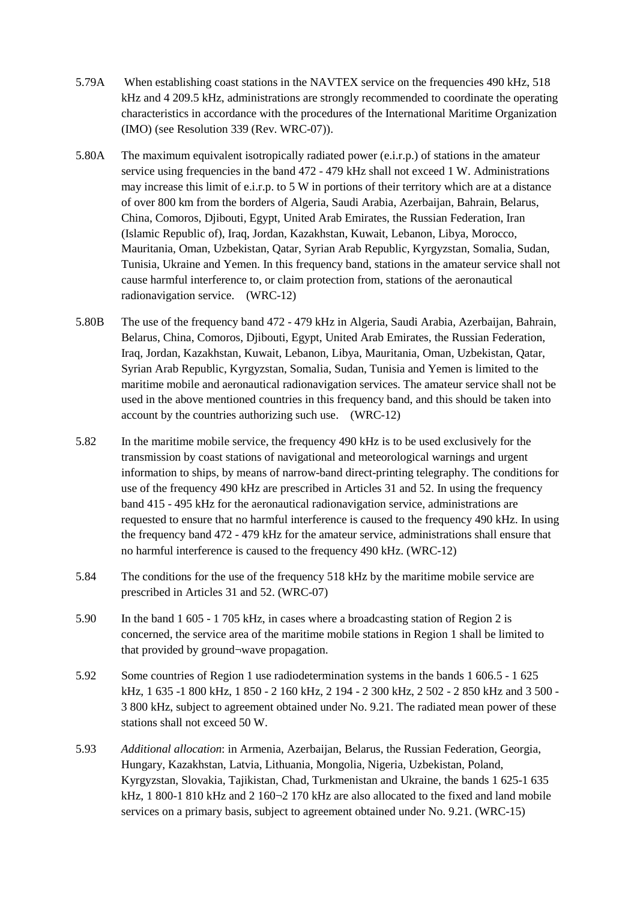5.79A When establishing coast stations in the NAVTEX service on the frequencies 490 kHz, 518 kHz and 4 209.5 kHz, administrations are strongly recommended to coordinate the operating characteristics in accordance with the procedures of the International Maritime Organization (IMO) (see Resolution 339 (Rev. WRC-07)).

5.80A The maximum equivalent isotropically radiated power (e.i.r.p.) of stations in the amateur service using frequencies in the band 472 - 479 kHz shall not exceed 1 W. Administrations may increase this limit of e.i.r.p. to 5 W in portions of their territory which are at a distance of over 800 km from the borders of Algeria, Saudi Arabia, Azerbaijan, Bahrain, Belarus, China, Comoros, Djibouti, Egypt, United Arab Emirates, the Russian Federation, Iran (Islamic Republic of), Iraq, Jordan, Kazakhstan, Kuwait, Lebanon, Libya, Morocco, Mauritania, Oman, Uzbekistan, Qatar, Syrian Arab Republic, Kyrgyzstan, Somalia, Sudan, Tunisia, Ukraine and Yemen. In this frequency band, stations in the amateur service shall not cause harmful interference to, or claim protection from, stations of the aeronautical radionavigation service. (WRC-12)

5.80B The use of the frequency band 472 - 479 kHz in Algeria, Saudi Arabia, Azerbaijan, Bahrain, Belarus, China, Comoros, Djibouti, Egypt, United Arab Emirates, the Russian Federation, Iraq, Jordan, Kazakhstan, Kuwait, Lebanon, Libya, Mauritania, Oman, Uzbekistan, Qatar, Syrian Arab Republic, Kyrgyzstan, Somalia, Sudan, Tunisia and Yemen is limited to the maritime mobile and aeronautical radionavigation services. The amateur service shall not be used in the above mentioned countries in this frequency band, and this should be taken into account by the countries authorizing such use. (WRC-12)

5.82 In the maritime mobile service, the frequency 490 kHz is to be used exclusively for the transmission by coast stations of navigational and meteorological warnings and urgent information to ships, by means of narrow-band direct-printing telegraphy. The conditions for use of the frequency 490 kHz are prescribed in Articles 31 and 52. In using the frequency band 415 - 495 kHz for the aeronautical radionavigation service, administrations are requested to ensure that no harmful interference is caused to the frequency 490 kHz. In using the frequency band 472 - 479 kHz for the amateur service, administrations shall ensure that no harmful interference is caused to the frequency 490 kHz. (WRC-12)

5.84 The conditions for the use of the frequency 518 kHz by the maritime mobile service are prescribed in Articles 31 and 52. (WRC-07)

5.90 In the band 1 605 - 1 705 kHz, in cases where a broadcasting station of Region 2 is concerned, the service area of the maritime mobile stations in Region 1 shall be limited to that provided by ground¬wave propagation.

5.92 Some countries of Region 1 use radiodetermination systems in the bands 1 606.5 - 1 625 kHz, 1 635 -1 800 kHz, 1 850 - 2 160 kHz, 2 194 - 2 300 kHz, 2 502 - 2 850 kHz and 3 500 - 3 800 kHz, subject to agreement obtained under No. 9.21. The radiated mean power of these stations shall not exceed 50 W.

5.93 *Additional allocation*: in Armenia, Azerbaijan, Belarus, the Russian Federation, Georgia, Hungary, Kazakhstan, Latvia, Lithuania, Mongolia, Nigeria, Uzbekistan, Poland, Kyrgyzstan, Slovakia, Tajikistan, Chad, Turkmenistan and Ukraine, the bands 1 625-1 635 kHz, 1 800-1 810 kHz and 2 160¬2 170 kHz are also allocated to the fixed and land mobile services on a primary basis, subject to agreement obtained under No. 9.21. (WRC-15)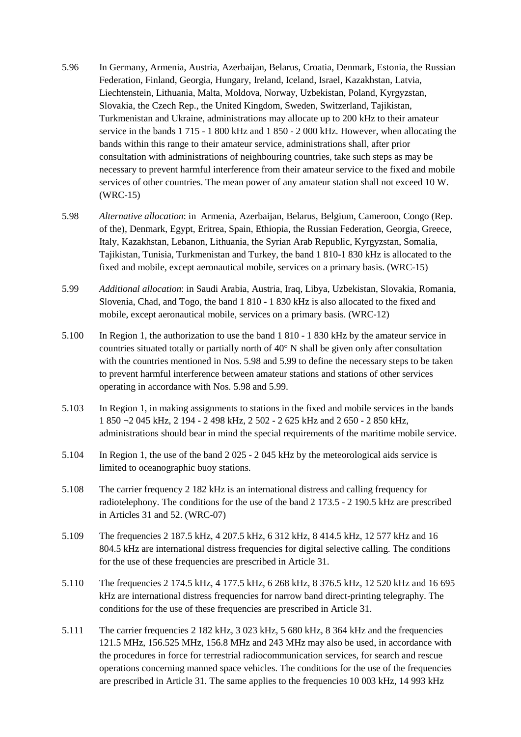5.96 In Germany, Armenia, Austria, Azerbaijan, Belarus, Croatia, Denmark, Estonia, the Russian Federation, Finland, Georgia, Hungary, Ireland, Iceland, Israel, Kazakhstan, Latvia, Liechtenstein, Lithuania, Malta, Moldova, Norway, Uzbekistan, Poland, Kyrgyzstan, Slovakia, the Czech Rep., the United Kingdom, Sweden, Switzerland, Tajikistan, Turkmenistan and Ukraine, administrations may allocate up to 200 kHz to their amateur service in the bands 1 715 - 1 800 kHz and 1 850 - 2 000 kHz. However, when allocating the bands within this range to their amateur service, administrations shall, after prior consultation with administrations of neighbouring countries, take such steps as may be necessary to prevent harmful interference from their amateur service to the fixed and mobile services of other countries. The mean power of any amateur station shall not exceed 10 W. (WRC-15)

5.98 *Alternative allocation*: in Armenia, Azerbaijan, Belarus, Belgium, Cameroon, Congo (Rep. of the), Denmark, Egypt, Eritrea, Spain, Ethiopia, the Russian Federation, Georgia, Greece, Italy, Kazakhstan, Lebanon, Lithuania, the Syrian Arab Republic, Kyrgyzstan, Somalia, Tajikistan, Tunisia, Turkmenistan and Turkey, the band 1 810-1 830 kHz is allocated to the fixed and mobile, except aeronautical mobile, services on a primary basis. (WRC-15)

5.99 *Additional allocation*: in Saudi Arabia, Austria, Iraq, Libya, Uzbekistan, Slovakia, Romania, Slovenia, Chad, and Togo, the band 1 810 - 1 830 kHz is also allocated to the fixed and mobile, except aeronautical mobile, services on a primary basis. (WRC-12)

5.100 In Region 1, the authorization to use the band 1 810 - 1 830 kHz by the amateur service in countries situated totally or partially north of 40° N shall be given only after consultation with the countries mentioned in Nos. 5.98 and 5.99 to define the necessary steps to be taken to prevent harmful interference between amateur stations and stations of other services operating in accordance with Nos. 5.98 and 5.99.

5.103 In Region 1, in making assignments to stations in the fixed and mobile services in the bands 1 850 ¬2 045 kHz, 2 194 - 2 498 kHz, 2 502 - 2 625 kHz and 2 650 - 2 850 kHz, administrations should bear in mind the special requirements of the maritime mobile service.

5.104 In Region 1, the use of the band 2 025 - 2 045 kHz by the meteorological aids service is limited to oceanographic buoy stations.

5.108 The carrier frequency 2 182 kHz is an international distress and calling frequency for radiotelephony. The conditions for the use of the band 2 173.5 - 2 190.5 kHz are prescribed in Articles 31 and 52. (WRC-07)

5.109 The frequencies 2 187.5 kHz, 4 207.5 kHz, 6 312 kHz, 8 414.5 kHz, 12 577 kHz and 16 804.5 kHz are international distress frequencies for digital selective calling. The conditions for the use of these frequencies are prescribed in Article 31.

5.110 The frequencies 2 174.5 kHz, 4 177.5 kHz, 6 268 kHz, 8 376.5 kHz, 12 520 kHz and 16 695 kHz are international distress frequencies for narrow band direct-printing telegraphy. The conditions for the use of these frequencies are prescribed in Article 31.

5.111 The carrier frequencies 2 182 kHz, 3 023 kHz, 5 680 kHz, 8 364 kHz and the frequencies 121.5 MHz, 156.525 MHz, 156.8 MHz and 243 MHz may also be used, in accordance with the procedures in force for terrestrial radiocommunication services, for search and rescue operations concerning manned space vehicles. The conditions for the use of the frequencies are prescribed in Article 31. The same applies to the frequencies 10 003 kHz, 14 993 kHz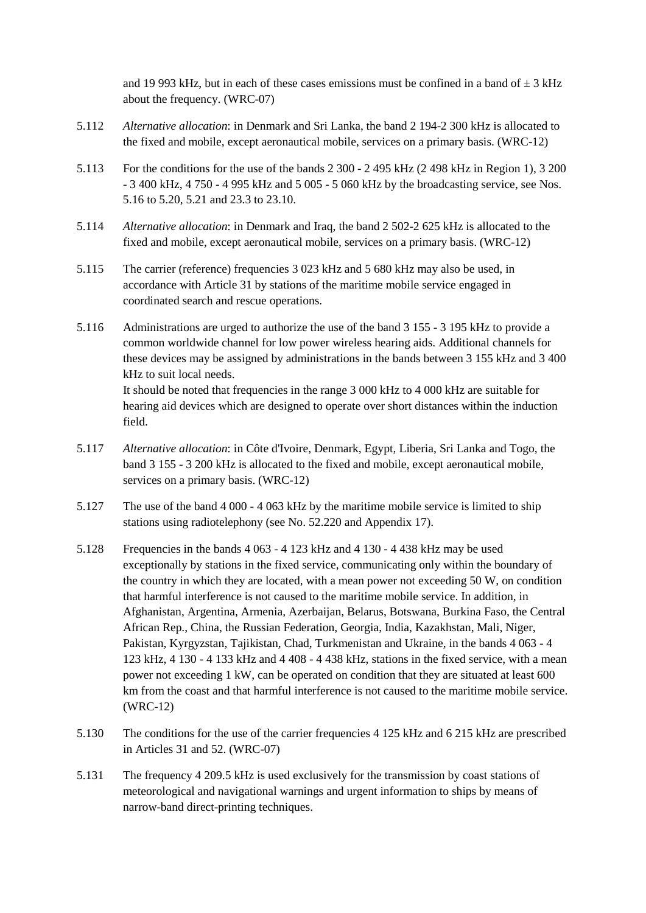and 19 993 kHz, but in each of these cases emissions must be confined in a band of ± 3 kHz about the frequency. (WRC-07)

5.112 *Alternative allocation*: in Denmark and Sri Lanka, the band 2 194-2 300 kHz is allocated to the fixed and mobile, except aeronautical mobile, services on a primary basis. (WRC-12)

5.113 For the conditions for the use of the bands 2 300 - 2 495 kHz (2 498 kHz in Region 1), 3 200 - 3 400 kHz, 4 750 - 4 995 kHz and 5 005 - 5 060 kHz by the broadcasting service, see Nos. 5.16 to 5.20, 5.21 and 23.3 to 23.10.

5.114 *Alternative allocation*: in Denmark and Iraq, the band 2 502-2 625 kHz is allocated to the fixed and mobile, except aeronautical mobile, services on a primary basis. (WRC-12)

5.115 The carrier (reference) frequencies 3 023 kHz and 5 680 kHz may also be used, in accordance with Article 31 by stations of the maritime mobile service engaged in coordinated search and rescue operations.

5.116 Administrations are urged to authorize the use of the band 3 155 - 3 195 kHz to provide a common worldwide channel for low power wireless hearing aids. Additional channels for these devices may be assigned by administrations in the bands between 3 155 kHz and 3 400 kHz to suit local needs.
It should be noted that frequencies in the range 3 000 kHz to 4 000 kHz are suitable for hearing aid devices which are designed to operate over short distances within the induction field.

5.117 *Alternative allocation*: in Côte d'Ivoire, Denmark, Egypt, Liberia, Sri Lanka and Togo, the band 3 155 - 3 200 kHz is allocated to the fixed and mobile, except aeronautical mobile, services on a primary basis. (WRC-12)

5.127 The use of the band 4 000 - 4 063 kHz by the maritime mobile service is limited to ship stations using radiotelephony (see No. 52.220 and Appendix 17).

5.128 Frequencies in the bands 4 063 - 4 123 kHz and 4 130 - 4 438 kHz may be used exceptionally by stations in the fixed service, communicating only within the boundary of the country in which they are located, with a mean power not exceeding 50 W, on condition that harmful interference is not caused to the maritime mobile service. In addition, in Afghanistan, Argentina, Armenia, Azerbaijan, Belarus, Botswana, Burkina Faso, the Central African Rep., China, the Russian Federation, Georgia, India, Kazakhstan, Mali, Niger, Pakistan, Kyrgyzstan, Tajikistan, Chad, Turkmenistan and Ukraine, in the bands 4 063 - 4 123 kHz, 4 130 - 4 133 kHz and 4 408 - 4 438 kHz, stations in the fixed service, with a mean power not exceeding 1 kW, can be operated on condition that they are situated at least 600 km from the coast and that harmful interference is not caused to the maritime mobile service. (WRC-12)

5.130 The conditions for the use of the carrier frequencies 4 125 kHz and 6 215 kHz are prescribed in Articles 31 and 52. (WRC-07)

5.131 The frequency 4 209.5 kHz is used exclusively for the transmission by coast stations of meteorological and navigational warnings and urgent information to ships by means of narrow-band direct-printing techniques.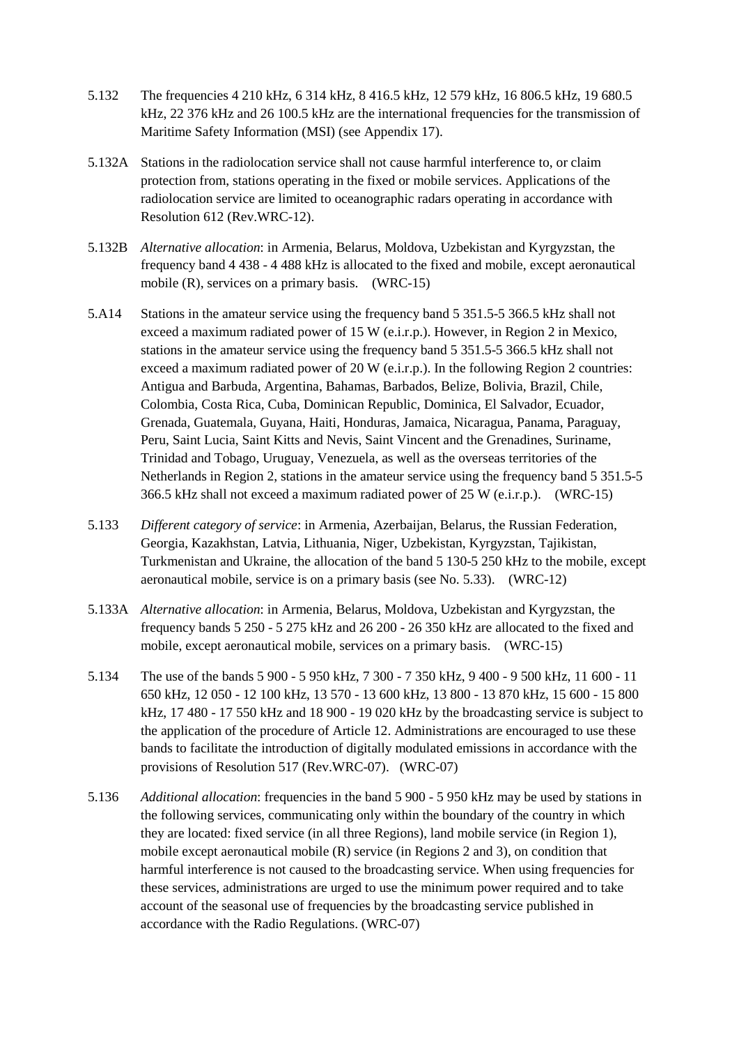5.132 The frequencies 4 210 kHz, 6 314 kHz, 8 416.5 kHz, 12 579 kHz, 16 806.5 kHz, 19 680.5 kHz, 22 376 kHz and 26 100.5 kHz are the international frequencies for the transmission of Maritime Safety Information (MSI) (see Appendix 17).

5.132A Stations in the radiolocation service shall not cause harmful interference to, or claim protection from, stations operating in the fixed or mobile services. Applications of the radiolocation service are limited to oceanographic radars operating in accordance with Resolution 612 (Rev.WRC-12).

5.132B *Alternative allocation*: in Armenia, Belarus, Moldova, Uzbekistan and Kyrgyzstan, the frequency band 4 438 - 4 488 kHz is allocated to the fixed and mobile, except aeronautical mobile (R), services on a primary basis. (WRC-15)

5.A14 Stations in the amateur service using the frequency band 5 351.5-5 366.5 kHz shall not exceed a maximum radiated power of 15 W (e.i.r.p.). However, in Region 2 in Mexico, stations in the amateur service using the frequency band 5 351.5-5 366.5 kHz shall not exceed a maximum radiated power of 20 W (e.i.r.p.). In the following Region 2 countries: Antigua and Barbuda, Argentina, Bahamas, Barbados, Belize, Bolivia, Brazil, Chile, Colombia, Costa Rica, Cuba, Dominican Republic, Dominica, El Salvador, Ecuador, Grenada, Guatemala, Guyana, Haiti, Honduras, Jamaica, Nicaragua, Panama, Paraguay, Peru, Saint Lucia, Saint Kitts and Nevis, Saint Vincent and the Grenadines, Suriname, Trinidad and Tobago, Uruguay, Venezuela, as well as the overseas territories of the Netherlands in Region 2, stations in the amateur service using the frequency band 5 351.5-5 366.5 kHz shall not exceed a maximum radiated power of 25 W (e.i.r.p.). (WRC-15)

5.133 *Different category of service*: in Armenia, Azerbaijan, Belarus, the Russian Federation, Georgia, Kazakhstan, Latvia, Lithuania, Niger, Uzbekistan, Kyrgyzstan, Tajikistan, Turkmenistan and Ukraine, the allocation of the band 5 130-5 250 kHz to the mobile, except aeronautical mobile, service is on a primary basis (see No. 5.33). (WRC-12)

5.133A *Alternative allocation*: in Armenia, Belarus, Moldova, Uzbekistan and Kyrgyzstan, the frequency bands 5 250 - 5 275 kHz and 26 200 - 26 350 kHz are allocated to the fixed and mobile, except aeronautical mobile, services on a primary basis. (WRC-15)

5.134 The use of the bands 5 900 - 5 950 kHz, 7 300 - 7 350 kHz, 9 400 - 9 500 kHz, 11 600 - 11 650 kHz, 12 050 - 12 100 kHz, 13 570 - 13 600 kHz, 13 800 - 13 870 kHz, 15 600 - 15 800 kHz, 17 480 - 17 550 kHz and 18 900 - 19 020 kHz by the broadcasting service is subject to the application of the procedure of Article 12. Administrations are encouraged to use these bands to facilitate the introduction of digitally modulated emissions in accordance with the provisions of Resolution 517 (Rev.WRC-07). (WRC-07)

5.136 *Additional allocation*: frequencies in the band 5 900 - 5 950 kHz may be used by stations in the following services, communicating only within the boundary of the country in which they are located: fixed service (in all three Regions), land mobile service (in Region 1), mobile except aeronautical mobile (R) service (in Regions 2 and 3), on condition that harmful interference is not caused to the broadcasting service. When using frequencies for these services, administrations are urged to use the minimum power required and to take account of the seasonal use of frequencies by the broadcasting service published in accordance with the Radio Regulations. (WRC-07)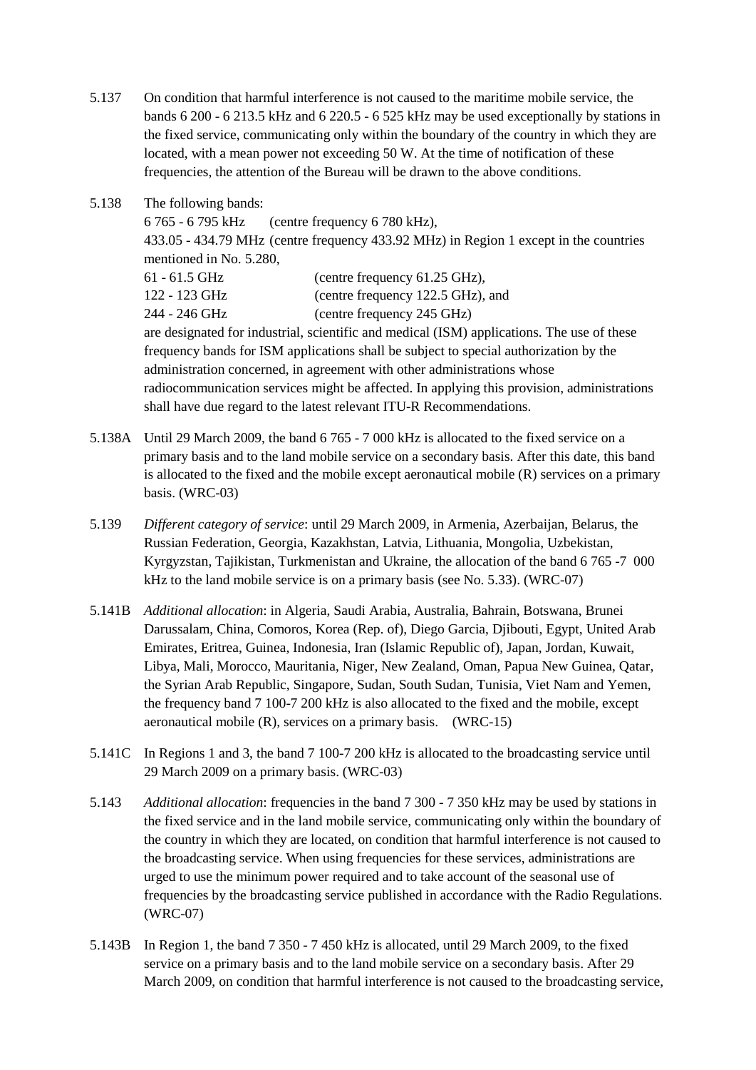5.137 On condition that harmful interference is not caused to the maritime mobile service, the bands 6 200 - 6 213.5 kHz and 6 220.5 - 6 525 kHz may be used exceptionally by stations in the fixed service, communicating only within the boundary of the country in which they are located, with a mean power not exceeding 50 W. At the time of notification of these frequencies, the attention of the Bureau will be drawn to the above conditions.

5.138 The following bands:

6 765 - 6 795 kHz (centre frequency 6 780 kHz),

433.05 - 434.79 MHz (centre frequency 433.92 MHz) in Region 1 except in the countries mentioned in No. 5.280,

61 - 61.5 GHz (centre frequency 61.25 GHz),

122 - 123 GHz (centre frequency 122.5 GHz), and

244 - 246 GHz (centre frequency 245 GHz)

are designated for industrial, scientific and medical (ISM) applications. The use of these frequency bands for ISM applications shall be subject to special authorization by the administration concerned, in agreement with other administrations whose radiocommunication services might be affected. In applying this provision, administrations shall have due regard to the latest relevant ITU-R Recommendations.

5.138A Until 29 March 2009, the band 6 765 - 7 000 kHz is allocated to the fixed service on a primary basis and to the land mobile service on a secondary basis. After this date, this band is allocated to the fixed and the mobile except aeronautical mobile (R) services on a primary basis. (WRC-03)

5.139 *Different category of service*: until 29 March 2009, in Armenia, Azerbaijan, Belarus, the Russian Federation, Georgia, Kazakhstan, Latvia, Lithuania, Mongolia, Uzbekistan, Kyrgyzstan, Tajikistan, Turkmenistan and Ukraine, the allocation of the band 6 765 -7 000 kHz to the land mobile service is on a primary basis (see No. 5.33). (WRC-07)

5.141B *Additional allocation*: in Algeria, Saudi Arabia, Australia, Bahrain, Botswana, Brunei Darussalam, China, Comoros, Korea (Rep. of), Diego Garcia, Djibouti, Egypt, United Arab Emirates, Eritrea, Guinea, Indonesia, Iran (Islamic Republic of), Japan, Jordan, Kuwait, Libya, Mali, Morocco, Mauritania, Niger, New Zealand, Oman, Papua New Guinea, Qatar, the Syrian Arab Republic, Singapore, Sudan, South Sudan, Tunisia, Viet Nam and Yemen, the frequency band 7 100-7 200 kHz is also allocated to the fixed and the mobile, except aeronautical mobile (R), services on a primary basis. (WRC-15)

5.141C In Regions 1 and 3, the band 7 100-7 200 kHz is allocated to the broadcasting service until 29 March 2009 on a primary basis. (WRC-03)

5.143 *Additional allocation*: frequencies in the band 7 300 - 7 350 kHz may be used by stations in the fixed service and in the land mobile service, communicating only within the boundary of the country in which they are located, on condition that harmful interference is not caused to the broadcasting service. When using frequencies for these services, administrations are urged to use the minimum power required and to take account of the seasonal use of frequencies by the broadcasting service published in accordance with the Radio Regulations. (WRC-07)

5.143B In Region 1, the band 7 350 - 7 450 kHz is allocated, until 29 March 2009, to the fixed service on a primary basis and to the land mobile service on a secondary basis. After 29 March 2009, on condition that harmful interference is not caused to the broadcasting service,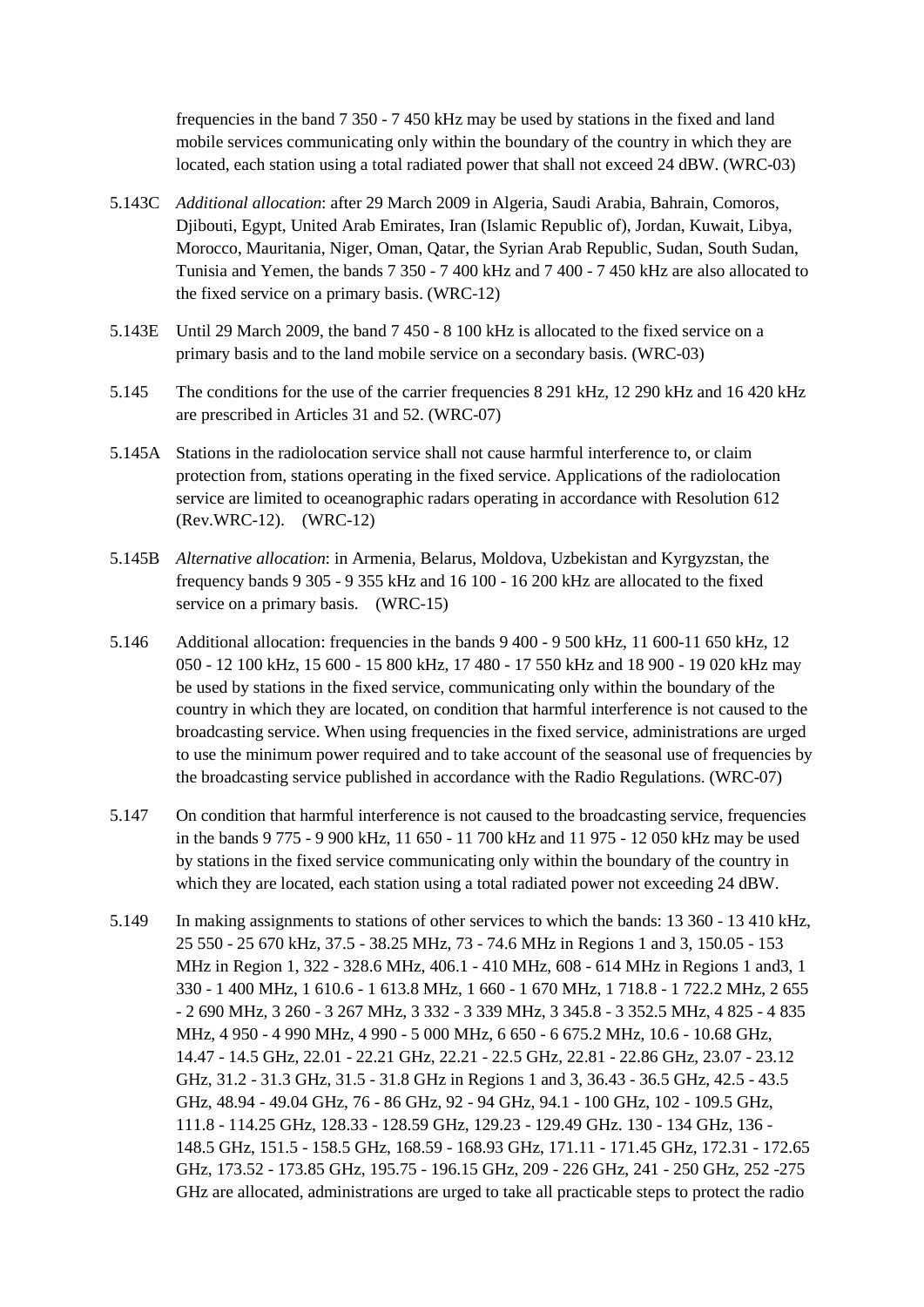frequencies in the band 7 350 - 7 450 kHz may be used by stations in the fixed and land mobile services communicating only within the boundary of the country in which they are located, each station using a total radiated power that shall not exceed 24 dBW. (WRC-03)

5.143C *Additional allocation*: after 29 March 2009 in Algeria, Saudi Arabia, Bahrain, Comoros, Djibouti, Egypt, United Arab Emirates, Iran (Islamic Republic of), Jordan, Kuwait, Libya, Morocco, Mauritania, Niger, Oman, Qatar, the Syrian Arab Republic, Sudan, South Sudan, Tunisia and Yemen, the bands 7 350 - 7 400 kHz and 7 400 - 7 450 kHz are also allocated to the fixed service on a primary basis. (WRC-12)

5.143E Until 29 March 2009, the band 7 450 - 8 100 kHz is allocated to the fixed service on a primary basis and to the land mobile service on a secondary basis. (WRC-03)

5.145 The conditions for the use of the carrier frequencies 8 291 kHz, 12 290 kHz and 16 420 kHz are prescribed in Articles 31 and 52. (WRC-07)

5.145A Stations in the radiolocation service shall not cause harmful interference to, or claim protection from, stations operating in the fixed service. Applications of the radiolocation service are limited to oceanographic radars operating in accordance with Resolution 612 (Rev.WRC-12). (WRC-12)

5.145B *Alternative allocation*: in Armenia, Belarus, Moldova, Uzbekistan and Kyrgyzstan, the frequency bands 9 305 - 9 355 kHz and 16 100 - 16 200 kHz are allocated to the fixed service on a primary basis. (WRC-15)

5.146 Additional allocation: frequencies in the bands 9 400 - 9 500 kHz, 11 600-11 650 kHz, 12 050 - 12 100 kHz, 15 600 - 15 800 kHz, 17 480 - 17 550 kHz and 18 900 - 19 020 kHz may be used by stations in the fixed service, communicating only within the boundary of the country in which they are located, on condition that harmful interference is not caused to the broadcasting service. When using frequencies in the fixed service, administrations are urged to use the minimum power required and to take account of the seasonal use of frequencies by the broadcasting service published in accordance with the Radio Regulations. (WRC-07)

5.147 On condition that harmful interference is not caused to the broadcasting service, frequencies in the bands 9 775 - 9 900 kHz, 11 650 - 11 700 kHz and 11 975 - 12 050 kHz may be used by stations in the fixed service communicating only within the boundary of the country in which they are located, each station using a total radiated power not exceeding 24 dBW.

5.149 In making assignments to stations of other services to which the bands: 13 360 - 13 410 kHz, 25 550 - 25 670 kHz, 37.5 - 38.25 MHz, 73 - 74.6 MHz in Regions 1 and 3, 150.05 - 153 MHz in Region 1, 322 - 328.6 MHz, 406.1 - 410 MHz, 608 - 614 MHz in Regions 1 and3, 1 330 - 1 400 MHz, 1 610.6 - 1 613.8 MHz, 1 660 - 1 670 MHz, 1 718.8 - 1 722.2 MHz, 2 655 - 2 690 MHz, 3 260 - 3 267 MHz, 3 332 - 3 339 MHz, 3 345.8 - 3 352.5 MHz, 4 825 - 4 835 MHz, 4 950 - 4 990 MHz, 4 990 - 5 000 MHz, 6 650 - 6 675.2 MHz, 10.6 - 10.68 GHz, 14.47 - 14.5 GHz, 22.01 - 22.21 GHz, 22.21 - 22.5 GHz, 22.81 - 22.86 GHz, 23.07 - 23.12 GHz, 31.2 - 31.3 GHz, 31.5 - 31.8 GHz in Regions 1 and 3, 36.43 - 36.5 GHz, 42.5 - 43.5 GHz, 48.94 - 49.04 GHz, 76 - 86 GHz, 92 - 94 GHz, 94.1 - 100 GHz, 102 - 109.5 GHz, 111.8 - 114.25 GHz, 128.33 - 128.59 GHz, 129.23 - 129.49 GHz. 130 - 134 GHz, 136 - 148.5 GHz, 151.5 - 158.5 GHz, 168.59 - 168.93 GHz, 171.11 - 171.45 GHz, 172.31 - 172.65 GHz, 173.52 - 173.85 GHz, 195.75 - 196.15 GHz, 209 - 226 GHz, 241 - 250 GHz, 252 -275 GHz are allocated, administrations are urged to take all practicable steps to protect the radio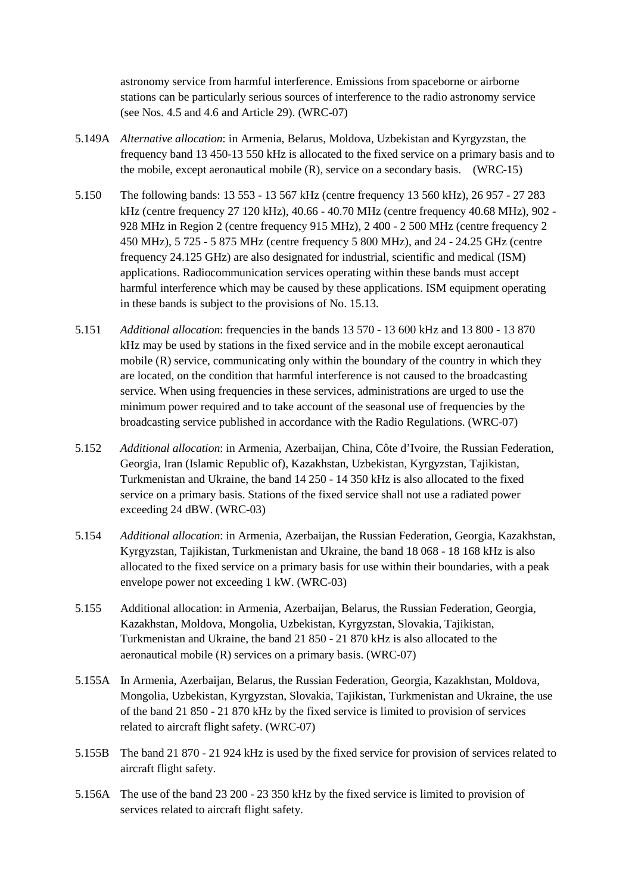astronomy service from harmful interference. Emissions from spaceborne or airborne stations can be particularly serious sources of interference to the radio astronomy service (see Nos. 4.5 and 4.6 and Article 29). (WRC-07)

5.149A *Alternative allocation*: in Armenia, Belarus, Moldova, Uzbekistan and Kyrgyzstan, the frequency band 13 450-13 550 kHz is allocated to the fixed service on a primary basis and to the mobile, except aeronautical mobile (R), service on a secondary basis. (WRC-15)

5.150 The following bands: 13 553 - 13 567 kHz (centre frequency 13 560 kHz), 26 957 - 27 283 kHz (centre frequency 27 120 kHz), 40.66 - 40.70 MHz (centre frequency 40.68 MHz), 902 - 928 MHz in Region 2 (centre frequency 915 MHz), 2 400 - 2 500 MHz (centre frequency 2 450 MHz), 5 725 - 5 875 MHz (centre frequency 5 800 MHz), and 24 - 24.25 GHz (centre frequency 24.125 GHz) are also designated for industrial, scientific and medical (ISM) applications. Radiocommunication services operating within these bands must accept harmful interference which may be caused by these applications. ISM equipment operating in these bands is subject to the provisions of No. 15.13.

5.151 *Additional allocation*: frequencies in the bands 13 570 - 13 600 kHz and 13 800 - 13 870 kHz may be used by stations in the fixed service and in the mobile except aeronautical mobile (R) service, communicating only within the boundary of the country in which they are located, on the condition that harmful interference is not caused to the broadcasting service. When using frequencies in these services, administrations are urged to use the minimum power required and to take account of the seasonal use of frequencies by the broadcasting service published in accordance with the Radio Regulations. (WRC-07)

5.152 *Additional allocation*: in Armenia, Azerbaijan, China, Côte d'Ivoire, the Russian Federation, Georgia, Iran (Islamic Republic of), Kazakhstan, Uzbekistan, Kyrgyzstan, Tajikistan, Turkmenistan and Ukraine, the band 14 250 - 14 350 kHz is also allocated to the fixed service on a primary basis. Stations of the fixed service shall not use a radiated power exceeding 24 dBW. (WRC-03)

5.154 *Additional allocation*: in Armenia, Azerbaijan, the Russian Federation, Georgia, Kazakhstan, Kyrgyzstan, Tajikistan, Turkmenistan and Ukraine, the band 18 068 - 18 168 kHz is also allocated to the fixed service on a primary basis for use within their boundaries, with a peak envelope power not exceeding 1 kW. (WRC-03)

5.155 Additional allocation: in Armenia, Azerbaijan, Belarus, the Russian Federation, Georgia, Kazakhstan, Moldova, Mongolia, Uzbekistan, Kyrgyzstan, Slovakia, Tajikistan, Turkmenistan and Ukraine, the band 21 850 - 21 870 kHz is also allocated to the aeronautical mobile (R) services on a primary basis. (WRC-07)

5.155A In Armenia, Azerbaijan, Belarus, the Russian Federation, Georgia, Kazakhstan, Moldova, Mongolia, Uzbekistan, Kyrgyzstan, Slovakia, Tajikistan, Turkmenistan and Ukraine, the use of the band 21 850 - 21 870 kHz by the fixed service is limited to provision of services related to aircraft flight safety. (WRC-07)

5.155B The band 21 870 - 21 924 kHz is used by the fixed service for provision of services related to aircraft flight safety.

5.156A The use of the band 23 200 - 23 350 kHz by the fixed service is limited to provision of services related to aircraft flight safety.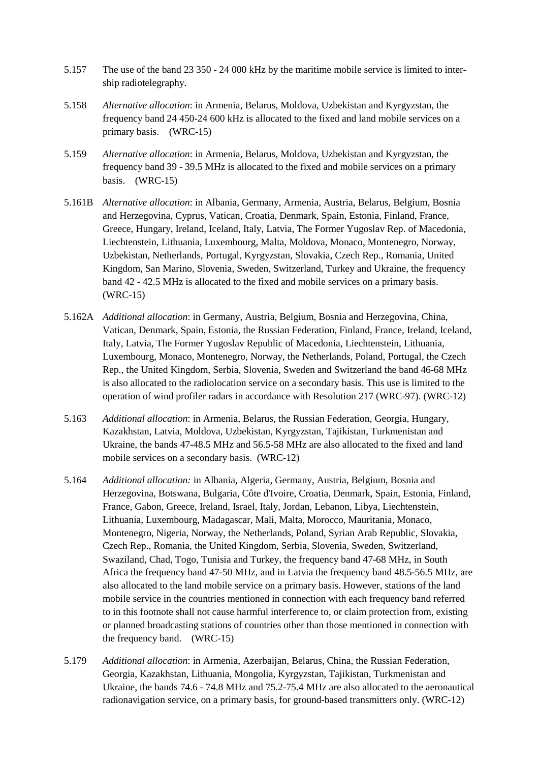5.157 The use of the band 23 350 - 24 000 kHz by the maritime mobile service is limited to inter-ship radiotelegraphy.

5.158 *Alternative allocation*: in Armenia, Belarus, Moldova, Uzbekistan and Kyrgyzstan, the frequency band 24 450-24 600 kHz is allocated to the fixed and land mobile services on a primary basis. (WRC-15)

5.159 *Alternative allocation*: in Armenia, Belarus, Moldova, Uzbekistan and Kyrgyzstan, the frequency band 39 - 39.5 MHz is allocated to the fixed and mobile services on a primary basis. (WRC-15)

5.161B *Alternative allocation*: in Albania, Germany, Armenia, Austria, Belarus, Belgium, Bosnia and Herzegovina, Cyprus, Vatican, Croatia, Denmark, Spain, Estonia, Finland, France, Greece, Hungary, Ireland, Iceland, Italy, Latvia, The Former Yugoslav Rep. of Macedonia, Liechtenstein, Lithuania, Luxembourg, Malta, Moldova, Monaco, Montenegro, Norway, Uzbekistan, Netherlands, Portugal, Kyrgyzstan, Slovakia, Czech Rep., Romania, United Kingdom, San Marino, Slovenia, Sweden, Switzerland, Turkey and Ukraine, the frequency band 42 - 42.5 MHz is allocated to the fixed and mobile services on a primary basis. (WRC-15)

5.162A *Additional allocation*: in Germany, Austria, Belgium, Bosnia and Herzegovina, China, Vatican, Denmark, Spain, Estonia, the Russian Federation, Finland, France, Ireland, Iceland, Italy, Latvia, The Former Yugoslav Republic of Macedonia, Liechtenstein, Lithuania, Luxembourg, Monaco, Montenegro, Norway, the Netherlands, Poland, Portugal, the Czech Rep., the United Kingdom, Serbia, Slovenia, Sweden and Switzerland the band 46-68 MHz is also allocated to the radiolocation service on a secondary basis. This use is limited to the operation of wind profiler radars in accordance with Resolution 217 (WRC-97). (WRC-12)

5.163 *Additional allocation*: in Armenia, Belarus, the Russian Federation, Georgia, Hungary, Kazakhstan, Latvia, Moldova, Uzbekistan, Kyrgyzstan, Tajikistan, Turkmenistan and Ukraine, the bands 47-48.5 MHz and 56.5-58 MHz are also allocated to the fixed and land mobile services on a secondary basis. (WRC-12)

5.164 *Additional allocation:* in Albania, Algeria, Germany, Austria, Belgium, Bosnia and Herzegovina, Botswana, Bulgaria, Côte d'Ivoire, Croatia, Denmark, Spain, Estonia, Finland, France, Gabon, Greece, Ireland, Israel, Italy, Jordan, Lebanon, Libya, Liechtenstein, Lithuania, Luxembourg, Madagascar, Mali, Malta, Morocco, Mauritania, Monaco, Montenegro, Nigeria, Norway, the Netherlands, Poland, Syrian Arab Republic, Slovakia, Czech Rep., Romania, the United Kingdom, Serbia, Slovenia, Sweden, Switzerland, Swaziland, Chad, Togo, Tunisia and Turkey, the frequency band 47-68 MHz, in South Africa the frequency band 47-50 MHz, and in Latvia the frequency band 48.5-56.5 MHz, are also allocated to the land mobile service on a primary basis. However, stations of the land mobile service in the countries mentioned in connection with each frequency band referred to in this footnote shall not cause harmful interference to, or claim protection from, existing or planned broadcasting stations of countries other than those mentioned in connection with the frequency band. (WRC-15)

5.179 *Additional allocation*: in Armenia, Azerbaijan, Belarus, China, the Russian Federation, Georgia, Kazakhstan, Lithuania, Mongolia, Kyrgyzstan, Tajikistan, Turkmenistan and Ukraine, the bands 74.6 - 74.8 MHz and 75.2-75.4 MHz are also allocated to the aeronautical radionavigation service, on a primary basis, for ground-based transmitters only. (WRC-12)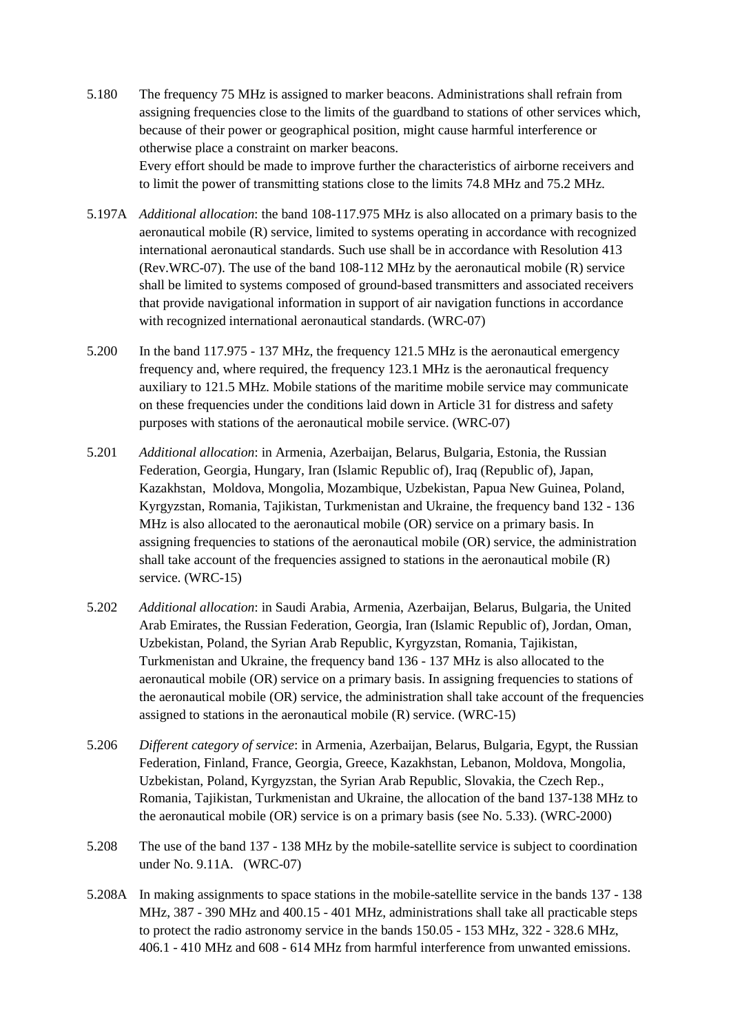5.180 The frequency 75 MHz is assigned to marker beacons. Administrations shall refrain from assigning frequencies close to the limits of the guardband to stations of other services which, because of their power or geographical position, might cause harmful interference or otherwise place a constraint on marker beacons.
Every effort should be made to improve further the characteristics of airborne receivers and to limit the power of transmitting stations close to the limits 74.8 MHz and 75.2 MHz.

5.197A *Additional allocation*: the band 108-117.975 MHz is also allocated on a primary basis to the aeronautical mobile (R) service, limited to systems operating in accordance with recognized international aeronautical standards. Such use shall be in accordance with Resolution 413 (Rev.WRC-07). The use of the band 108-112 MHz by the aeronautical mobile (R) service shall be limited to systems composed of ground-based transmitters and associated receivers that provide navigational information in support of air navigation functions in accordance with recognized international aeronautical standards. (WRC-07)

5.200 In the band 117.975 - 137 MHz, the frequency 121.5 MHz is the aeronautical emergency frequency and, where required, the frequency 123.1 MHz is the aeronautical frequency auxiliary to 121.5 MHz. Mobile stations of the maritime mobile service may communicate on these frequencies under the conditions laid down in Article 31 for distress and safety purposes with stations of the aeronautical mobile service. (WRC-07)

5.201 *Additional allocation*: in Armenia, Azerbaijan, Belarus, Bulgaria, Estonia, the Russian Federation, Georgia, Hungary, Iran (Islamic Republic of), Iraq (Republic of), Japan, Kazakhstan, Moldova, Mongolia, Mozambique, Uzbekistan, Papua New Guinea, Poland, Kyrgyzstan, Romania, Tajikistan, Turkmenistan and Ukraine, the frequency band 132 - 136 MHz is also allocated to the aeronautical mobile (OR) service on a primary basis. In assigning frequencies to stations of the aeronautical mobile (OR) service, the administration shall take account of the frequencies assigned to stations in the aeronautical mobile (R) service. (WRC-15)

5.202 *Additional allocation*: in Saudi Arabia, Armenia, Azerbaijan, Belarus, Bulgaria, the United Arab Emirates, the Russian Federation, Georgia, Iran (Islamic Republic of), Jordan, Oman, Uzbekistan, Poland, the Syrian Arab Republic, Kyrgyzstan, Romania, Tajikistan, Turkmenistan and Ukraine, the frequency band 136 - 137 MHz is also allocated to the aeronautical mobile (OR) service on a primary basis. In assigning frequencies to stations of the aeronautical mobile (OR) service, the administration shall take account of the frequencies assigned to stations in the aeronautical mobile (R) service. (WRC-15)

5.206 *Different category of service*: in Armenia, Azerbaijan, Belarus, Bulgaria, Egypt, the Russian Federation, Finland, France, Georgia, Greece, Kazakhstan, Lebanon, Moldova, Mongolia, Uzbekistan, Poland, Kyrgyzstan, the Syrian Arab Republic, Slovakia, the Czech Rep., Romania, Tajikistan, Turkmenistan and Ukraine, the allocation of the band 137-138 MHz to the aeronautical mobile (OR) service is on a primary basis (see No. 5.33). (WRC-2000)

5.208 The use of the band 137 - 138 MHz by the mobile-satellite service is subject to coordination under No. 9.11A. (WRC-07)

5.208A In making assignments to space stations in the mobile-satellite service in the bands 137 - 138 MHz, 387 - 390 MHz and 400.15 - 401 MHz, administrations shall take all practicable steps to protect the radio astronomy service in the bands 150.05 - 153 MHz, 322 - 328.6 MHz, 406.1 - 410 MHz and 608 - 614 MHz from harmful interference from unwanted emissions.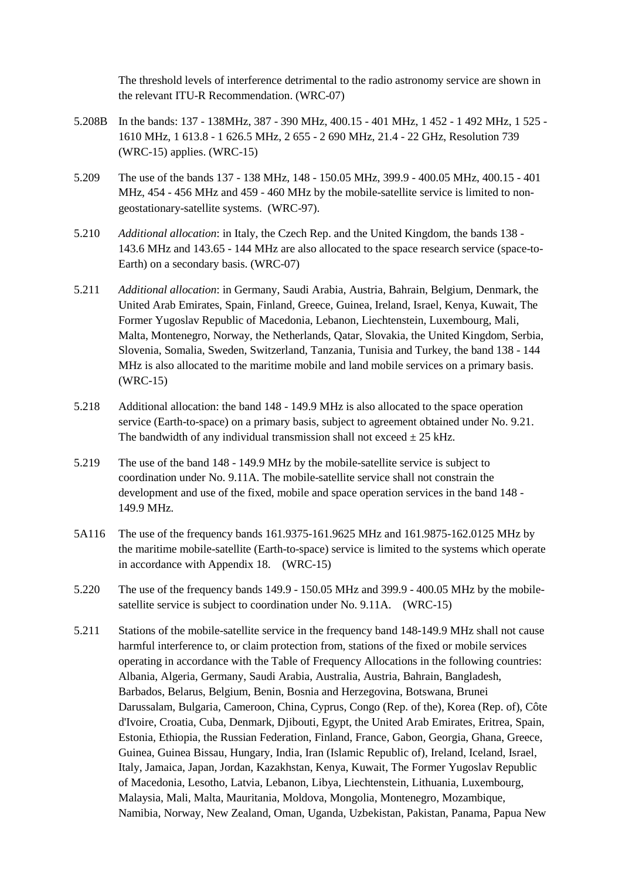The threshold levels of interference detrimental to the radio astronomy service are shown in the relevant ITU-R Recommendation. (WRC-07)

5.208B In the bands: 137 - 138MHz, 387 - 390 MHz, 400.15 - 401 MHz, 1 452 - 1 492 MHz, 1 525 - 1610 MHz, 1 613.8 - 1 626.5 MHz, 2 655 - 2 690 MHz, 21.4 - 22 GHz, Resolution 739 (WRC-15) applies. (WRC-15)

5.209 The use of the bands 137 - 138 MHz, 148 - 150.05 MHz, 399.9 - 400.05 MHz, 400.15 - 401 MHz, 454 - 456 MHz and 459 - 460 MHz by the mobile-satellite service is limited to non-geostationary-satellite systems. (WRC-97).

5.210 *Additional allocation*: in Italy, the Czech Rep. and the United Kingdom, the bands 138 - 143.6 MHz and 143.65 - 144 MHz are also allocated to the space research service (space-to-Earth) on a secondary basis. (WRC-07)

5.211 *Additional allocation*: in Germany, Saudi Arabia, Austria, Bahrain, Belgium, Denmark, the United Arab Emirates, Spain, Finland, Greece, Guinea, Ireland, Israel, Kenya, Kuwait, The Former Yugoslav Republic of Macedonia, Lebanon, Liechtenstein, Luxembourg, Mali, Malta, Montenegro, Norway, the Netherlands, Qatar, Slovakia, the United Kingdom, Serbia, Slovenia, Somalia, Sweden, Switzerland, Tanzania, Tunisia and Turkey, the band 138 - 144 MHz is also allocated to the maritime mobile and land mobile services on a primary basis. (WRC-15)

5.218 Additional allocation: the band 148 - 149.9 MHz is also allocated to the space operation service (Earth-to-space) on a primary basis, subject to agreement obtained under No. 9.21. The bandwidth of any individual transmission shall not exceed ± 25 kHz.

5.219 The use of the band 148 - 149.9 MHz by the mobile-satellite service is subject to coordination under No. 9.11A. The mobile-satellite service shall not constrain the development and use of the fixed, mobile and space operation services in the band 148 - 149.9 MHz.

5A116 The use of the frequency bands 161.9375-161.9625 MHz and 161.9875-162.0125 MHz by the maritime mobile-satellite (Earth-to-space) service is limited to the systems which operate in accordance with Appendix 18. (WRC-15)

5.220 The use of the frequency bands 149.9 - 150.05 MHz and 399.9 - 400.05 MHz by the mobile-satellite service is subject to coordination under No. 9.11A. (WRC-15)

5.211 Stations of the mobile-satellite service in the frequency band 148-149.9 MHz shall not cause harmful interference to, or claim protection from, stations of the fixed or mobile services operating in accordance with the Table of Frequency Allocations in the following countries: Albania, Algeria, Germany, Saudi Arabia, Australia, Austria, Bahrain, Bangladesh, Barbados, Belarus, Belgium, Benin, Bosnia and Herzegovina, Botswana, Brunei Darussalam, Bulgaria, Cameroon, China, Cyprus, Congo (Rep. of the), Korea (Rep. of), Côte d'Ivoire, Croatia, Cuba, Denmark, Djibouti, Egypt, the United Arab Emirates, Eritrea, Spain, Estonia, Ethiopia, the Russian Federation, Finland, France, Gabon, Georgia, Ghana, Greece, Guinea, Guinea Bissau, Hungary, India, Iran (Islamic Republic of), Ireland, Iceland, Israel, Italy, Jamaica, Japan, Jordan, Kazakhstan, Kenya, Kuwait, The Former Yugoslav Republic of Macedonia, Lesotho, Latvia, Lebanon, Libya, Liechtenstein, Lithuania, Luxembourg, Malaysia, Mali, Malta, Mauritania, Moldova, Mongolia, Montenegro, Mozambique, Namibia, Norway, New Zealand, Oman, Uganda, Uzbekistan, Pakistan, Panama, Papua New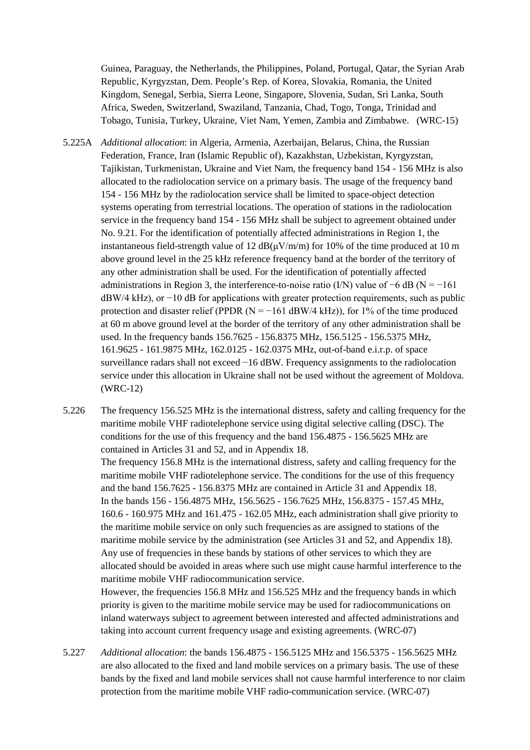Guinea, Paraguay, the Netherlands, the Philippines, Poland, Portugal, Qatar, the Syrian Arab Republic, Kyrgyzstan, Dem. People's Rep. of Korea, Slovakia, Romania, the United Kingdom, Senegal, Serbia, Sierra Leone, Singapore, Slovenia, Sudan, Sri Lanka, South Africa, Sweden, Switzerland, Swaziland, Tanzania, Chad, Togo, Tonga, Trinidad and Tobago, Tunisia, Turkey, Ukraine, Viet Nam, Yemen, Zambia and Zimbabwe. (WRC-15)

5.225A *Additional allocation*: in Algeria, Armenia, Azerbaijan, Belarus, China, the Russian Federation, France, Iran (Islamic Republic of), Kazakhstan, Uzbekistan, Kyrgyzstan, Tajikistan, Turkmenistan, Ukraine and Viet Nam, the frequency band 154 - 156 MHz is also allocated to the radiolocation service on a primary basis. The usage of the frequency band 154 - 156 MHz by the radiolocation service shall be limited to space-object detection systems operating from terrestrial locations. The operation of stations in the radiolocation service in the frequency band 154 - 156 MHz shall be subject to agreement obtained under No. 9.21. For the identification of potentially affected administrations in Region 1, the instantaneous field-strength value of 12 dB(μV/m/m) for 10% of the time produced at 10 m above ground level in the 25 kHz reference frequency band at the border of the territory of any other administration shall be used. For the identification of potentially affected administrations in Region 3, the interference-to-noise ratio (I/N) value of −6 dB (N = −161 dBW/4 kHz), or −10 dB for applications with greater protection requirements, such as public protection and disaster relief (PPDR (N = −161 dBW/4 kHz)), for 1% of the time produced at 60 m above ground level at the border of the territory of any other administration shall be used. In the frequency bands 156.7625 - 156.8375 MHz, 156.5125 - 156.5375 MHz, 161.9625 - 161.9875 MHz, 162.0125 - 162.0375 MHz, out-of-band e.i.r.p. of space surveillance radars shall not exceed −16 dBW. Frequency assignments to the radiolocation service under this allocation in Ukraine shall not be used without the agreement of Moldova. (WRC-12)

5.226 The frequency 156.525 MHz is the international distress, safety and calling frequency for the maritime mobile VHF radiotelephone service using digital selective calling (DSC). The conditions for the use of this frequency and the band 156.4875 - 156.5625 MHz are contained in Articles 31 and 52, and in Appendix 18.
The frequency 156.8 MHz is the international distress, safety and calling frequency for the maritime mobile VHF radiotelephone service. The conditions for the use of this frequency and the band 156.7625 - 156.8375 MHz are contained in Article 31 and Appendix 18.
In the bands 156 - 156.4875 MHz, 156.5625 - 156.7625 MHz, 156.8375 - 157.45 MHz, 160.6 - 160.975 MHz and 161.475 - 162.05 MHz, each administration shall give priority to the maritime mobile service on only such frequencies as are assigned to stations of the maritime mobile service by the administration (see Articles 31 and 52, and Appendix 18). Any use of frequencies in these bands by stations of other services to which they are allocated should be avoided in areas where such use might cause harmful interference to the maritime mobile VHF radiocommunication service.
However, the frequencies 156.8 MHz and 156.525 MHz and the frequency bands in which priority is given to the maritime mobile service may be used for radiocommunications on inland waterways subject to agreement between interested and affected administrations and taking into account current frequency usage and existing agreements. (WRC-07)

5.227 *Additional allocation*: the bands 156.4875 - 156.5125 MHz and 156.5375 - 156.5625 MHz are also allocated to the fixed and land mobile services on a primary basis. The use of these bands by the fixed and land mobile services shall not cause harmful interference to nor claim protection from the maritime mobile VHF radio-communication service. (WRC-07)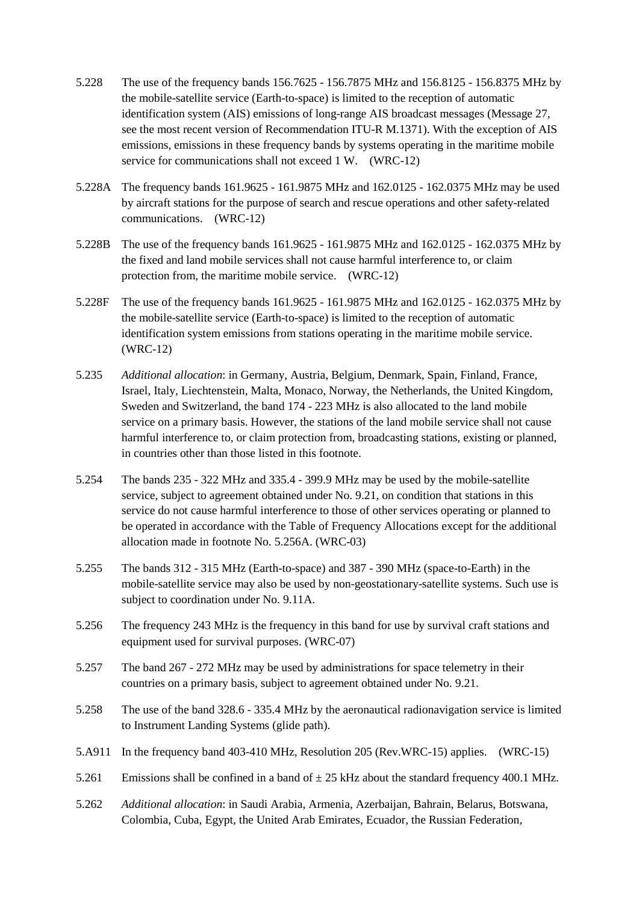5.228 The use of the frequency bands 156.7625 - 156.7875 MHz and 156.8125 - 156.8375 MHz by the mobile-satellite service (Earth-to-space) is limited to the reception of automatic identification system (AIS) emissions of long-range AIS broadcast messages (Message 27, see the most recent version of Recommendation ITU-R M.1371). With the exception of AIS emissions, emissions in these frequency bands by systems operating in the maritime mobile service for communications shall not exceed 1 W. (WRC-12)

5.228A The frequency bands 161.9625 - 161.9875 MHz and 162.0125 - 162.0375 MHz may be used by aircraft stations for the purpose of search and rescue operations and other safety-related communications. (WRC-12)

5.228B The use of the frequency bands 161.9625 - 161.9875 MHz and 162.0125 - 162.0375 MHz by the fixed and land mobile services shall not cause harmful interference to, or claim protection from, the maritime mobile service. (WRC-12)

5.228F The use of the frequency bands 161.9625 - 161.9875 MHz and 162.0125 - 162.0375 MHz by the mobile-satellite service (Earth-to-space) is limited to the reception of automatic identification system emissions from stations operating in the maritime mobile service. (WRC-12)

5.235 *Additional allocation*: in Germany, Austria, Belgium, Denmark, Spain, Finland, France, Israel, Italy, Liechtenstein, Malta, Monaco, Norway, the Netherlands, the United Kingdom, Sweden and Switzerland, the band 174 - 223 MHz is also allocated to the land mobile service on a primary basis. However, the stations of the land mobile service shall not cause harmful interference to, or claim protection from, broadcasting stations, existing or planned, in countries other than those listed in this footnote.

5.254 The bands 235 - 322 MHz and 335.4 - 399.9 MHz may be used by the mobile-satellite service, subject to agreement obtained under No. 9.21, on condition that stations in this service do not cause harmful interference to those of other services operating or planned to be operated in accordance with the Table of Frequency Allocations except for the additional allocation made in footnote No. 5.256A. (WRC-03)

5.255 The bands 312 - 315 MHz (Earth-to-space) and 387 - 390 MHz (space-to-Earth) in the mobile-satellite service may also be used by non-geostationary-satellite systems. Such use is subject to coordination under No. 9.11A.

5.256 The frequency 243 MHz is the frequency in this band for use by survival craft stations and equipment used for survival purposes. (WRC-07)

5.257 The band 267 - 272 MHz may be used by administrations for space telemetry in their countries on a primary basis, subject to agreement obtained under No. 9.21.

5.258 The use of the band 328.6 - 335.4 MHz by the aeronautical radionavigation service is limited to Instrument Landing Systems (glide path).

5.A911 In the frequency band 403-410 MHz, Resolution 205 (Rev.WRC-15) applies. (WRC-15)

5.261 Emissions shall be confined in a band of ± 25 kHz about the standard frequency 400.1 MHz.

5.262 *Additional allocation*: in Saudi Arabia, Armenia, Azerbaijan, Bahrain, Belarus, Botswana, Colombia, Cuba, Egypt, the United Arab Emirates, Ecuador, the Russian Federation,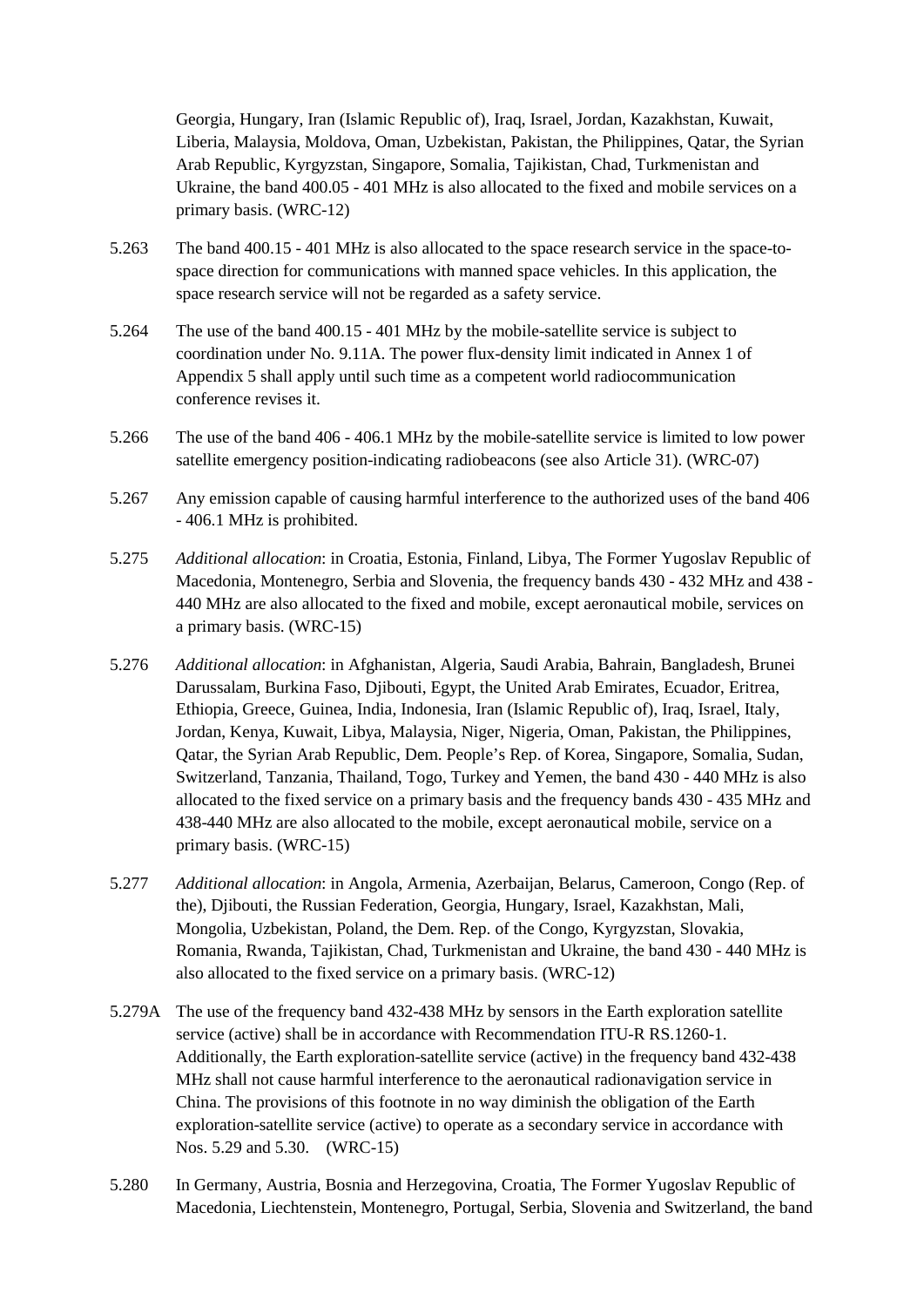Georgia, Hungary, Iran (Islamic Republic of), Iraq, Israel, Jordan, Kazakhstan, Kuwait, Liberia, Malaysia, Moldova, Oman, Uzbekistan, Pakistan, the Philippines, Qatar, the Syrian Arab Republic, Kyrgyzstan, Singapore, Somalia, Tajikistan, Chad, Turkmenistan and Ukraine, the band 400.05 - 401 MHz is also allocated to the fixed and mobile services on a primary basis. (WRC-12)

5.263 The band 400.15 - 401 MHz is also allocated to the space research service in the space-to-space direction for communications with manned space vehicles. In this application, the space research service will not be regarded as a safety service.

5.264 The use of the band 400.15 - 401 MHz by the mobile-satellite service is subject to coordination under No. 9.11A. The power flux-density limit indicated in Annex 1 of Appendix 5 shall apply until such time as a competent world radiocommunication conference revises it.

5.266 The use of the band 406 - 406.1 MHz by the mobile-satellite service is limited to low power satellite emergency position-indicating radiobeacons (see also Article 31). (WRC-07)

5.267 Any emission capable of causing harmful interference to the authorized uses of the band 406 - 406.1 MHz is prohibited.

5.275 *Additional allocation*: in Croatia, Estonia, Finland, Libya, The Former Yugoslav Republic of Macedonia, Montenegro, Serbia and Slovenia, the frequency bands 430 - 432 MHz and 438 - 440 MHz are also allocated to the fixed and mobile, except aeronautical mobile, services on a primary basis. (WRC-15)

5.276 *Additional allocation*: in Afghanistan, Algeria, Saudi Arabia, Bahrain, Bangladesh, Brunei Darussalam, Burkina Faso, Djibouti, Egypt, the United Arab Emirates, Ecuador, Eritrea, Ethiopia, Greece, Guinea, India, Indonesia, Iran (Islamic Republic of), Iraq, Israel, Italy, Jordan, Kenya, Kuwait, Libya, Malaysia, Niger, Nigeria, Oman, Pakistan, the Philippines, Qatar, the Syrian Arab Republic, Dem. People's Rep. of Korea, Singapore, Somalia, Sudan, Switzerland, Tanzania, Thailand, Togo, Turkey and Yemen, the band 430 - 440 MHz is also allocated to the fixed service on a primary basis and the frequency bands 430 - 435 MHz and 438-440 MHz are also allocated to the mobile, except aeronautical mobile, service on a primary basis. (WRC-15)

5.277 *Additional allocation*: in Angola, Armenia, Azerbaijan, Belarus, Cameroon, Congo (Rep. of the), Djibouti, the Russian Federation, Georgia, Hungary, Israel, Kazakhstan, Mali, Mongolia, Uzbekistan, Poland, the Dem. Rep. of the Congo, Kyrgyzstan, Slovakia, Romania, Rwanda, Tajikistan, Chad, Turkmenistan and Ukraine, the band 430 - 440 MHz is also allocated to the fixed service on a primary basis. (WRC-12)

5.279A The use of the frequency band 432-438 MHz by sensors in the Earth exploration satellite service (active) shall be in accordance with Recommendation ITU-R RS.1260-1. Additionally, the Earth exploration-satellite service (active) in the frequency band 432-438 MHz shall not cause harmful interference to the aeronautical radionavigation service in China. The provisions of this footnote in no way diminish the obligation of the Earth exploration-satellite service (active) to operate as a secondary service in accordance with Nos. 5.29 and 5.30. (WRC-15)

5.280 In Germany, Austria, Bosnia and Herzegovina, Croatia, The Former Yugoslav Republic of Macedonia, Liechtenstein, Montenegro, Portugal, Serbia, Slovenia and Switzerland, the band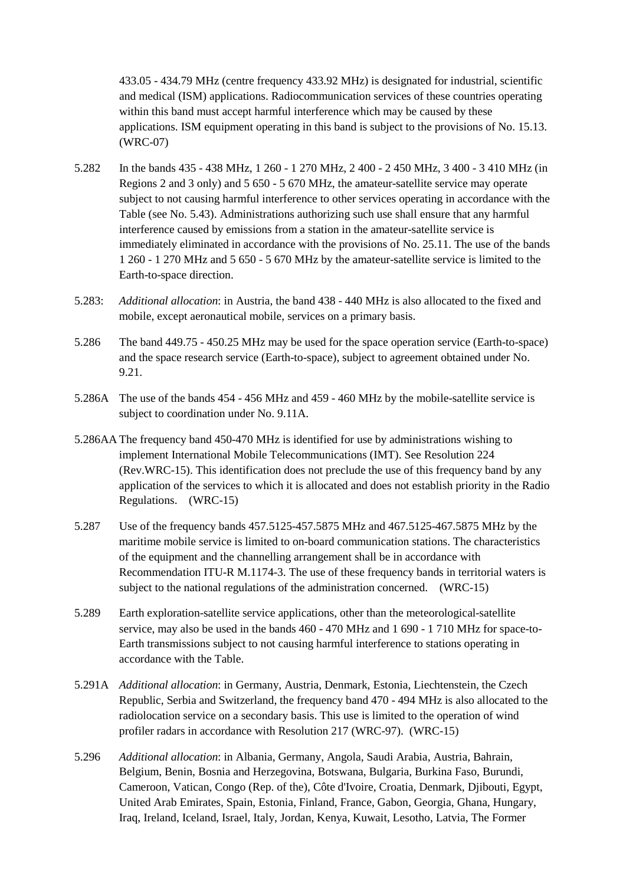433.05 - 434.79 MHz (centre frequency 433.92 MHz) is designated for industrial, scientific and medical (ISM) applications. Radiocommunication services of these countries operating within this band must accept harmful interference which may be caused by these applications. ISM equipment operating in this band is subject to the provisions of No. 15.13. (WRC-07)

5.282 In the bands 435 - 438 MHz, 1 260 - 1 270 MHz, 2 400 - 2 450 MHz, 3 400 - 3 410 MHz (in Regions 2 and 3 only) and 5 650 - 5 670 MHz, the amateur-satellite service may operate subject to not causing harmful interference to other services operating in accordance with the Table (see No. 5.43). Administrations authorizing such use shall ensure that any harmful interference caused by emissions from a station in the amateur-satellite service is immediately eliminated in accordance with the provisions of No. 25.11. The use of the bands 1 260 - 1 270 MHz and 5 650 - 5 670 MHz by the amateur-satellite service is limited to the Earth-to-space direction.

5.283: *Additional allocation*: in Austria, the band 438 - 440 MHz is also allocated to the fixed and mobile, except aeronautical mobile, services on a primary basis.

5.286 The band 449.75 - 450.25 MHz may be used for the space operation service (Earth-to-space) and the space research service (Earth-to-space), subject to agreement obtained under No. 9.21.

5.286A The use of the bands 454 - 456 MHz and 459 - 460 MHz by the mobile-satellite service is subject to coordination under No. 9.11A.

5.286AA The frequency band 450-470 MHz is identified for use by administrations wishing to implement International Mobile Telecommunications (IMT). See Resolution 224 (Rev.WRC-15). This identification does not preclude the use of this frequency band by any application of the services to which it is allocated and does not establish priority in the Radio Regulations. (WRC-15)

5.287 Use of the frequency bands 457.5125-457.5875 MHz and 467.5125-467.5875 MHz by the maritime mobile service is limited to on-board communication stations. The characteristics of the equipment and the channelling arrangement shall be in accordance with Recommendation ITU-R M.1174-3. The use of these frequency bands in territorial waters is subject to the national regulations of the administration concerned. (WRC-15)

5.289 Earth exploration-satellite service applications, other than the meteorological-satellite service, may also be used in the bands 460 - 470 MHz and 1 690 - 1 710 MHz for space-to-Earth transmissions subject to not causing harmful interference to stations operating in accordance with the Table.

5.291A *Additional allocation*: in Germany, Austria, Denmark, Estonia, Liechtenstein, the Czech Republic, Serbia and Switzerland, the frequency band 470 - 494 MHz is also allocated to the radiolocation service on a secondary basis. This use is limited to the operation of wind profiler radars in accordance with Resolution 217 (WRC-97). (WRC-15)

5.296 *Additional allocation*: in Albania, Germany, Angola, Saudi Arabia, Austria, Bahrain, Belgium, Benin, Bosnia and Herzegovina, Botswana, Bulgaria, Burkina Faso, Burundi, Cameroon, Vatican, Congo (Rep. of the), Côte d'Ivoire, Croatia, Denmark, Djibouti, Egypt, United Arab Emirates, Spain, Estonia, Finland, France, Gabon, Georgia, Ghana, Hungary, Iraq, Ireland, Iceland, Israel, Italy, Jordan, Kenya, Kuwait, Lesotho, Latvia, The Former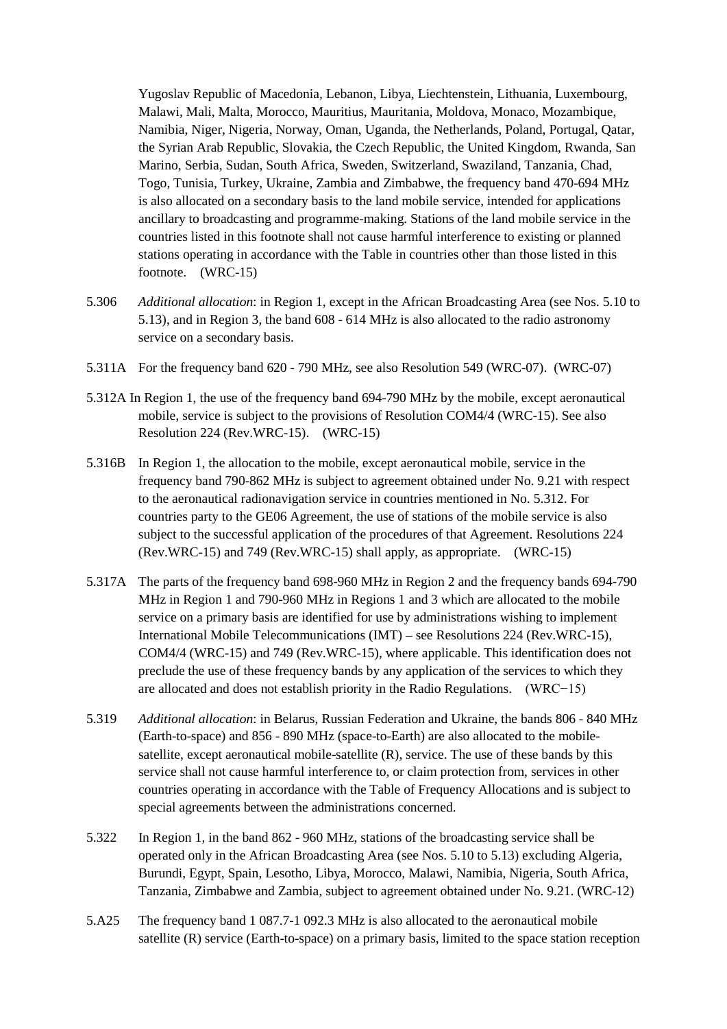Yugoslav Republic of Macedonia, Lebanon, Libya, Liechtenstein, Lithuania, Luxembourg, Malawi, Mali, Malta, Morocco, Mauritius, Mauritania, Moldova, Monaco, Mozambique, Namibia, Niger, Nigeria, Norway, Oman, Uganda, the Netherlands, Poland, Portugal, Qatar, the Syrian Arab Republic, Slovakia, the Czech Republic, the United Kingdom, Rwanda, San Marino, Serbia, Sudan, South Africa, Sweden, Switzerland, Swaziland, Tanzania, Chad, Togo, Tunisia, Turkey, Ukraine, Zambia and Zimbabwe, the frequency band 470-694 MHz is also allocated on a secondary basis to the land mobile service, intended for applications ancillary to broadcasting and programme-making. Stations of the land mobile service in the countries listed in this footnote shall not cause harmful interference to existing or planned stations operating in accordance with the Table in countries other than those listed in this footnote. (WRC-15)

5.306 *Additional allocation*: in Region 1, except in the African Broadcasting Area (see Nos. 5.10 to 5.13), and in Region 3, the band 608 - 614 MHz is also allocated to the radio astronomy service on a secondary basis.

5.311A For the frequency band 620 - 790 MHz, see also Resolution 549 (WRC-07). (WRC-07)

5.312A In Region 1, the use of the frequency band 694-790 MHz by the mobile, except aeronautical mobile, service is subject to the provisions of Resolution COM4/4 (WRC-15). See also Resolution 224 (Rev.WRC-15). (WRC-15)

5.316B In Region 1, the allocation to the mobile, except aeronautical mobile, service in the frequency band 790-862 MHz is subject to agreement obtained under No. 9.21 with respect to the aeronautical radionavigation service in countries mentioned in No. 5.312. For countries party to the GE06 Agreement, the use of stations of the mobile service is also subject to the successful application of the procedures of that Agreement. Resolutions 224 (Rev.WRC-15) and 749 (Rev.WRC-15) shall apply, as appropriate. (WRC-15)

5.317A The parts of the frequency band 698-960 MHz in Region 2 and the frequency bands 694-790 MHz in Region 1 and 790-960 MHz in Regions 1 and 3 which are allocated to the mobile service on a primary basis are identified for use by administrations wishing to implement International Mobile Telecommunications (IMT) – see Resolutions 224 (Rev.WRC-15), COM4/4 (WRC-15) and 749 (Rev.WRC-15), where applicable. This identification does not preclude the use of these frequency bands by any application of the services to which they are allocated and does not establish priority in the Radio Regulations. (WRC−15)

5.319 *Additional allocation*: in Belarus, Russian Federation and Ukraine, the bands 806 - 840 MHz (Earth-to-space) and 856 - 890 MHz (space-to-Earth) are also allocated to the mobile-satellite, except aeronautical mobile-satellite (R), service. The use of these bands by this service shall not cause harmful interference to, or claim protection from, services in other countries operating in accordance with the Table of Frequency Allocations and is subject to special agreements between the administrations concerned.

5.322 In Region 1, in the band 862 - 960 MHz, stations of the broadcasting service shall be operated only in the African Broadcasting Area (see Nos. 5.10 to 5.13) excluding Algeria, Burundi, Egypt, Spain, Lesotho, Libya, Morocco, Malawi, Namibia, Nigeria, South Africa, Tanzania, Zimbabwe and Zambia, subject to agreement obtained under No. 9.21. (WRC-12)

5.A25 The frequency band 1 087.7-1 092.3 MHz is also allocated to the aeronautical mobile satellite (R) service (Earth-to-space) on a primary basis, limited to the space station reception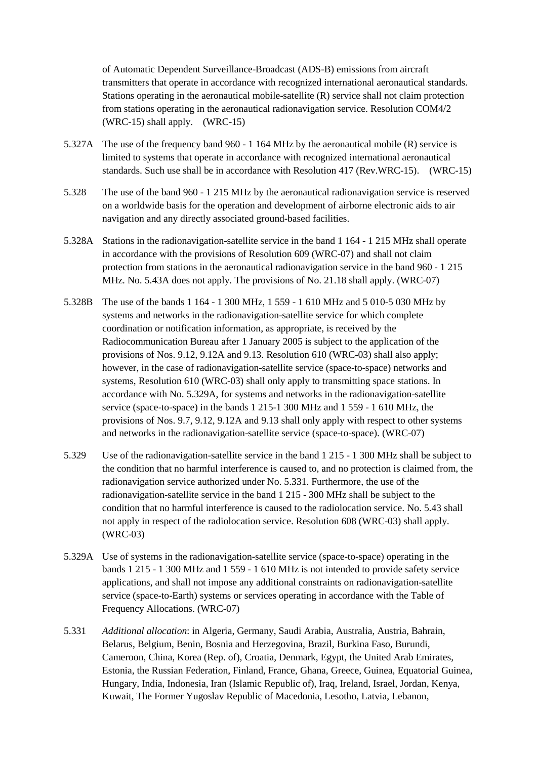of Automatic Dependent Surveillance-Broadcast (ADS-B) emissions from aircraft transmitters that operate in accordance with recognized international aeronautical standards. Stations operating in the aeronautical mobile-satellite (R) service shall not claim protection from stations operating in the aeronautical radionavigation service. Resolution COM4/2 (WRC-15) shall apply. (WRC-15)

5.327A The use of the frequency band 960 - 1 164 MHz by the aeronautical mobile (R) service is limited to systems that operate in accordance with recognized international aeronautical standards. Such use shall be in accordance with Resolution 417 (Rev.WRC-15). (WRC-15)

5.328 The use of the band 960 - 1 215 MHz by the aeronautical radionavigation service is reserved on a worldwide basis for the operation and development of airborne electronic aids to air navigation and any directly associated ground-based facilities.

5.328A Stations in the radionavigation-satellite service in the band 1 164 - 1 215 MHz shall operate in accordance with the provisions of Resolution 609 (WRC-07) and shall not claim protection from stations in the aeronautical radionavigation service in the band 960 - 1 215 MHz. No. 5.43A does not apply. The provisions of No. 21.18 shall apply. (WRC-07)

5.328B The use of the bands 1 164 - 1 300 MHz, 1 559 - 1 610 MHz and 5 010-5 030 MHz by systems and networks in the radionavigation-satellite service for which complete coordination or notification information, as appropriate, is received by the Radiocommunication Bureau after 1 January 2005 is subject to the application of the provisions of Nos. 9.12, 9.12A and 9.13. Resolution 610 (WRC-03) shall also apply; however, in the case of radionavigation-satellite service (space-to-space) networks and systems, Resolution 610 (WRC-03) shall only apply to transmitting space stations. In accordance with No. 5.329A, for systems and networks in the radionavigation-satellite service (space-to-space) in the bands 1 215-1 300 MHz and 1 559 - 1 610 MHz, the provisions of Nos. 9.7, 9.12, 9.12A and 9.13 shall only apply with respect to other systems and networks in the radionavigation-satellite service (space-to-space). (WRC-07)

5.329 Use of the radionavigation-satellite service in the band 1 215 - 1 300 MHz shall be subject to the condition that no harmful interference is caused to, and no protection is claimed from, the radionavigation service authorized under No. 5.331. Furthermore, the use of the radionavigation-satellite service in the band 1 215 - 300 MHz shall be subject to the condition that no harmful interference is caused to the radiolocation service. No. 5.43 shall not apply in respect of the radiolocation service. Resolution 608 (WRC-03) shall apply. (WRC-03)

5.329A Use of systems in the radionavigation-satellite service (space-to-space) operating in the bands 1 215 - 1 300 MHz and 1 559 - 1 610 MHz is not intended to provide safety service applications, and shall not impose any additional constraints on radionavigation-satellite service (space-to-Earth) systems or services operating in accordance with the Table of Frequency Allocations. (WRC-07)

5.331 *Additional allocation*: in Algeria, Germany, Saudi Arabia, Australia, Austria, Bahrain, Belarus, Belgium, Benin, Bosnia and Herzegovina, Brazil, Burkina Faso, Burundi, Cameroon, China, Korea (Rep. of), Croatia, Denmark, Egypt, the United Arab Emirates, Estonia, the Russian Federation, Finland, France, Ghana, Greece, Guinea, Equatorial Guinea, Hungary, India, Indonesia, Iran (Islamic Republic of), Iraq, Ireland, Israel, Jordan, Kenya, Kuwait, The Former Yugoslav Republic of Macedonia, Lesotho, Latvia, Lebanon,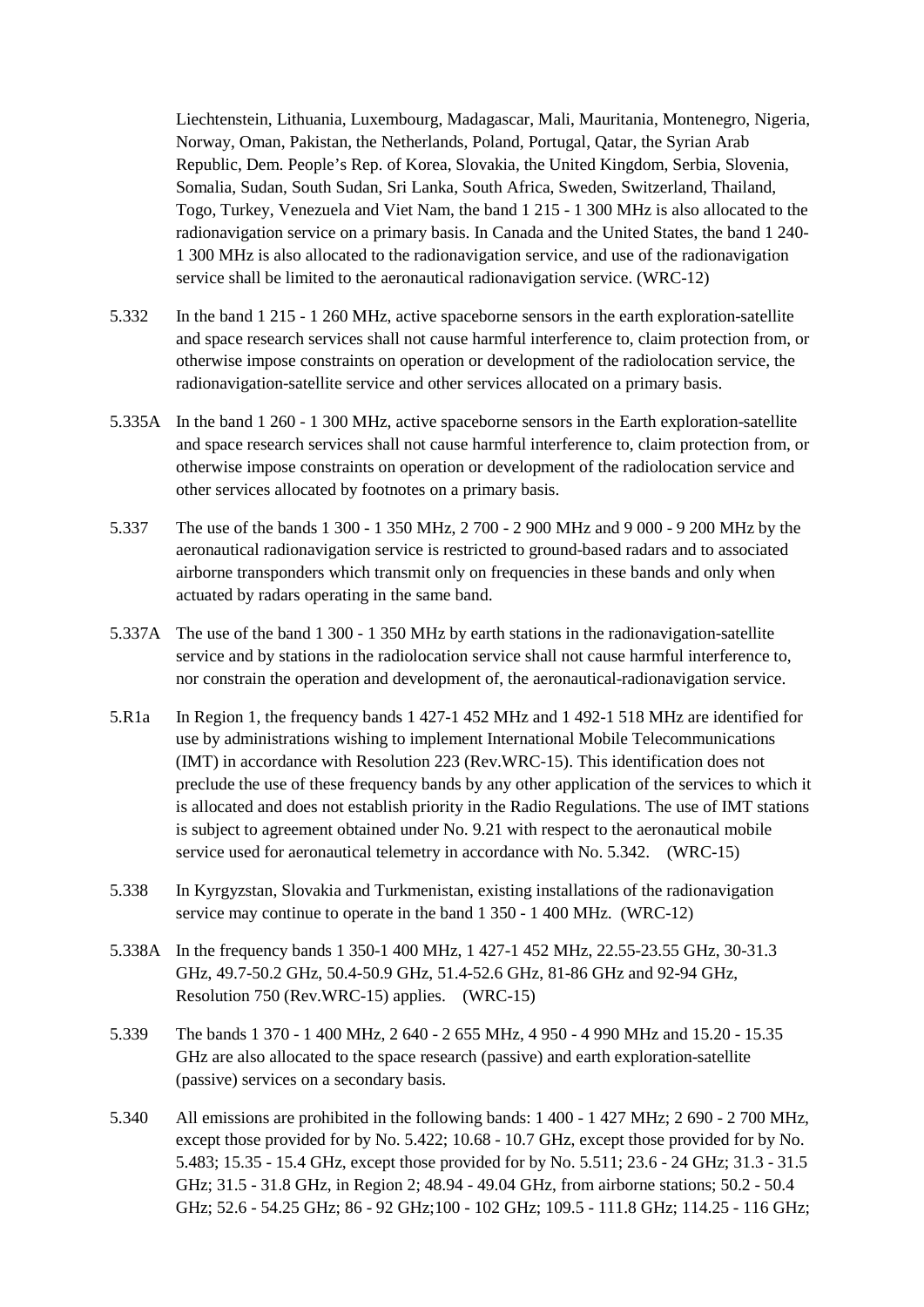Liechtenstein, Lithuania, Luxembourg, Madagascar, Mali, Mauritania, Montenegro, Nigeria, Norway, Oman, Pakistan, the Netherlands, Poland, Portugal, Qatar, the Syrian Arab Republic, Dem. People's Rep. of Korea, Slovakia, the United Kingdom, Serbia, Slovenia, Somalia, Sudan, South Sudan, Sri Lanka, South Africa, Sweden, Switzerland, Thailand, Togo, Turkey, Venezuela and Viet Nam, the band 1 215 - 1 300 MHz is also allocated to the radionavigation service on a primary basis. In Canada and the United States, the band 1 240-1 300 MHz is also allocated to the radionavigation service, and use of the radionavigation service shall be limited to the aeronautical radionavigation service. (WRC-12)

5.332 In the band 1 215 - 1 260 MHz, active spaceborne sensors in the earth exploration-satellite and space research services shall not cause harmful interference to, claim protection from, or otherwise impose constraints on operation or development of the radiolocation service, the radionavigation-satellite service and other services allocated on a primary basis.

5.335A In the band 1 260 - 1 300 MHz, active spaceborne sensors in the Earth exploration-satellite and space research services shall not cause harmful interference to, claim protection from, or otherwise impose constraints on operation or development of the radiolocation service and other services allocated by footnotes on a primary basis.

5.337 The use of the bands 1 300 - 1 350 MHz, 2 700 - 2 900 MHz and 9 000 - 9 200 MHz by the aeronautical radionavigation service is restricted to ground-based radars and to associated airborne transponders which transmit only on frequencies in these bands and only when actuated by radars operating in the same band.

5.337A The use of the band 1 300 - 1 350 MHz by earth stations in the radionavigation-satellite service and by stations in the radiolocation service shall not cause harmful interference to, nor constrain the operation and development of, the aeronautical-radionavigation service.

5.R1a In Region 1, the frequency bands 1 427-1 452 MHz and 1 492-1 518 MHz are identified for use by administrations wishing to implement International Mobile Telecommunications (IMT) in accordance with Resolution 223 (Rev.WRC-15). This identification does not preclude the use of these frequency bands by any other application of the services to which it is allocated and does not establish priority in the Radio Regulations. The use of IMT stations is subject to agreement obtained under No. 9.21 with respect to the aeronautical mobile service used for aeronautical telemetry in accordance with No. 5.342. (WRC-15)

5.338 In Kyrgyzstan, Slovakia and Turkmenistan, existing installations of the radionavigation service may continue to operate in the band 1 350 - 1 400 MHz. (WRC-12)

5.338A In the frequency bands 1 350-1 400 MHz, 1 427-1 452 MHz, 22.55-23.55 GHz, 30-31.3 GHz, 49.7-50.2 GHz, 50.4-50.9 GHz, 51.4-52.6 GHz, 81-86 GHz and 92-94 GHz, Resolution 750 (Rev.WRC-15) applies. (WRC-15)

5.339 The bands 1 370 - 1 400 MHz, 2 640 - 2 655 MHz, 4 950 - 4 990 MHz and 15.20 - 15.35 GHz are also allocated to the space research (passive) and earth exploration-satellite (passive) services on a secondary basis.

5.340 All emissions are prohibited in the following bands: 1 400 - 1 427 MHz; 2 690 - 2 700 MHz, except those provided for by No. 5.422; 10.68 - 10.7 GHz, except those provided for by No. 5.483; 15.35 - 15.4 GHz, except those provided for by No. 5.511; 23.6 - 24 GHz; 31.3 - 31.5 GHz; 31.5 - 31.8 GHz, in Region 2; 48.94 - 49.04 GHz, from airborne stations; 50.2 - 50.4 GHz; 52.6 - 54.25 GHz; 86 - 92 GHz;100 - 102 GHz; 109.5 - 111.8 GHz; 114.25 - 116 GHz;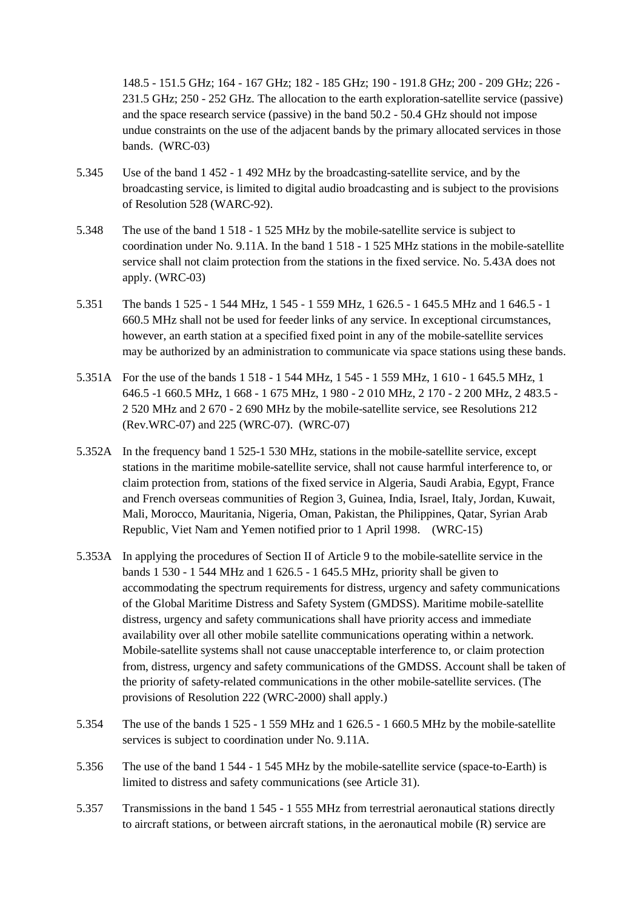148.5 - 151.5 GHz; 164 - 167 GHz; 182 - 185 GHz; 190 - 191.8 GHz; 200 - 209 GHz; 226 - 231.5 GHz; 250 - 252 GHz. The allocation to the earth exploration-satellite service (passive) and the space research service (passive) in the band 50.2 - 50.4 GHz should not impose undue constraints on the use of the adjacent bands by the primary allocated services in those bands. (WRC-03)

5.345 Use of the band 1 452 - 1 492 MHz by the broadcasting-satellite service, and by the broadcasting service, is limited to digital audio broadcasting and is subject to the provisions of Resolution 528 (WARC-92).

5.348 The use of the band 1 518 - 1 525 MHz by the mobile-satellite service is subject to coordination under No. 9.11A. In the band 1 518 - 1 525 MHz stations in the mobile-satellite service shall not claim protection from the stations in the fixed service. No. 5.43A does not apply. (WRC-03)

5.351 The bands 1 525 - 1 544 MHz, 1 545 - 1 559 MHz, 1 626.5 - 1 645.5 MHz and 1 646.5 - 1 660.5 MHz shall not be used for feeder links of any service. In exceptional circumstances, however, an earth station at a specified fixed point in any of the mobile-satellite services may be authorized by an administration to communicate via space stations using these bands.

5.351A For the use of the bands 1 518 - 1 544 MHz, 1 545 - 1 559 MHz, 1 610 - 1 645.5 MHz, 1 646.5 -1 660.5 MHz, 1 668 - 1 675 MHz, 1 980 - 2 010 MHz, 2 170 - 2 200 MHz, 2 483.5 - 2 520 MHz and 2 670 - 2 690 MHz by the mobile-satellite service, see Resolutions 212 (Rev.WRC-07) and 225 (WRC-07). (WRC-07)

5.352A In the frequency band 1 525-1 530 MHz, stations in the mobile-satellite service, except stations in the maritime mobile-satellite service, shall not cause harmful interference to, or claim protection from, stations of the fixed service in Algeria, Saudi Arabia, Egypt, France and French overseas communities of Region 3, Guinea, India, Israel, Italy, Jordan, Kuwait, Mali, Morocco, Mauritania, Nigeria, Oman, Pakistan, the Philippines, Qatar, Syrian Arab Republic, Viet Nam and Yemen notified prior to 1 April 1998. (WRC-15)

5.353A In applying the procedures of Section II of Article 9 to the mobile-satellite service in the bands 1 530 - 1 544 MHz and 1 626.5 - 1 645.5 MHz, priority shall be given to accommodating the spectrum requirements for distress, urgency and safety communications of the Global Maritime Distress and Safety System (GMDSS). Maritime mobile-satellite distress, urgency and safety communications shall have priority access and immediate availability over all other mobile satellite communications operating within a network. Mobile-satellite systems shall not cause unacceptable interference to, or claim protection from, distress, urgency and safety communications of the GMDSS. Account shall be taken of the priority of safety-related communications in the other mobile-satellite services. (The provisions of Resolution 222 (WRC-2000) shall apply.)

5.354 The use of the bands 1 525 - 1 559 MHz and 1 626.5 - 1 660.5 MHz by the mobile-satellite services is subject to coordination under No. 9.11A.

5.356 The use of the band 1 544 - 1 545 MHz by the mobile-satellite service (space-to-Earth) is limited to distress and safety communications (see Article 31).

5.357 Transmissions in the band 1 545 - 1 555 MHz from terrestrial aeronautical stations directly to aircraft stations, or between aircraft stations, in the aeronautical mobile (R) service are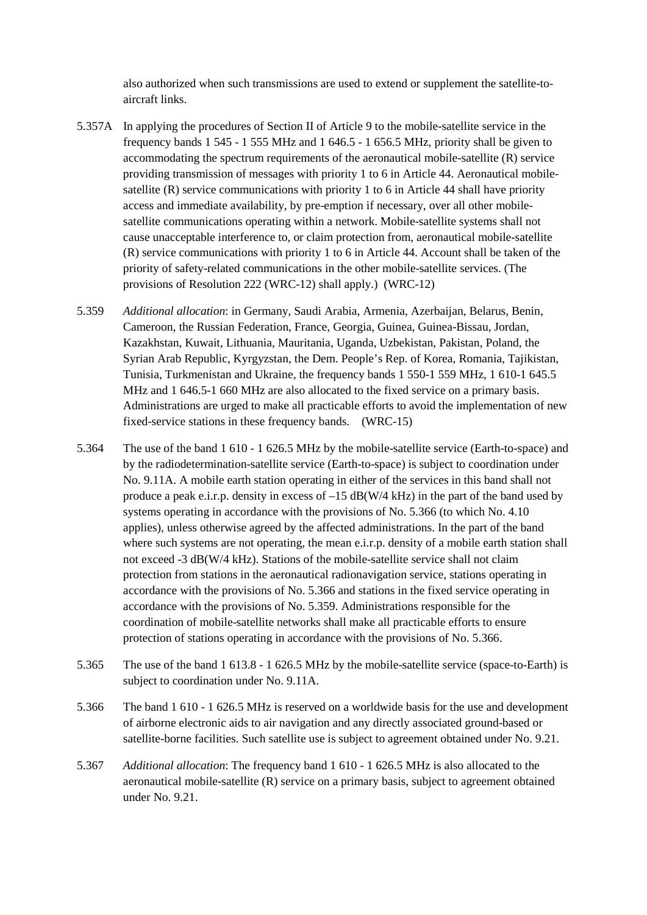also authorized when such transmissions are used to extend or supplement the satellite-to-aircraft links.

5.357A In applying the procedures of Section II of Article 9 to the mobile-satellite service in the frequency bands 1 545 - 1 555 MHz and 1 646.5 - 1 656.5 MHz, priority shall be given to accommodating the spectrum requirements of the aeronautical mobile-satellite (R) service providing transmission of messages with priority 1 to 6 in Article 44. Aeronautical mobile-satellite (R) service communications with priority 1 to 6 in Article 44 shall have priority access and immediate availability, by pre-emption if necessary, over all other mobile-satellite communications operating within a network. Mobile-satellite systems shall not cause unacceptable interference to, or claim protection from, aeronautical mobile-satellite (R) service communications with priority 1 to 6 in Article 44. Account shall be taken of the priority of safety-related communications in the other mobile-satellite services. (The provisions of Resolution 222 (WRC-12) shall apply.) (WRC-12)

5.359 *Additional allocation*: in Germany, Saudi Arabia, Armenia, Azerbaijan, Belarus, Benin, Cameroon, the Russian Federation, France, Georgia, Guinea, Guinea-Bissau, Jordan, Kazakhstan, Kuwait, Lithuania, Mauritania, Uganda, Uzbekistan, Pakistan, Poland, the Syrian Arab Republic, Kyrgyzstan, the Dem. People's Rep. of Korea, Romania, Tajikistan, Tunisia, Turkmenistan and Ukraine, the frequency bands 1 550-1 559 MHz, 1 610-1 645.5 MHz and 1 646.5-1 660 MHz are also allocated to the fixed service on a primary basis. Administrations are urged to make all practicable efforts to avoid the implementation of new fixed-service stations in these frequency bands. (WRC-15)

5.364 The use of the band 1 610 - 1 626.5 MHz by the mobile-satellite service (Earth-to-space) and by the radiodetermination-satellite service (Earth-to-space) is subject to coordination under No. 9.11A. A mobile earth station operating in either of the services in this band shall not produce a peak e.i.r.p. density in excess of –15 dB(W/4 kHz) in the part of the band used by systems operating in accordance with the provisions of No. 5.366 (to which No. 4.10 applies), unless otherwise agreed by the affected administrations. In the part of the band where such systems are not operating, the mean e.i.r.p. density of a mobile earth station shall not exceed -3 dB(W/4 kHz). Stations of the mobile-satellite service shall not claim protection from stations in the aeronautical radionavigation service, stations operating in accordance with the provisions of No. 5.366 and stations in the fixed service operating in accordance with the provisions of No. 5.359. Administrations responsible for the coordination of mobile-satellite networks shall make all practicable efforts to ensure protection of stations operating in accordance with the provisions of No. 5.366.

5.365 The use of the band 1 613.8 - 1 626.5 MHz by the mobile-satellite service (space-to-Earth) is subject to coordination under No. 9.11A.

5.366 The band 1 610 - 1 626.5 MHz is reserved on a worldwide basis for the use and development of airborne electronic aids to air navigation and any directly associated ground-based or satellite-borne facilities. Such satellite use is subject to agreement obtained under No. 9.21.

5.367 *Additional allocation*: The frequency band 1 610 - 1 626.5 MHz is also allocated to the aeronautical mobile-satellite (R) service on a primary basis, subject to agreement obtained under No. 9.21.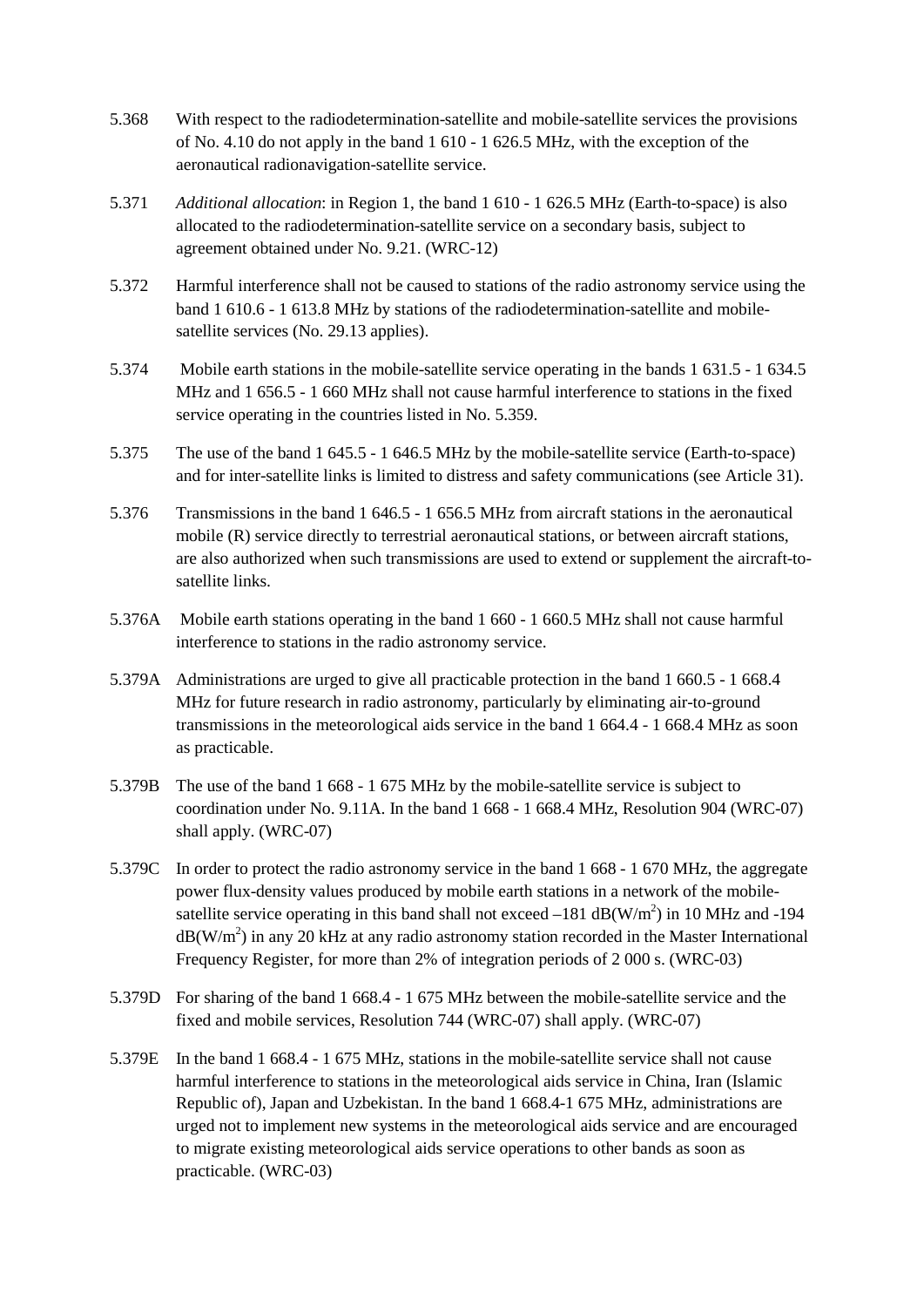5.368 With respect to the radiodetermination-satellite and mobile-satellite services the provisions of No. 4.10 do not apply in the band 1 610 - 1 626.5 MHz, with the exception of the aeronautical radionavigation-satellite service.

5.371 *Additional allocation*: in Region 1, the band 1 610 - 1 626.5 MHz (Earth-to-space) is also allocated to the radiodetermination-satellite service on a secondary basis, subject to agreement obtained under No. 9.21. (WRC-12)

5.372 Harmful interference shall not be caused to stations of the radio astronomy service using the band 1 610.6 - 1 613.8 MHz by stations of the radiodetermination-satellite and mobile-satellite services (No. 29.13 applies).

5.374 Mobile earth stations in the mobile-satellite service operating in the bands 1 631.5 - 1 634.5 MHz and 1 656.5 - 1 660 MHz shall not cause harmful interference to stations in the fixed service operating in the countries listed in No. 5.359.

5.375 The use of the band 1 645.5 - 1 646.5 MHz by the mobile-satellite service (Earth-to-space) and for inter-satellite links is limited to distress and safety communications (see Article 31).

5.376 Transmissions in the band 1 646.5 - 1 656.5 MHz from aircraft stations in the aeronautical mobile (R) service directly to terrestrial aeronautical stations, or between aircraft stations, are also authorized when such transmissions are used to extend or supplement the aircraft-to-satellite links.

5.376A Mobile earth stations operating in the band 1 660 - 1 660.5 MHz shall not cause harmful interference to stations in the radio astronomy service.

5.379A Administrations are urged to give all practicable protection in the band 1 660.5 - 1 668.4 MHz for future research in radio astronomy, particularly by eliminating air-to-ground transmissions in the meteorological aids service in the band 1 664.4 - 1 668.4 MHz as soon as practicable.

5.379B The use of the band 1 668 - 1 675 MHz by the mobile-satellite service is subject to coordination under No. 9.11A. In the band 1 668 - 1 668.4 MHz, Resolution 904 (WRC-07) shall apply. (WRC-07)

5.379C In order to protect the radio astronomy service in the band 1 668 - 1 670 MHz, the aggregate power flux-density values produced by mobile earth stations in a network of the mobile-satellite service operating in this band shall not exceed –181 dB(W/$m^2$) in 10 MHz and -194 dB(W/$m^2$) in any 20 kHz at any radio astronomy station recorded in the Master International Frequency Register, for more than 2% of integration periods of 2 000 s. (WRC-03)

5.379D For sharing of the band 1 668.4 - 1 675 MHz between the mobile-satellite service and the fixed and mobile services, Resolution 744 (WRC-07) shall apply. (WRC-07)

5.379E In the band 1 668.4 - 1 675 MHz, stations in the mobile-satellite service shall not cause harmful interference to stations in the meteorological aids service in China, Iran (Islamic Republic of), Japan and Uzbekistan. In the band 1 668.4-1 675 MHz, administrations are urged not to implement new systems in the meteorological aids service and are encouraged to migrate existing meteorological aids service operations to other bands as soon as practicable. (WRC-03)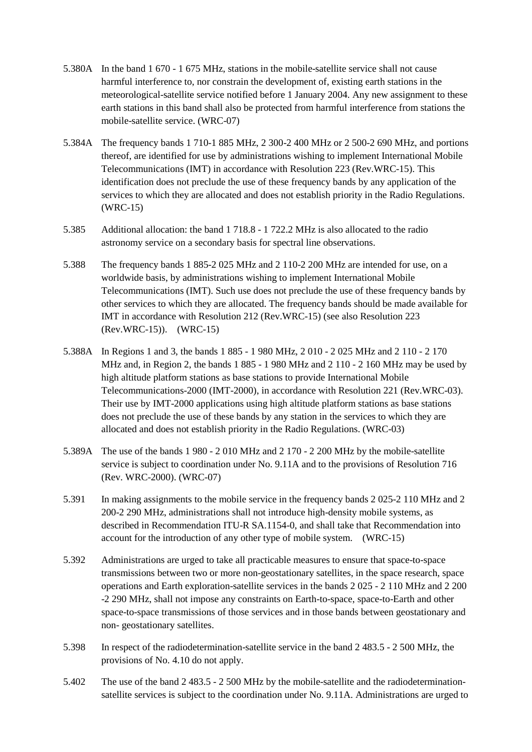5.380A In the band 1 670 - 1 675 MHz, stations in the mobile-satellite service shall not cause harmful interference to, nor constrain the development of, existing earth stations in the meteorological-satellite service notified before 1 January 2004. Any new assignment to these earth stations in this band shall also be protected from harmful interference from stations the mobile-satellite service. (WRC-07)

5.384A The frequency bands 1 710-1 885 MHz, 2 300-2 400 MHz or 2 500-2 690 MHz, and portions thereof, are identified for use by administrations wishing to implement International Mobile Telecommunications (IMT) in accordance with Resolution 223 (Rev.WRC-15). This identification does not preclude the use of these frequency bands by any application of the services to which they are allocated and does not establish priority in the Radio Regulations. (WRC-15)

5.385 Additional allocation: the band 1 718.8 - 1 722.2 MHz is also allocated to the radio astronomy service on a secondary basis for spectral line observations.

5.388 The frequency bands 1 885-2 025 MHz and 2 110-2 200 MHz are intended for use, on a worldwide basis, by administrations wishing to implement International Mobile Telecommunications (IMT). Such use does not preclude the use of these frequency bands by other services to which they are allocated. The frequency bands should be made available for IMT in accordance with Resolution 212 (Rev.WRC-15) (see also Resolution 223 (Rev.WRC-15)). (WRC-15)

5.388A In Regions 1 and 3, the bands 1 885 - 1 980 MHz, 2 010 - 2 025 MHz and 2 110 - 2 170 MHz and, in Region 2, the bands 1 885 - 1 980 MHz and 2 110 - 2 160 MHz may be used by high altitude platform stations as base stations to provide International Mobile Telecommunications-2000 (IMT-2000), in accordance with Resolution 221 (Rev.WRC-03). Their use by IMT-2000 applications using high altitude platform stations as base stations does not preclude the use of these bands by any station in the services to which they are allocated and does not establish priority in the Radio Regulations. (WRC-03)

5.389A The use of the bands 1 980 - 2 010 MHz and 2 170 - 2 200 MHz by the mobile-satellite service is subject to coordination under No. 9.11A and to the provisions of Resolution 716 (Rev. WRC-2000). (WRC-07)

5.391 In making assignments to the mobile service in the frequency bands 2 025-2 110 MHz and 2 200-2 290 MHz, administrations shall not introduce high-density mobile systems, as described in Recommendation ITU-R SA.1154-0, and shall take that Recommendation into account for the introduction of any other type of mobile system. (WRC-15)

5.392 Administrations are urged to take all practicable measures to ensure that space-to-space transmissions between two or more non-geostationary satellites, in the space research, space operations and Earth exploration-satellite services in the bands 2 025 - 2 110 MHz and 2 200 -2 290 MHz, shall not impose any constraints on Earth-to-space, space-to-Earth and other space-to-space transmissions of those services and in those bands between geostationary and non- geostationary satellites.

5.398 In respect of the radiodetermination-satellite service in the band 2 483.5 - 2 500 MHz, the provisions of No. 4.10 do not apply.

5.402 The use of the band 2 483.5 - 2 500 MHz by the mobile-satellite and the radiodetermination-satellite services is subject to the coordination under No. 9.11A. Administrations are urged to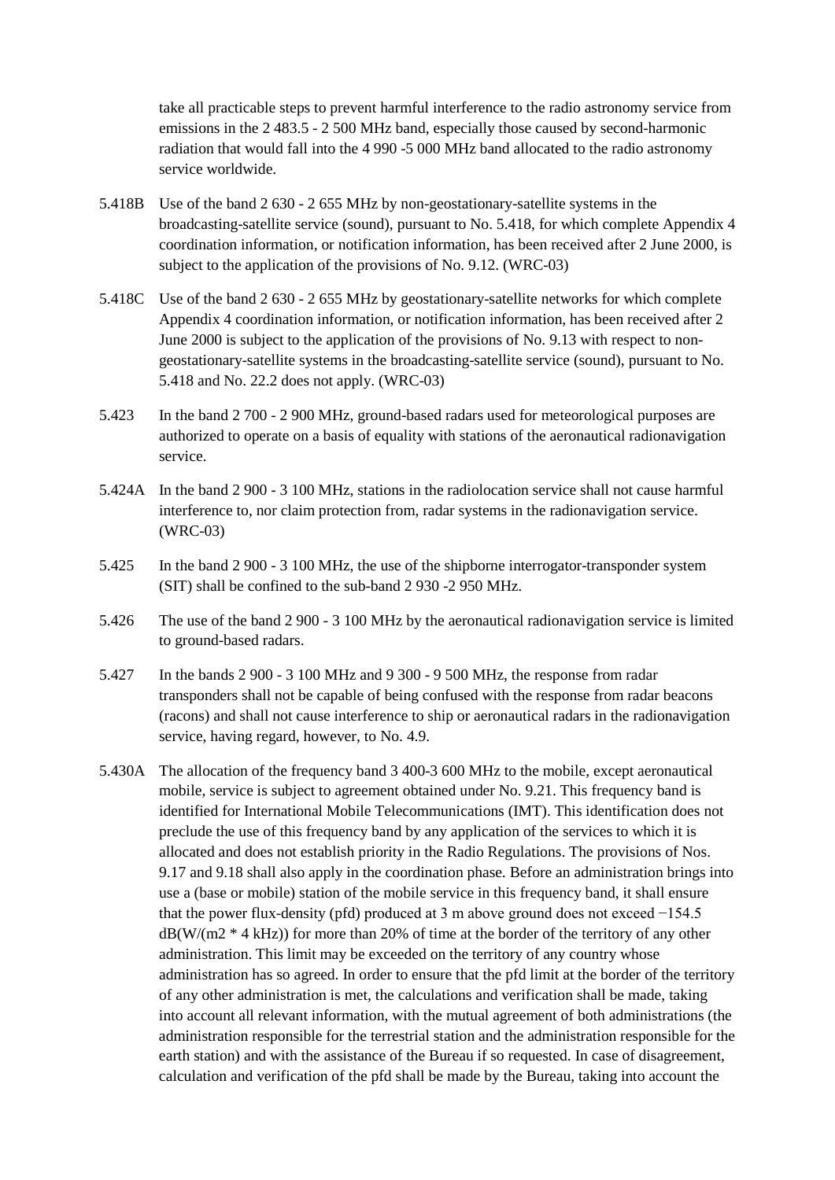take all practicable steps to prevent harmful interference to the radio astronomy service from emissions in the 2 483.5 - 2 500 MHz band, especially those caused by second-harmonic radiation that would fall into the 4 990 -5 000 MHz band allocated to the radio astronomy service worldwide.

5.418B Use of the band 2 630 - 2 655 MHz by non-geostationary-satellite systems in the broadcasting-satellite service (sound), pursuant to No. 5.418, for which complete Appendix 4 coordination information, or notification information, has been received after 2 June 2000, is subject to the application of the provisions of No. 9.12. (WRC-03)

5.418C Use of the band 2 630 - 2 655 MHz by geostationary-satellite networks for which complete Appendix 4 coordination information, or notification information, has been received after 2 June 2000 is subject to the application of the provisions of No. 9.13 with respect to non-geostationary-satellite systems in the broadcasting-satellite service (sound), pursuant to No. 5.418 and No. 22.2 does not apply. (WRC-03)

5.423 In the band 2 700 - 2 900 MHz, ground-based radars used for meteorological purposes are authorized to operate on a basis of equality with stations of the aeronautical radionavigation service.

5.424A In the band 2 900 - 3 100 MHz, stations in the radiolocation service shall not cause harmful interference to, nor claim protection from, radar systems in the radionavigation service. (WRC-03)

5.425 In the band 2 900 - 3 100 MHz, the use of the shipborne interrogator-transponder system (SIT) shall be confined to the sub-band 2 930 -2 950 MHz.

5.426 The use of the band 2 900 - 3 100 MHz by the aeronautical radionavigation service is limited to ground-based radars.

5.427 In the bands 2 900 - 3 100 MHz and 9 300 - 9 500 MHz, the response from radar transponders shall not be capable of being confused with the response from radar beacons (racons) and shall not cause interference to ship or aeronautical radars in the radionavigation service, having regard, however, to No. 4.9.

5.430A The allocation of the frequency band 3 400-3 600 MHz to the mobile, except aeronautical mobile, service is subject to agreement obtained under No. 9.21. This frequency band is identified for International Mobile Telecommunications (IMT). This identification does not preclude the use of this frequency band by any application of the services to which it is allocated and does not establish priority in the Radio Regulations. The provisions of Nos. 9.17 and 9.18 shall also apply in the coordination phase. Before an administration brings into use a (base or mobile) station of the mobile service in this frequency band, it shall ensure that the power flux-density (pfd) produced at 3 m above ground does not exceed −154.5 dB(W/(m2 * 4 kHz)) for more than 20% of time at the border of the territory of any other administration. This limit may be exceeded on the territory of any country whose administration has so agreed. In order to ensure that the pfd limit at the border of the territory of any other administration is met, the calculations and verification shall be made, taking into account all relevant information, with the mutual agreement of both administrations (the administration responsible for the terrestrial station and the administration responsible for the earth station) and with the assistance of the Bureau if so requested. In case of disagreement, calculation and verification of the pfd shall be made by the Bureau, taking into account the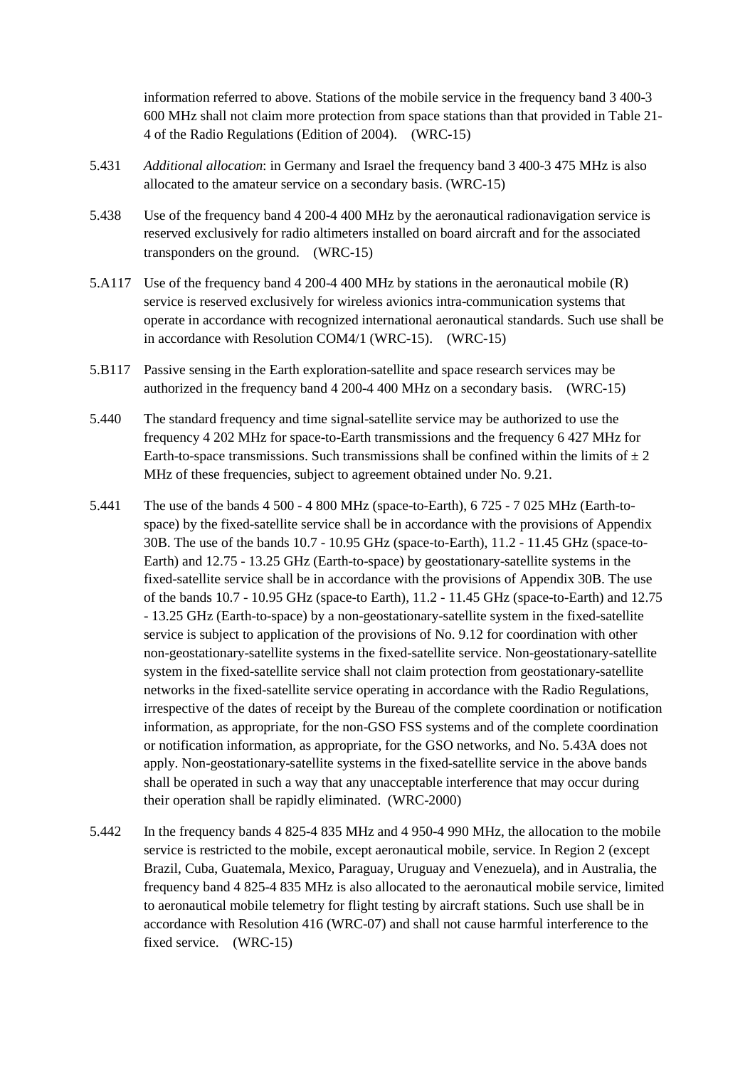information referred to above. Stations of the mobile service in the frequency band 3 400-3 600 MHz shall not claim more protection from space stations than that provided in Table 21-4 of the Radio Regulations (Edition of 2004).    (WRC-15)

5.431    *Additional allocation*: in Germany and Israel the frequency band 3 400-3 475 MHz is also allocated to the amateur service on a secondary basis. (WRC-15)

5.438    Use of the frequency band 4 200-4 400 MHz by the aeronautical radionavigation service is reserved exclusively for radio altimeters installed on board aircraft and for the associated transponders on the ground.    (WRC-15)

5.A117    Use of the frequency band 4 200-4 400 MHz by stations in the aeronautical mobile (R) service is reserved exclusively for wireless avionics intra-communication systems that operate in accordance with recognized international aeronautical standards. Such use shall be in accordance with Resolution COM4/1 (WRC-15).    (WRC-15)

5.B117    Passive sensing in the Earth exploration-satellite and space research services may be authorized in the frequency band 4 200-4 400 MHz on a secondary basis.    (WRC-15)

5.440    The standard frequency and time signal-satellite service may be authorized to use the frequency 4 202 MHz for space-to-Earth transmissions and the frequency 6 427 MHz for Earth-to-space transmissions. Such transmissions shall be confined within the limits of ± 2 MHz of these frequencies, subject to agreement obtained under No. 9.21.

5.441    The use of the bands 4 500 - 4 800 MHz (space-to-Earth), 6 725 - 7 025 MHz (Earth-to-space) by the fixed-satellite service shall be in accordance with the provisions of Appendix 30B. The use of the bands 10.7 - 10.95 GHz (space-to-Earth), 11.2 - 11.45 GHz (space-to-Earth) and 12.75 - 13.25 GHz (Earth-to-space) by geostationary-satellite systems in the fixed-satellite service shall be in accordance with the provisions of Appendix 30B. The use of the bands 10.7 - 10.95 GHz (space-to Earth), 11.2 - 11.45 GHz (space-to-Earth) and 12.75 - 13.25 GHz (Earth-to-space) by a non-geostationary-satellite system in the fixed-satellite service is subject to application of the provisions of No. 9.12 for coordination with other non-geostationary-satellite systems in the fixed-satellite service. Non-geostationary-satellite system in the fixed-satellite service shall not claim protection from geostationary-satellite networks in the fixed-satellite service operating in accordance with the Radio Regulations, irrespective of the dates of receipt by the Bureau of the complete coordination or notification information, as appropriate, for the non-GSO FSS systems and of the complete coordination or notification information, as appropriate, for the GSO networks, and No. 5.43A does not apply. Non-geostationary-satellite systems in the fixed-satellite service in the above bands shall be operated in such a way that any unacceptable interference that may occur during their operation shall be rapidly eliminated.  (WRC-2000)

5.442    In the frequency bands 4 825-4 835 MHz and 4 950-4 990 MHz, the allocation to the mobile service is restricted to the mobile, except aeronautical mobile, service. In Region 2 (except Brazil, Cuba, Guatemala, Mexico, Paraguay, Uruguay and Venezuela), and in Australia, the frequency band 4 825-4 835 MHz is also allocated to the aeronautical mobile service, limited to aeronautical mobile telemetry for flight testing by aircraft stations. Such use shall be in accordance with Resolution 416 (WRC-07) and shall not cause harmful interference to the fixed service.    (WRC-15)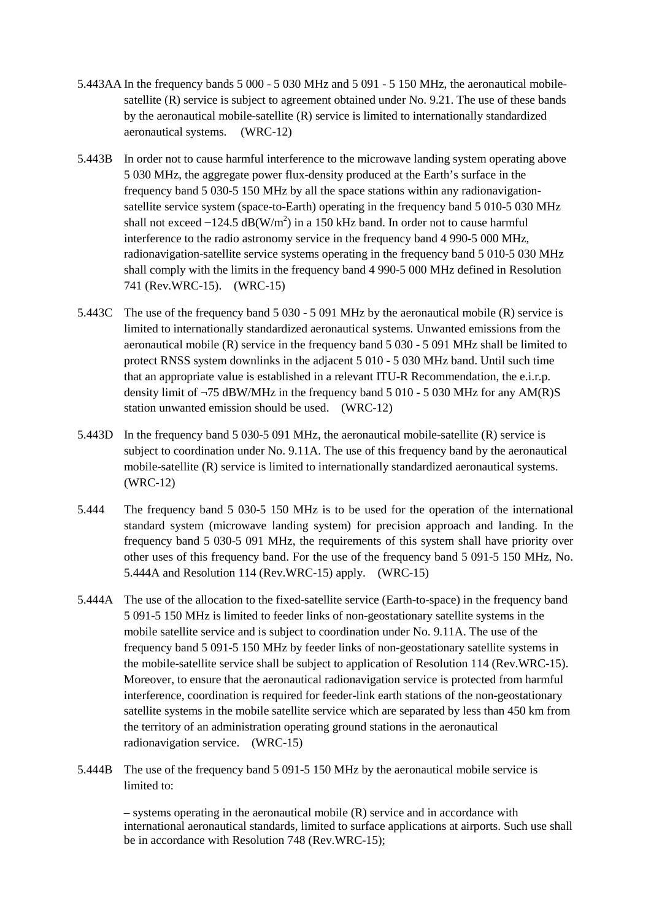5.443AA In the frequency bands 5 000 - 5 030 MHz and 5 091 - 5 150 MHz, the aeronautical mobile-satellite (R) service is subject to agreement obtained under No. 9.21. The use of these bands by the aeronautical mobile-satellite (R) service is limited to internationally standardized aeronautical systems. (WRC-12)

5.443B In order not to cause harmful interference to the microwave landing system operating above 5 030 MHz, the aggregate power flux-density produced at the Earth's surface in the frequency band 5 030-5 150 MHz by all the space stations within any radionavigation-satellite service system (space-to-Earth) operating in the frequency band 5 010-5 030 MHz shall not exceed −124.5 dB(W/m$^2$) in a 150 kHz band. In order not to cause harmful interference to the radio astronomy service in the frequency band 4 990-5 000 MHz, radionavigation-satellite service systems operating in the frequency band 5 010-5 030 MHz shall comply with the limits in the frequency band 4 990-5 000 MHz defined in Resolution 741 (Rev.WRC-15). (WRC-15)

5.443C The use of the frequency band 5 030 - 5 091 MHz by the aeronautical mobile (R) service is limited to internationally standardized aeronautical systems. Unwanted emissions from the aeronautical mobile (R) service in the frequency band 5 030 - 5 091 MHz shall be limited to protect RNSS system downlinks in the adjacent 5 010 - 5 030 MHz band. Until such time that an appropriate value is established in a relevant ITU-R Recommendation, the e.i.r.p. density limit of ¬75 dBW/MHz in the frequency band 5 010 - 5 030 MHz for any AM(R)S station unwanted emission should be used. (WRC-12)

5.443D In the frequency band 5 030-5 091 MHz, the aeronautical mobile-satellite (R) service is subject to coordination under No. 9.11A. The use of this frequency band by the aeronautical mobile-satellite (R) service is limited to internationally standardized aeronautical systems. (WRC-12)

5.444 The frequency band 5 030-5 150 MHz is to be used for the operation of the international standard system (microwave landing system) for precision approach and landing. In the frequency band 5 030-5 091 MHz, the requirements of this system shall have priority over other uses of this frequency band. For the use of the frequency band 5 091-5 150 MHz, No. 5.444A and Resolution 114 (Rev.WRC-15) apply. (WRC-15)

5.444A The use of the allocation to the fixed-satellite service (Earth-to-space) in the frequency band 5 091-5 150 MHz is limited to feeder links of non-geostationary satellite systems in the mobile satellite service and is subject to coordination under No. 9.11A. The use of the frequency band 5 091-5 150 MHz by feeder links of non-geostationary satellite systems in the mobile-satellite service shall be subject to application of Resolution 114 (Rev.WRC-15). Moreover, to ensure that the aeronautical radionavigation service is protected from harmful interference, coordination is required for feeder-link earth stations of the non-geostationary satellite systems in the mobile satellite service which are separated by less than 450 km from the territory of an administration operating ground stations in the aeronautical radionavigation service. (WRC-15)

5.444B The use of the frequency band 5 091-5 150 MHz by the aeronautical mobile service is limited to:

– systems operating in the aeronautical mobile (R) service and in accordance with international aeronautical standards, limited to surface applications at airports. Such use shall be in accordance with Resolution 748 (Rev.WRC-15);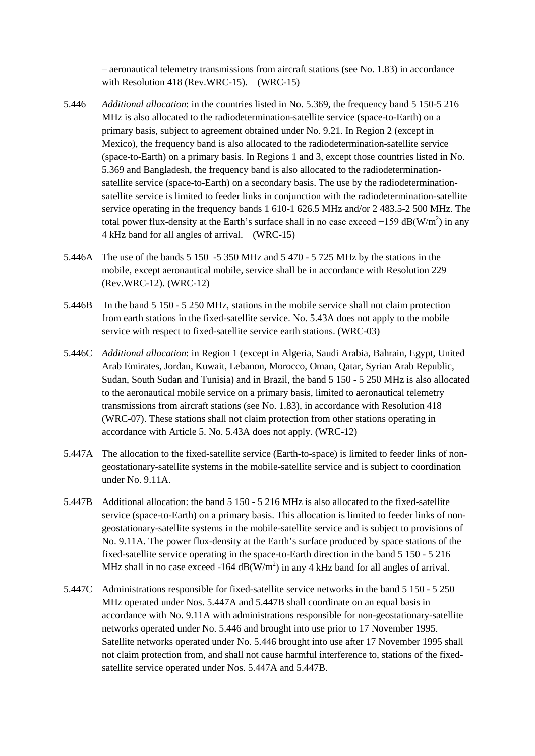– aeronautical telemetry transmissions from aircraft stations (see No. 1.83) in accordance with Resolution 418 (Rev.WRC-15). (WRC-15)

5.446 *Additional allocation*: in the countries listed in No. 5.369, the frequency band 5 150-5 216 MHz is also allocated to the radiodetermination-satellite service (space-to-Earth) on a primary basis, subject to agreement obtained under No. 9.21. In Region 2 (except in Mexico), the frequency band is also allocated to the radiodetermination-satellite service (space-to-Earth) on a primary basis. In Regions 1 and 3, except those countries listed in No. 5.369 and Bangladesh, the frequency band is also allocated to the radiodetermination-satellite service (space-to-Earth) on a secondary basis. The use by the radiodetermination-satellite service is limited to feeder links in conjunction with the radiodetermination-satellite service operating in the frequency bands 1 610-1 626.5 MHz and/or 2 483.5-2 500 MHz. The total power flux-density at the Earth's surface shall in no case exceed −159 dB(W/m$^2$) in any 4 kHz band for all angles of arrival. (WRC-15)

5.446A The use of the bands 5 150 -5 350 MHz and 5 470 - 5 725 MHz by the stations in the mobile, except aeronautical mobile, service shall be in accordance with Resolution 229 (Rev.WRC-12). (WRC-12)

5.446B In the band 5 150 - 5 250 MHz, stations in the mobile service shall not claim protection from earth stations in the fixed-satellite service. No. 5.43A does not apply to the mobile service with respect to fixed-satellite service earth stations. (WRC-03)

5.446C *Additional allocation*: in Region 1 (except in Algeria, Saudi Arabia, Bahrain, Egypt, United Arab Emirates, Jordan, Kuwait, Lebanon, Morocco, Oman, Qatar, Syrian Arab Republic, Sudan, South Sudan and Tunisia) and in Brazil, the band 5 150 - 5 250 MHz is also allocated to the aeronautical mobile service on a primary basis, limited to aeronautical telemetry transmissions from aircraft stations (see No. 1.83), in accordance with Resolution 418 (WRC-07). These stations shall not claim protection from other stations operating in accordance with Article 5. No. 5.43A does not apply. (WRC-12)

5.447A The allocation to the fixed-satellite service (Earth-to-space) is limited to feeder links of non-geostationary-satellite systems in the mobile-satellite service and is subject to coordination under No. 9.11A.

5.447B Additional allocation: the band 5 150 - 5 216 MHz is also allocated to the fixed-satellite service (space-to-Earth) on a primary basis. This allocation is limited to feeder links of non-geostationary-satellite systems in the mobile-satellite service and is subject to provisions of No. 9.11A. The power flux-density at the Earth's surface produced by space stations of the fixed-satellite service operating in the space-to-Earth direction in the band 5 150 - 5 216 MHz shall in no case exceed -164 dB(W/m$^2$) in any 4 kHz band for all angles of arrival.

5.447C Administrations responsible for fixed-satellite service networks in the band 5 150 - 5 250 MHz operated under Nos. 5.447A and 5.447B shall coordinate on an equal basis in accordance with No. 9.11A with administrations responsible for non-geostationary-satellite networks operated under No. 5.446 and brought into use prior to 17 November 1995. Satellite networks operated under No. 5.446 brought into use after 17 November 1995 shall not claim protection from, and shall not cause harmful interference to, stations of the fixed-satellite service operated under Nos. 5.447A and 5.447B.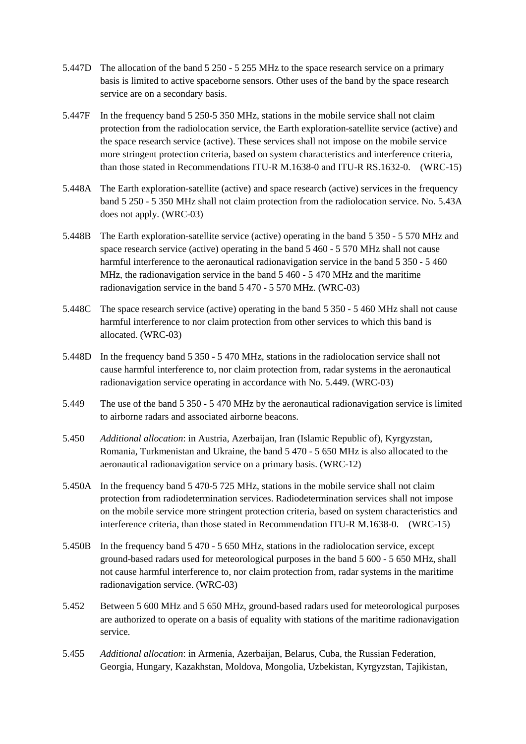5.447D The allocation of the band 5 250 - 5 255 MHz to the space research service on a primary basis is limited to active spaceborne sensors. Other uses of the band by the space research service are on a secondary basis.

5.447F In the frequency band 5 250-5 350 MHz, stations in the mobile service shall not claim protection from the radiolocation service, the Earth exploration-satellite service (active) and the space research service (active). These services shall not impose on the mobile service more stringent protection criteria, based on system characteristics and interference criteria, than those stated in Recommendations ITU-R M.1638-0 and ITU-R RS.1632-0. (WRC-15)

5.448A The Earth exploration-satellite (active) and space research (active) services in the frequency band 5 250 - 5 350 MHz shall not claim protection from the radiolocation service. No. 5.43A does not apply. (WRC-03)

5.448B The Earth exploration-satellite service (active) operating in the band 5 350 - 5 570 MHz and space research service (active) operating in the band 5 460 - 5 570 MHz shall not cause harmful interference to the aeronautical radionavigation service in the band 5 350 - 5 460 MHz, the radionavigation service in the band 5 460 - 5 470 MHz and the maritime radionavigation service in the band 5 470 - 5 570 MHz. (WRC-03)

5.448C The space research service (active) operating in the band 5 350 - 5 460 MHz shall not cause harmful interference to nor claim protection from other services to which this band is allocated. (WRC-03)

5.448D In the frequency band 5 350 - 5 470 MHz, stations in the radiolocation service shall not cause harmful interference to, nor claim protection from, radar systems in the aeronautical radionavigation service operating in accordance with No. 5.449. (WRC-03)

5.449 The use of the band 5 350 - 5 470 MHz by the aeronautical radionavigation service is limited to airborne radars and associated airborne beacons.

5.450 *Additional allocation*: in Austria, Azerbaijan, Iran (Islamic Republic of), Kyrgyzstan, Romania, Turkmenistan and Ukraine, the band 5 470 - 5 650 MHz is also allocated to the aeronautical radionavigation service on a primary basis. (WRC-12)

5.450A In the frequency band 5 470-5 725 MHz, stations in the mobile service shall not claim protection from radiodetermination services. Radiodetermination services shall not impose on the mobile service more stringent protection criteria, based on system characteristics and interference criteria, than those stated in Recommendation ITU-R M.1638-0. (WRC-15)

5.450B In the frequency band 5 470 - 5 650 MHz, stations in the radiolocation service, except ground-based radars used for meteorological purposes in the band 5 600 - 5 650 MHz, shall not cause harmful interference to, nor claim protection from, radar systems in the maritime radionavigation service. (WRC-03)

5.452 Between 5 600 MHz and 5 650 MHz, ground-based radars used for meteorological purposes are authorized to operate on a basis of equality with stations of the maritime radionavigation service.

5.455 *Additional allocation*: in Armenia, Azerbaijan, Belarus, Cuba, the Russian Federation, Georgia, Hungary, Kazakhstan, Moldova, Mongolia, Uzbekistan, Kyrgyzstan, Tajikistan,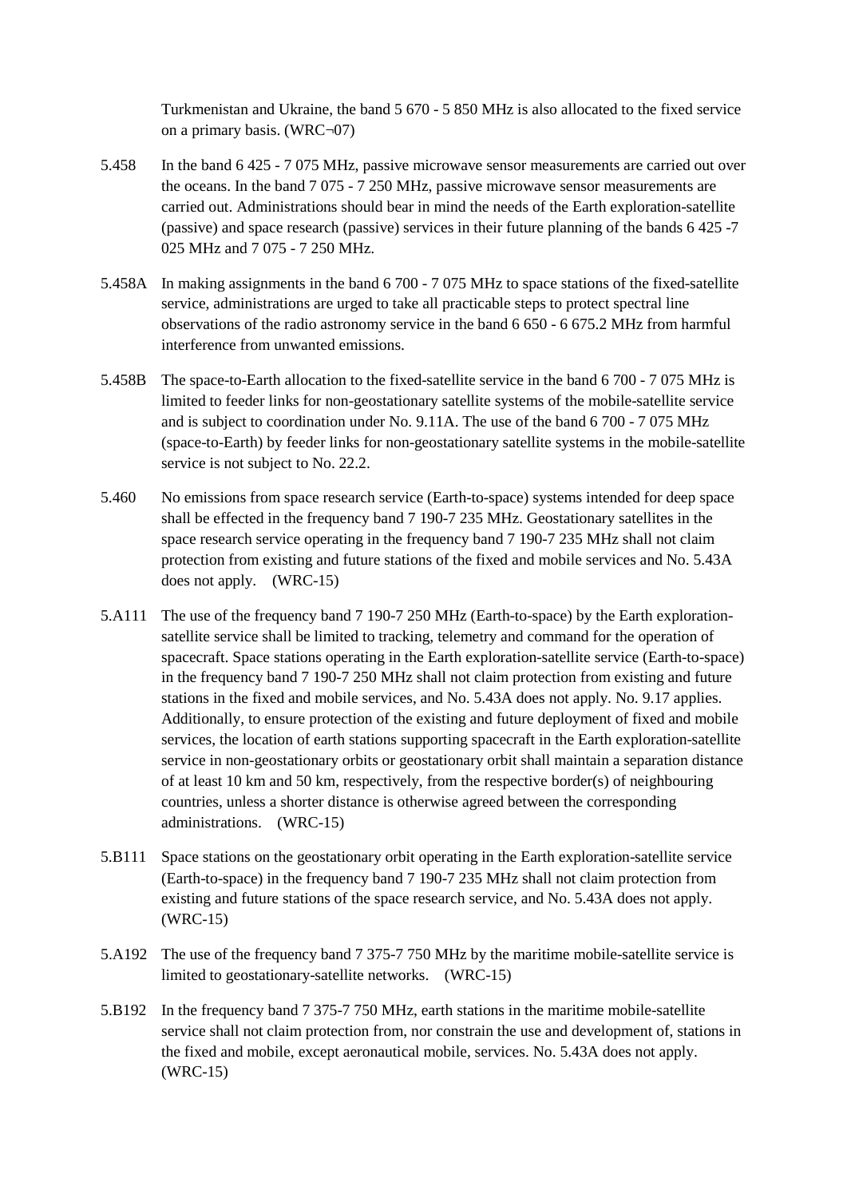Turkmenistan and Ukraine, the band 5 670 - 5 850 MHz is also allocated to the fixed service on a primary basis. (WRC¬07)

5.458 In the band 6 425 - 7 075 MHz, passive microwave sensor measurements are carried out over the oceans. In the band 7 075 - 7 250 MHz, passive microwave sensor measurements are carried out. Administrations should bear in mind the needs of the Earth exploration-satellite (passive) and space research (passive) services in their future planning of the bands 6 425 -7 025 MHz and 7 075 - 7 250 MHz.

5.458A In making assignments in the band 6 700 - 7 075 MHz to space stations of the fixed-satellite service, administrations are urged to take all practicable steps to protect spectral line observations of the radio astronomy service in the band 6 650 - 6 675.2 MHz from harmful interference from unwanted emissions.

5.458B The space-to-Earth allocation to the fixed-satellite service in the band 6 700 - 7 075 MHz is limited to feeder links for non-geostationary satellite systems of the mobile-satellite service and is subject to coordination under No. 9.11A. The use of the band 6 700 - 7 075 MHz (space-to-Earth) by feeder links for non-geostationary satellite systems in the mobile-satellite service is not subject to No. 22.2.

5.460 No emissions from space research service (Earth-to-space) systems intended for deep space shall be effected in the frequency band 7 190-7 235 MHz. Geostationary satellites in the space research service operating in the frequency band 7 190-7 235 MHz shall not claim protection from existing and future stations of the fixed and mobile services and No. 5.43A does not apply. (WRC-15)

5.A111 The use of the frequency band 7 190-7 250 MHz (Earth-to-space) by the Earth exploration-satellite service shall be limited to tracking, telemetry and command for the operation of spacecraft. Space stations operating in the Earth exploration-satellite service (Earth-to-space) in the frequency band 7 190-7 250 MHz shall not claim protection from existing and future stations in the fixed and mobile services, and No. 5.43A does not apply. No. 9.17 applies. Additionally, to ensure protection of the existing and future deployment of fixed and mobile services, the location of earth stations supporting spacecraft in the Earth exploration-satellite service in non-geostationary orbits or geostationary orbit shall maintain a separation distance of at least 10 km and 50 km, respectively, from the respective border(s) of neighbouring countries, unless a shorter distance is otherwise agreed between the corresponding administrations. (WRC-15)

5.B111 Space stations on the geostationary orbit operating in the Earth exploration-satellite service (Earth-to-space) in the frequency band 7 190-7 235 MHz shall not claim protection from existing and future stations of the space research service, and No. 5.43A does not apply. (WRC-15)

5.A192 The use of the frequency band 7 375-7 750 MHz by the maritime mobile-satellite service is limited to geostationary-satellite networks. (WRC-15)

5.B192 In the frequency band 7 375-7 750 MHz, earth stations in the maritime mobile-satellite service shall not claim protection from, nor constrain the use and development of, stations in the fixed and mobile, except aeronautical mobile, services. No. 5.43A does not apply. (WRC-15)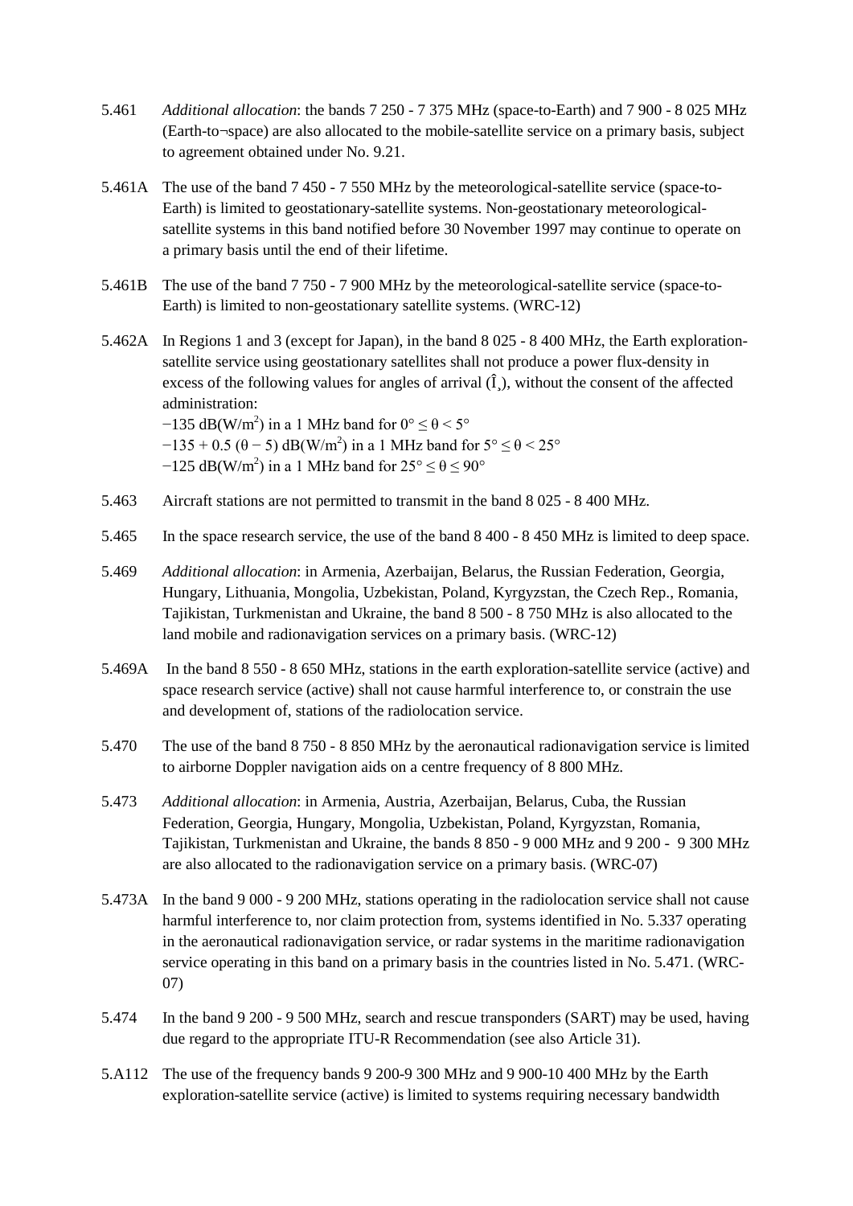5.461 *Additional allocation*: the bands 7 250 - 7 375 MHz (space-to-Earth) and 7 900 - 8 025 MHz (Earth-to¬space) are also allocated to the mobile-satellite service on a primary basis, subject to agreement obtained under No. 9.21.

5.461A The use of the band 7 450 - 7 550 MHz by the meteorological-satellite service (space-to-Earth) is limited to geostationary-satellite systems. Non-geostationary meteorological-satellite systems in this band notified before 30 November 1997 may continue to operate on a primary basis until the end of their lifetime.

5.461B The use of the band 7 750 - 7 900 MHz by the meteorological-satellite service (space-to-Earth) is limited to non-geostationary satellite systems. (WRC-12)

5.462A In Regions 1 and 3 (except for Japan), in the band 8 025 - 8 400 MHz, the Earth exploration-satellite service using geostationary satellites shall not produce a power flux-density in excess of the following values for angles of arrival (Î¸), without the consent of the affected administration:
$-135$ dB(W/m$^2$) in a 1 MHz band for $0° \leq \theta < 5°$
$-135 + 0.5 (\theta - 5)$ dB(W/m$^2$) in a 1 MHz band for $5° \leq \theta < 25°$
$-125$ dB(W/m$^2$) in a 1 MHz band for $25° \leq \theta \leq 90°$

5.463 Aircraft stations are not permitted to transmit in the band 8 025 - 8 400 MHz.

5.465 In the space research service, the use of the band 8 400 - 8 450 MHz is limited to deep space.

5.469 *Additional allocation*: in Armenia, Azerbaijan, Belarus, the Russian Federation, Georgia, Hungary, Lithuania, Mongolia, Uzbekistan, Poland, Kyrgyzstan, the Czech Rep., Romania, Tajikistan, Turkmenistan and Ukraine, the band 8 500 - 8 750 MHz is also allocated to the land mobile and radionavigation services on a primary basis. (WRC-12)

5.469A In the band 8 550 - 8 650 MHz, stations in the earth exploration-satellite service (active) and space research service (active) shall not cause harmful interference to, or constrain the use and development of, stations of the radiolocation service.

5.470 The use of the band 8 750 - 8 850 MHz by the aeronautical radionavigation service is limited to airborne Doppler navigation aids on a centre frequency of 8 800 MHz.

5.473 *Additional allocation*: in Armenia, Austria, Azerbaijan, Belarus, Cuba, the Russian Federation, Georgia, Hungary, Mongolia, Uzbekistan, Poland, Kyrgyzstan, Romania, Tajikistan, Turkmenistan and Ukraine, the bands 8 850 - 9 000 MHz and 9 200 - 9 300 MHz are also allocated to the radionavigation service on a primary basis. (WRC-07)

5.473A In the band 9 000 - 9 200 MHz, stations operating in the radiolocation service shall not cause harmful interference to, nor claim protection from, systems identified in No. 5.337 operating in the aeronautical radionavigation service, or radar systems in the maritime radionavigation service operating in this band on a primary basis in the countries listed in No. 5.471. (WRC-07)

5.474 In the band 9 200 - 9 500 MHz, search and rescue transponders (SART) may be used, having due regard to the appropriate ITU-R Recommendation (see also Article 31).

5.A112 The use of the frequency bands 9 200-9 300 MHz and 9 900-10 400 MHz by the Earth exploration-satellite service (active) is limited to systems requiring necessary bandwidth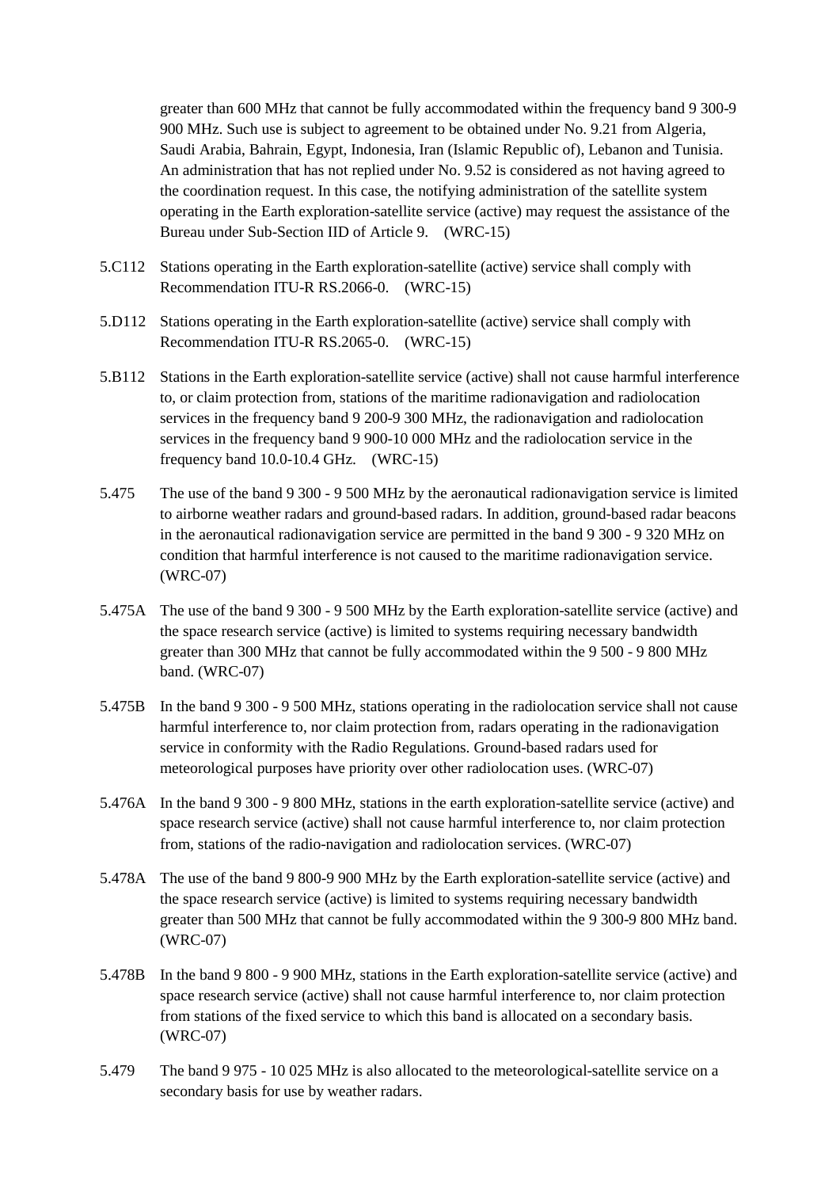greater than 600 MHz that cannot be fully accommodated within the frequency band 9 300-9 900 MHz. Such use is subject to agreement to be obtained under No. 9.21 from Algeria, Saudi Arabia, Bahrain, Egypt, Indonesia, Iran (Islamic Republic of), Lebanon and Tunisia. An administration that has not replied under No. 9.52 is considered as not having agreed to the coordination request. In this case, the notifying administration of the satellite system operating in the Earth exploration-satellite service (active) may request the assistance of the Bureau under Sub-Section IID of Article 9. (WRC-15)

5.C112 Stations operating in the Earth exploration-satellite (active) service shall comply with Recommendation ITU-R RS.2066-0. (WRC-15)

5.D112 Stations operating in the Earth exploration-satellite (active) service shall comply with Recommendation ITU-R RS.2065-0. (WRC-15)

5.B112 Stations in the Earth exploration-satellite service (active) shall not cause harmful interference to, or claim protection from, stations of the maritime radionavigation and radiolocation services in the frequency band 9 200-9 300 MHz, the radionavigation and radiolocation services in the frequency band 9 900-10 000 MHz and the radiolocation service in the frequency band 10.0-10.4 GHz. (WRC-15)

5.475 The use of the band 9 300 - 9 500 MHz by the aeronautical radionavigation service is limited to airborne weather radars and ground-based radars. In addition, ground-based radar beacons in the aeronautical radionavigation service are permitted in the band 9 300 - 9 320 MHz on condition that harmful interference is not caused to the maritime radionavigation service. (WRC-07)

5.475A The use of the band 9 300 - 9 500 MHz by the Earth exploration-satellite service (active) and the space research service (active) is limited to systems requiring necessary bandwidth greater than 300 MHz that cannot be fully accommodated within the 9 500 - 9 800 MHz band. (WRC-07)

5.475B In the band 9 300 - 9 500 MHz, stations operating in the radiolocation service shall not cause harmful interference to, nor claim protection from, radars operating in the radionavigation service in conformity with the Radio Regulations. Ground-based radars used for meteorological purposes have priority over other radiolocation uses. (WRC-07)

5.476A In the band 9 300 - 9 800 MHz, stations in the earth exploration-satellite service (active) and space research service (active) shall not cause harmful interference to, nor claim protection from, stations of the radio-navigation and radiolocation services. (WRC-07)

5.478A The use of the band 9 800-9 900 MHz by the Earth exploration-satellite service (active) and the space research service (active) is limited to systems requiring necessary bandwidth greater than 500 MHz that cannot be fully accommodated within the 9 300-9 800 MHz band. (WRC-07)

5.478B In the band 9 800 - 9 900 MHz, stations in the Earth exploration-satellite service (active) and space research service (active) shall not cause harmful interference to, nor claim protection from stations of the fixed service to which this band is allocated on a secondary basis. (WRC-07)

5.479 The band 9 975 - 10 025 MHz is also allocated to the meteorological-satellite service on a secondary basis for use by weather radars.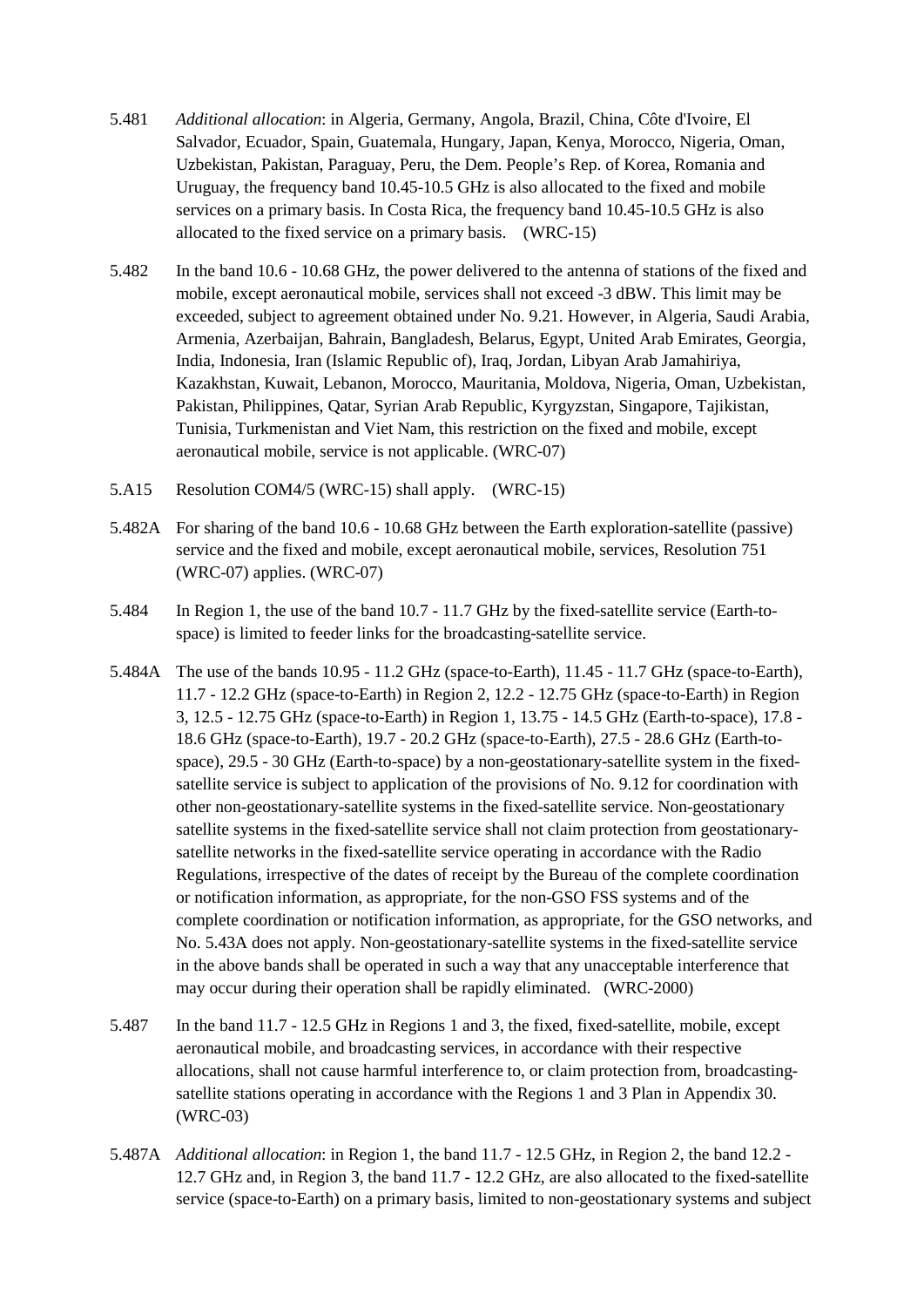5.481 *Additional allocation*: in Algeria, Germany, Angola, Brazil, China, Côte d'Ivoire, El Salvador, Ecuador, Spain, Guatemala, Hungary, Japan, Kenya, Morocco, Nigeria, Oman, Uzbekistan, Pakistan, Paraguay, Peru, the Dem. People's Rep. of Korea, Romania and Uruguay, the frequency band 10.45-10.5 GHz is also allocated to the fixed and mobile services on a primary basis. In Costa Rica, the frequency band 10.45-10.5 GHz is also allocated to the fixed service on a primary basis. (WRC-15)

5.482 In the band 10.6 - 10.68 GHz, the power delivered to the antenna of stations of the fixed and mobile, except aeronautical mobile, services shall not exceed -3 dBW. This limit may be exceeded, subject to agreement obtained under No. 9.21. However, in Algeria, Saudi Arabia, Armenia, Azerbaijan, Bahrain, Bangladesh, Belarus, Egypt, United Arab Emirates, Georgia, India, Indonesia, Iran (Islamic Republic of), Iraq, Jordan, Libyan Arab Jamahiriya, Kazakhstan, Kuwait, Lebanon, Morocco, Mauritania, Moldova, Nigeria, Oman, Uzbekistan, Pakistan, Philippines, Qatar, Syrian Arab Republic, Kyrgyzstan, Singapore, Tajikistan, Tunisia, Turkmenistan and Viet Nam, this restriction on the fixed and mobile, except aeronautical mobile, service is not applicable. (WRC-07)

5.A15 Resolution COM4/5 (WRC-15) shall apply. (WRC-15)

5.482A For sharing of the band 10.6 - 10.68 GHz between the Earth exploration-satellite (passive) service and the fixed and mobile, except aeronautical mobile, services, Resolution 751 (WRC-07) applies. (WRC-07)

5.484 In Region 1, the use of the band 10.7 - 11.7 GHz by the fixed-satellite service (Earth-to-space) is limited to feeder links for the broadcasting-satellite service.

5.484A The use of the bands 10.95 - 11.2 GHz (space-to-Earth), 11.45 - 11.7 GHz (space-to-Earth), 11.7 - 12.2 GHz (space-to-Earth) in Region 2, 12.2 - 12.75 GHz (space-to-Earth) in Region 3, 12.5 - 12.75 GHz (space-to-Earth) in Region 1, 13.75 - 14.5 GHz (Earth-to-space), 17.8 - 18.6 GHz (space-to-Earth), 19.7 - 20.2 GHz (space-to-Earth), 27.5 - 28.6 GHz (Earth-to-space), 29.5 - 30 GHz (Earth-to-space) by a non-geostationary-satellite system in the fixed-satellite service is subject to application of the provisions of No. 9.12 for coordination with other non-geostationary-satellite systems in the fixed-satellite service. Non-geostationary satellite systems in the fixed-satellite service shall not claim protection from geostationary-satellite networks in the fixed-satellite service operating in accordance with the Radio Regulations, irrespective of the dates of receipt by the Bureau of the complete coordination or notification information, as appropriate, for the non-GSO FSS systems and of the complete coordination or notification information, as appropriate, for the GSO networks, and No. 5.43A does not apply. Non-geostationary-satellite systems in the fixed-satellite service in the above bands shall be operated in such a way that any unacceptable interference that may occur during their operation shall be rapidly eliminated. (WRC-2000)

5.487 In the band 11.7 - 12.5 GHz in Regions 1 and 3, the fixed, fixed-satellite, mobile, except aeronautical mobile, and broadcasting services, in accordance with their respective allocations, shall not cause harmful interference to, or claim protection from, broadcasting-satellite stations operating in accordance with the Regions 1 and 3 Plan in Appendix 30. (WRC-03)

5.487A *Additional allocation*: in Region 1, the band 11.7 - 12.5 GHz, in Region 2, the band 12.2 - 12.7 GHz and, in Region 3, the band 11.7 - 12.2 GHz, are also allocated to the fixed-satellite service (space-to-Earth) on a primary basis, limited to non-geostationary systems and subject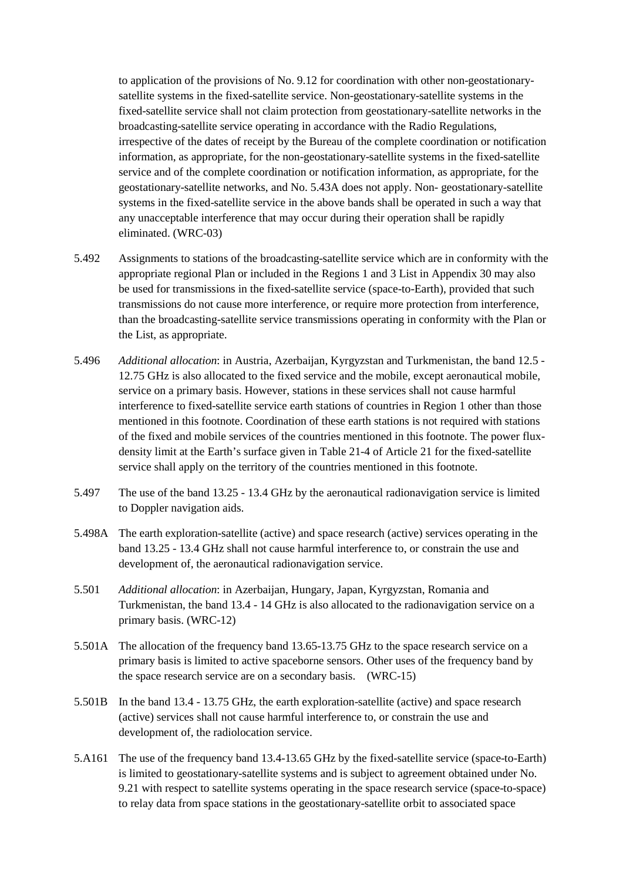to application of the provisions of No. 9.12 for coordination with other non-geostationary-satellite systems in the fixed-satellite service. Non-geostationary-satellite systems in the fixed-satellite service shall not claim protection from geostationary-satellite networks in the broadcasting-satellite service operating in accordance with the Radio Regulations, irrespective of the dates of receipt by the Bureau of the complete coordination or notification information, as appropriate, for the non-geostationary-satellite systems in the fixed-satellite service and of the complete coordination or notification information, as appropriate, for the geostationary-satellite networks, and No. 5.43A does not apply. Non- geostationary-satellite systems in the fixed-satellite service in the above bands shall be operated in such a way that any unacceptable interference that may occur during their operation shall be rapidly eliminated. (WRC-03)

5.492 Assignments to stations of the broadcasting-satellite service which are in conformity with the appropriate regional Plan or included in the Regions 1 and 3 List in Appendix 30 may also be used for transmissions in the fixed-satellite service (space-to-Earth), provided that such transmissions do not cause more interference, or require more protection from interference, than the broadcasting-satellite service transmissions operating in conformity with the Plan or the List, as appropriate.

5.496 *Additional allocation*: in Austria, Azerbaijan, Kyrgyzstan and Turkmenistan, the band 12.5 - 12.75 GHz is also allocated to the fixed service and the mobile, except aeronautical mobile, service on a primary basis. However, stations in these services shall not cause harmful interference to fixed-satellite service earth stations of countries in Region 1 other than those mentioned in this footnote. Coordination of these earth stations is not required with stations of the fixed and mobile services of the countries mentioned in this footnote. The power flux-density limit at the Earth's surface given in Table 21-4 of Article 21 for the fixed-satellite service shall apply on the territory of the countries mentioned in this footnote.

5.497 The use of the band 13.25 - 13.4 GHz by the aeronautical radionavigation service is limited to Doppler navigation aids.

5.498A The earth exploration-satellite (active) and space research (active) services operating in the band 13.25 - 13.4 GHz shall not cause harmful interference to, or constrain the use and development of, the aeronautical radionavigation service.

5.501 *Additional allocation*: in Azerbaijan, Hungary, Japan, Kyrgyzstan, Romania and Turkmenistan, the band 13.4 - 14 GHz is also allocated to the radionavigation service on a primary basis. (WRC-12)

5.501A The allocation of the frequency band 13.65-13.75 GHz to the space research service on a primary basis is limited to active spaceborne sensors. Other uses of the frequency band by the space research service are on a secondary basis. (WRC-15)

5.501B In the band 13.4 - 13.75 GHz, the earth exploration-satellite (active) and space research (active) services shall not cause harmful interference to, or constrain the use and development of, the radiolocation service.

5.A161 The use of the frequency band 13.4-13.65 GHz by the fixed-satellite service (space-to-Earth) is limited to geostationary-satellite systems and is subject to agreement obtained under No. 9.21 with respect to satellite systems operating in the space research service (space-to-space) to relay data from space stations in the geostationary-satellite orbit to associated space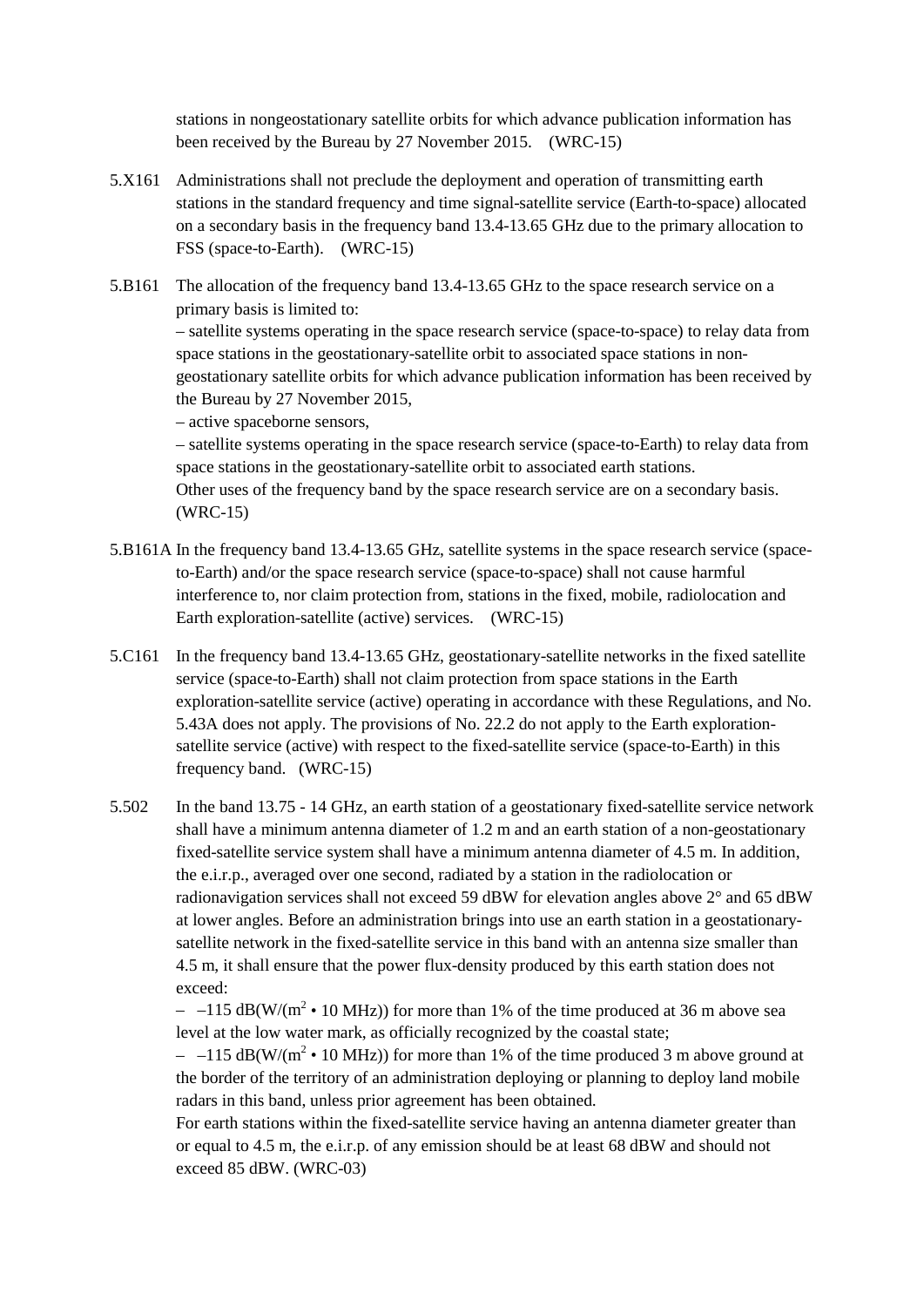stations in nongeostationary satellite orbits for which advance publication information has been received by the Bureau by 27 November 2015. (WRC-15)

5.X161 Administrations shall not preclude the deployment and operation of transmitting earth stations in the standard frequency and time signal-satellite service (Earth-to-space) allocated on a secondary basis in the frequency band 13.4-13.65 GHz due to the primary allocation to FSS (space-to-Earth). (WRC-15)

5.B161 The allocation of the frequency band 13.4-13.65 GHz to the space research service on a primary basis is limited to:
– satellite systems operating in the space research service (space-to-space) to relay data from space stations in the geostationary-satellite orbit to associated space stations in non-geostationary satellite orbits for which advance publication information has been received by the Bureau by 27 November 2015,
– active spaceborne sensors,
– satellite systems operating in the space research service (space-to-Earth) to relay data from space stations in the geostationary-satellite orbit to associated earth stations.
Other uses of the frequency band by the space research service are on a secondary basis. (WRC-15)

5.B161A In the frequency band 13.4-13.65 GHz, satellite systems in the space research service (space-to-Earth) and/or the space research service (space-to-space) shall not cause harmful interference to, nor claim protection from, stations in the fixed, mobile, radiolocation and Earth exploration-satellite (active) services. (WRC-15)

5.C161 In the frequency band 13.4-13.65 GHz, geostationary-satellite networks in the fixed satellite service (space-to-Earth) shall not claim protection from space stations in the Earth exploration-satellite service (active) operating in accordance with these Regulations, and No. 5.43A does not apply. The provisions of No. 22.2 do not apply to the Earth exploration-satellite service (active) with respect to the fixed-satellite service (space-to-Earth) in this frequency band. (WRC-15)

5.502 In the band 13.75 - 14 GHz, an earth station of a geostationary fixed-satellite service network shall have a minimum antenna diameter of 1.2 m and an earth station of a non-geostationary fixed-satellite service system shall have a minimum antenna diameter of 4.5 m. In addition, the e.i.r.p., averaged over one second, radiated by a station in the radiolocation or radionavigation services shall not exceed 59 dBW for elevation angles above 2° and 65 dBW at lower angles. Before an administration brings into use an earth station in a geostationary-satellite network in the fixed-satellite service in this band with an antenna size smaller than 4.5 m, it shall ensure that the power flux-density produced by this earth station does not exceed:
– –115 dB(W/($m^2$ • 10 MHz)) for more than 1% of the time produced at 36 m above sea level at the low water mark, as officially recognized by the coastal state;
– –115 dB(W/($m^2$ • 10 MHz)) for more than 1% of the time produced 3 m above ground at the border of the territory of an administration deploying or planning to deploy land mobile radars in this band, unless prior agreement has been obtained.
For earth stations within the fixed-satellite service having an antenna diameter greater than or equal to 4.5 m, the e.i.r.p. of any emission should be at least 68 dBW and should not exceed 85 dBW. (WRC-03)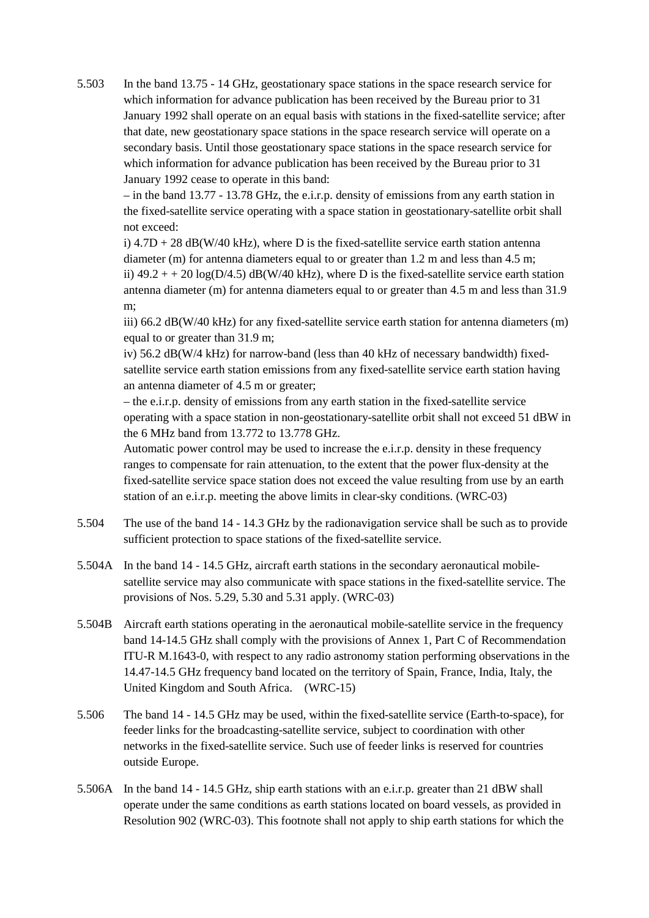5.503 In the band 13.75 - 14 GHz, geostationary space stations in the space research service for which information for advance publication has been received by the Bureau prior to 31 January 1992 shall operate on an equal basis with stations in the fixed-satellite service; after that date, new geostationary space stations in the space research service will operate on a secondary basis. Until those geostationary space stations in the space research service for which information for advance publication has been received by the Bureau prior to 31 January 1992 cease to operate in this band:

– in the band 13.77 - 13.78 GHz, the e.i.r.p. density of emissions from any earth station in the fixed-satellite service operating with a space station in geostationary-satellite orbit shall not exceed:

i) $4.7D + 28$ dB(W/40 kHz), where D is the fixed-satellite service earth station antenna diameter (m) for antenna diameters equal to or greater than 1.2 m and less than 4.5 m;

ii) $49.2 + + 20 \log(D/4.5)$ dB(W/40 kHz), where D is the fixed-satellite service earth station antenna diameter (m) for antenna diameters equal to or greater than 4.5 m and less than 31.9 m;

iii) 66.2 dB(W/40 kHz) for any fixed-satellite service earth station for antenna diameters (m) equal to or greater than 31.9 m;

iv) 56.2 dB(W/4 kHz) for narrow-band (less than 40 kHz of necessary bandwidth) fixed-satellite service earth station emissions from any fixed-satellite service earth station having an antenna diameter of 4.5 m or greater;

– the e.i.r.p. density of emissions from any earth station in the fixed-satellite service operating with a space station in non-geostationary-satellite orbit shall not exceed 51 dBW in the 6 MHz band from 13.772 to 13.778 GHz.

Automatic power control may be used to increase the e.i.r.p. density in these frequency ranges to compensate for rain attenuation, to the extent that the power flux-density at the fixed-satellite service space station does not exceed the value resulting from use by an earth station of an e.i.r.p. meeting the above limits in clear-sky conditions. (WRC-03)

5.504 The use of the band 14 - 14.3 GHz by the radionavigation service shall be such as to provide sufficient protection to space stations of the fixed-satellite service.

5.504A In the band 14 - 14.5 GHz, aircraft earth stations in the secondary aeronautical mobile-satellite service may also communicate with space stations in the fixed-satellite service. The provisions of Nos. 5.29, 5.30 and 5.31 apply. (WRC-03)

5.504B Aircraft earth stations operating in the aeronautical mobile-satellite service in the frequency band 14-14.5 GHz shall comply with the provisions of Annex 1, Part C of Recommendation ITU-R M.1643-0, with respect to any radio astronomy station performing observations in the 14.47-14.5 GHz frequency band located on the territory of Spain, France, India, Italy, the United Kingdom and South Africa. (WRC-15)

5.506 The band 14 - 14.5 GHz may be used, within the fixed-satellite service (Earth-to-space), for feeder links for the broadcasting-satellite service, subject to coordination with other networks in the fixed-satellite service. Such use of feeder links is reserved for countries outside Europe.

5.506A In the band 14 - 14.5 GHz, ship earth stations with an e.i.r.p. greater than 21 dBW shall operate under the same conditions as earth stations located on board vessels, as provided in Resolution 902 (WRC-03). This footnote shall not apply to ship earth stations for which the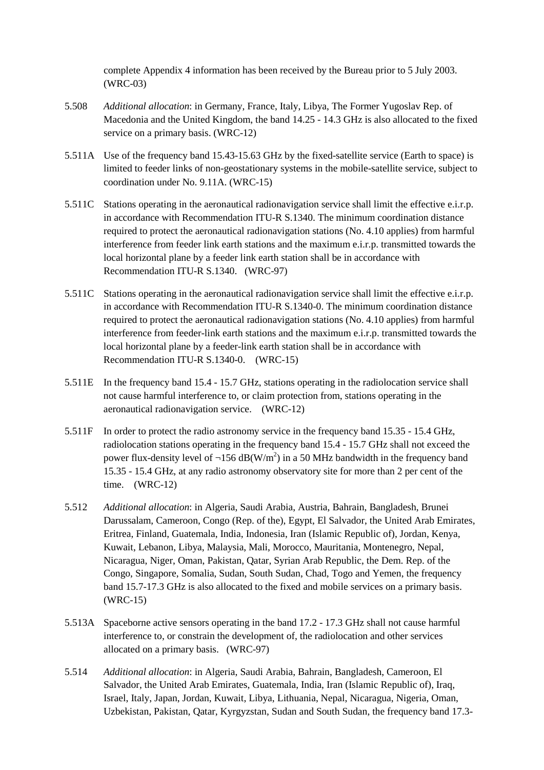complete Appendix 4 information has been received by the Bureau prior to 5 July 2003. (WRC-03)

5.508 *Additional allocation*: in Germany, France, Italy, Libya, The Former Yugoslav Rep. of Macedonia and the United Kingdom, the band 14.25 - 14.3 GHz is also allocated to the fixed service on a primary basis. (WRC-12)

5.511A Use of the frequency band 15.43-15.63 GHz by the fixed-satellite service (Earth to space) is limited to feeder links of non-geostationary systems in the mobile-satellite service, subject to coordination under No. 9.11A. (WRC-15)

5.511C Stations operating in the aeronautical radionavigation service shall limit the effective e.i.r.p. in accordance with Recommendation ITU-R S.1340. The minimum coordination distance required to protect the aeronautical radionavigation stations (No. 4.10 applies) from harmful interference from feeder link earth stations and the maximum e.i.r.p. transmitted towards the local horizontal plane by a feeder link earth station shall be in accordance with Recommendation ITU-R S.1340. (WRC-97)

5.511C Stations operating in the aeronautical radionavigation service shall limit the effective e.i.r.p. in accordance with Recommendation ITU-R S.1340-0. The minimum coordination distance required to protect the aeronautical radionavigation stations (No. 4.10 applies) from harmful interference from feeder-link earth stations and the maximum e.i.r.p. transmitted towards the local horizontal plane by a feeder-link earth station shall be in accordance with Recommendation ITU-R S.1340-0. (WRC-15)

5.511E In the frequency band 15.4 - 15.7 GHz, stations operating in the radiolocation service shall not cause harmful interference to, or claim protection from, stations operating in the aeronautical radionavigation service. (WRC-12)

5.511F In order to protect the radio astronomy service in the frequency band 15.35 - 15.4 GHz, radiolocation stations operating in the frequency band 15.4 - 15.7 GHz shall not exceed the power flux-density level of ¬156 dB(W/$m^2$) in a 50 MHz bandwidth in the frequency band 15.35 - 15.4 GHz, at any radio astronomy observatory site for more than 2 per cent of the time. (WRC-12)

5.512 *Additional allocation*: in Algeria, Saudi Arabia, Austria, Bahrain, Bangladesh, Brunei Darussalam, Cameroon, Congo (Rep. of the), El Salvador, the United Arab Emirates, Eritrea, Finland, Guatemala, India, Indonesia, Iran (Islamic Republic of), Jordan, Kenya, Kuwait, Lebanon, Libya, Malaysia, Mali, Morocco, Mauritania, Montenegro, Nepal, Nicaragua, Niger, Oman, Pakistan, Qatar, Syrian Arab Republic, the Dem. Rep. of the Congo, Singapore, Somalia, Sudan, South Sudan, Chad, Togo and Yemen, the frequency band 15.7-17.3 GHz is also allocated to the fixed and mobile services on a primary basis. (WRC-15)

5.513A Spaceborne active sensors operating in the band 17.2 - 17.3 GHz shall not cause harmful interference to, or constrain the development of, the radiolocation and other services allocated on a primary basis. (WRC-97)

5.514 *Additional allocation*: in Algeria, Saudi Arabia, Bahrain, Bangladesh, Cameroon, El Salvador, the United Arab Emirates, Guatemala, India, Iran (Islamic Republic of), Iraq, Israel, Italy, Japan, Jordan, Kuwait, Libya, Lithuania, Nepal, Nicaragua, Nigeria, Oman, Uzbekistan, Pakistan, Qatar, Kyrgyzstan, Sudan and South Sudan, the frequency band 17.3-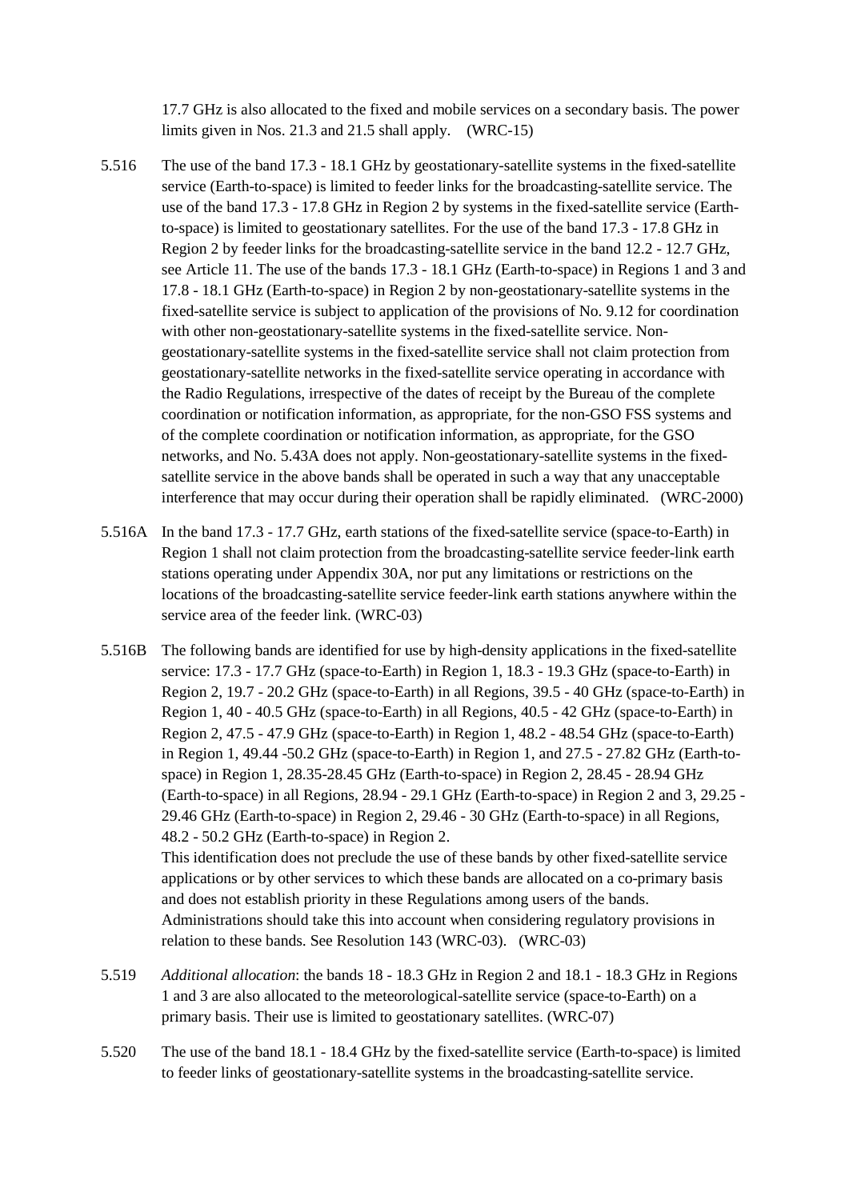17.7 GHz is also allocated to the fixed and mobile services on a secondary basis. The power limits given in Nos. 21.3 and 21.5 shall apply. (WRC-15)

5.516 The use of the band 17.3 - 18.1 GHz by geostationary-satellite systems in the fixed-satellite service (Earth-to-space) is limited to feeder links for the broadcasting-satellite service. The use of the band 17.3 - 17.8 GHz in Region 2 by systems in the fixed-satellite service (Earth-to-space) is limited to geostationary satellites. For the use of the band 17.3 - 17.8 GHz in Region 2 by feeder links for the broadcasting-satellite service in the band 12.2 - 12.7 GHz, see Article 11. The use of the bands 17.3 - 18.1 GHz (Earth-to-space) in Regions 1 and 3 and 17.8 - 18.1 GHz (Earth-to-space) in Region 2 by non-geostationary-satellite systems in the fixed-satellite service is subject to application of the provisions of No. 9.12 for coordination with other non-geostationary-satellite systems in the fixed-satellite service. Non-geostationary-satellite systems in the fixed-satellite service shall not claim protection from geostationary-satellite networks in the fixed-satellite service operating in accordance with the Radio Regulations, irrespective of the dates of receipt by the Bureau of the complete coordination or notification information, as appropriate, for the non-GSO FSS systems and of the complete coordination or notification information, as appropriate, for the GSO networks, and No. 5.43A does not apply. Non-geostationary-satellite systems in the fixed-satellite service in the above bands shall be operated in such a way that any unacceptable interference that may occur during their operation shall be rapidly eliminated. (WRC-2000)

5.516A In the band 17.3 - 17.7 GHz, earth stations of the fixed-satellite service (space-to-Earth) in Region 1 shall not claim protection from the broadcasting-satellite service feeder-link earth stations operating under Appendix 30A, nor put any limitations or restrictions on the locations of the broadcasting-satellite service feeder-link earth stations anywhere within the service area of the feeder link. (WRC-03)

5.516B The following bands are identified for use by high-density applications in the fixed-satellite service: 17.3 - 17.7 GHz (space-to-Earth) in Region 1, 18.3 - 19.3 GHz (space-to-Earth) in Region 2, 19.7 - 20.2 GHz (space-to-Earth) in all Regions, 39.5 - 40 GHz (space-to-Earth) in Region 1, 40 - 40.5 GHz (space-to-Earth) in all Regions, 40.5 - 42 GHz (space-to-Earth) in Region 2, 47.5 - 47.9 GHz (space-to-Earth) in Region 1, 48.2 - 48.54 GHz (space-to-Earth) in Region 1, 49.44 -50.2 GHz (space-to-Earth) in Region 1, and 27.5 - 27.82 GHz (Earth-to-space) in Region 1, 28.35-28.45 GHz (Earth-to-space) in Region 2, 28.45 - 28.94 GHz (Earth-to-space) in all Regions, 28.94 - 29.1 GHz (Earth-to-space) in Region 2 and 3, 29.25 - 29.46 GHz (Earth-to-space) in Region 2, 29.46 - 30 GHz (Earth-to-space) in all Regions, 48.2 - 50.2 GHz (Earth-to-space) in Region 2.

This identification does not preclude the use of these bands by other fixed-satellite service applications or by other services to which these bands are allocated on a co-primary basis and does not establish priority in these Regulations among users of the bands. Administrations should take this into account when considering regulatory provisions in relation to these bands. See Resolution 143 (WRC-03). (WRC-03)

5.519 *Additional allocation*: the bands 18 - 18.3 GHz in Region 2 and 18.1 - 18.3 GHz in Regions 1 and 3 are also allocated to the meteorological-satellite service (space-to-Earth) on a primary basis. Their use is limited to geostationary satellites. (WRC-07)

5.520 The use of the band 18.1 - 18.4 GHz by the fixed-satellite service (Earth-to-space) is limited to feeder links of geostationary-satellite systems in the broadcasting-satellite service.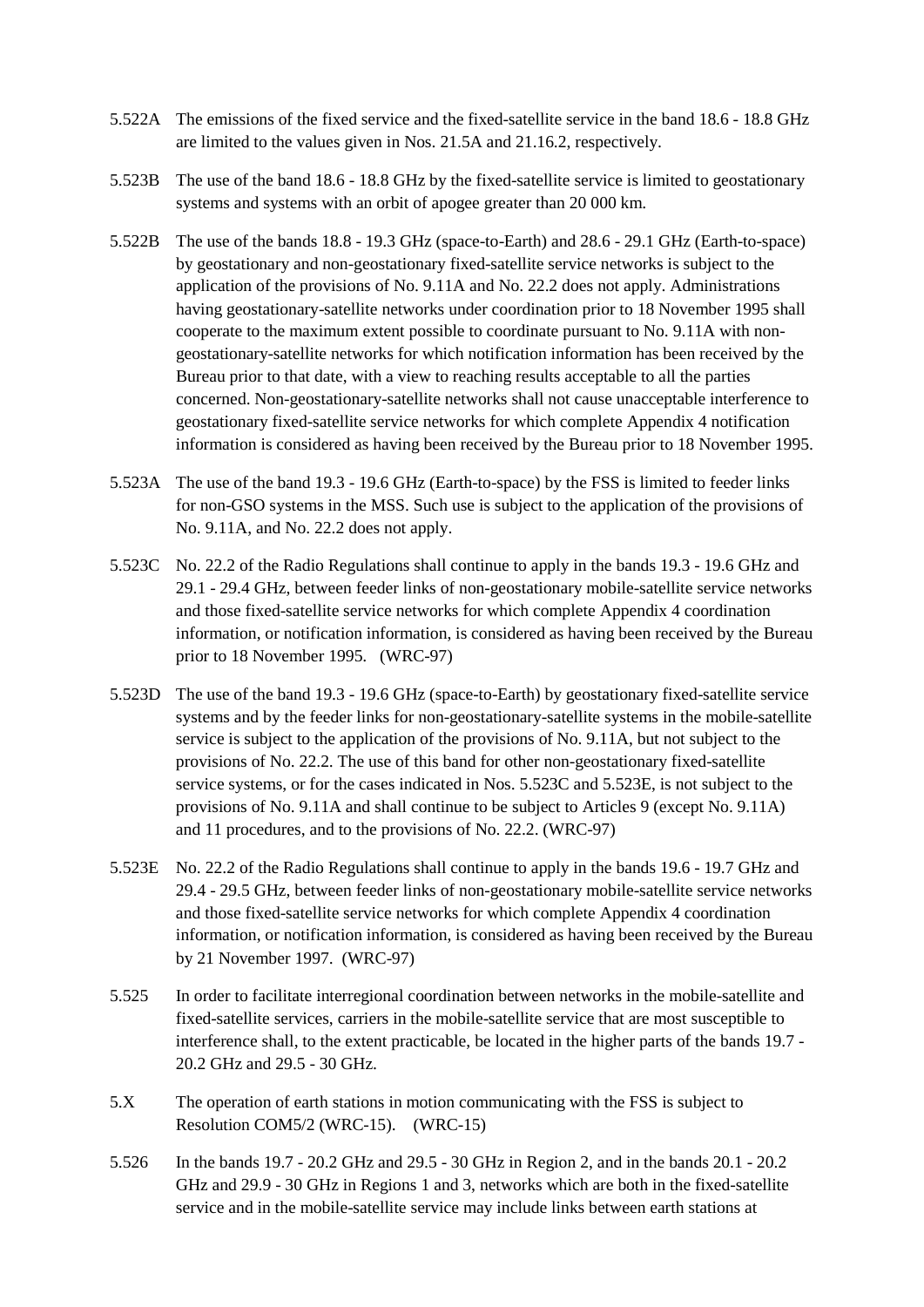5.522A The emissions of the fixed service and the fixed-satellite service in the band 18.6 - 18.8 GHz are limited to the values given in Nos. 21.5A and 21.16.2, respectively.

5.523B The use of the band 18.6 - 18.8 GHz by the fixed-satellite service is limited to geostationary systems and systems with an orbit of apogee greater than 20 000 km.

5.522B The use of the bands 18.8 - 19.3 GHz (space-to-Earth) and 28.6 - 29.1 GHz (Earth-to-space) by geostationary and non-geostationary fixed-satellite service networks is subject to the application of the provisions of No. 9.11A and No. 22.2 does not apply. Administrations having geostationary-satellite networks under coordination prior to 18 November 1995 shall cooperate to the maximum extent possible to coordinate pursuant to No. 9.11A with non-geostationary-satellite networks for which notification information has been received by the Bureau prior to that date, with a view to reaching results acceptable to all the parties concerned. Non-geostationary-satellite networks shall not cause unacceptable interference to geostationary fixed-satellite service networks for which complete Appendix 4 notification information is considered as having been received by the Bureau prior to 18 November 1995.

5.523A The use of the band 19.3 - 19.6 GHz (Earth-to-space) by the FSS is limited to feeder links for non-GSO systems in the MSS. Such use is subject to the application of the provisions of No. 9.11A, and No. 22.2 does not apply.

5.523C No. 22.2 of the Radio Regulations shall continue to apply in the bands 19.3 - 19.6 GHz and 29.1 - 29.4 GHz, between feeder links of non-geostationary mobile-satellite service networks and those fixed-satellite service networks for which complete Appendix 4 coordination information, or notification information, is considered as having been received by the Bureau prior to 18 November 1995. (WRC-97)

5.523D The use of the band 19.3 - 19.6 GHz (space-to-Earth) by geostationary fixed-satellite service systems and by the feeder links for non-geostationary-satellite systems in the mobile-satellite service is subject to the application of the provisions of No. 9.11A, but not subject to the provisions of No. 22.2. The use of this band for other non-geostationary fixed-satellite service systems, or for the cases indicated in Nos. 5.523C and 5.523E, is not subject to the provisions of No. 9.11A and shall continue to be subject to Articles 9 (except No. 9.11A) and 11 procedures, and to the provisions of No. 22.2. (WRC-97)

5.523E No. 22.2 of the Radio Regulations shall continue to apply in the bands 19.6 - 19.7 GHz and 29.4 - 29.5 GHz, between feeder links of non-geostationary mobile-satellite service networks and those fixed-satellite service networks for which complete Appendix 4 coordination information, or notification information, is considered as having been received by the Bureau by 21 November 1997. (WRC-97)

5.525 In order to facilitate interregional coordination between networks in the mobile-satellite and fixed-satellite services, carriers in the mobile-satellite service that are most susceptible to interference shall, to the extent practicable, be located in the higher parts of the bands 19.7 - 20.2 GHz and 29.5 - 30 GHz.

5.X The operation of earth stations in motion communicating with the FSS is subject to Resolution COM5/2 (WRC-15). (WRC-15)

5.526 In the bands 19.7 - 20.2 GHz and 29.5 - 30 GHz in Region 2, and in the bands 20.1 - 20.2 GHz and 29.9 - 30 GHz in Regions 1 and 3, networks which are both in the fixed-satellite service and in the mobile-satellite service may include links between earth stations at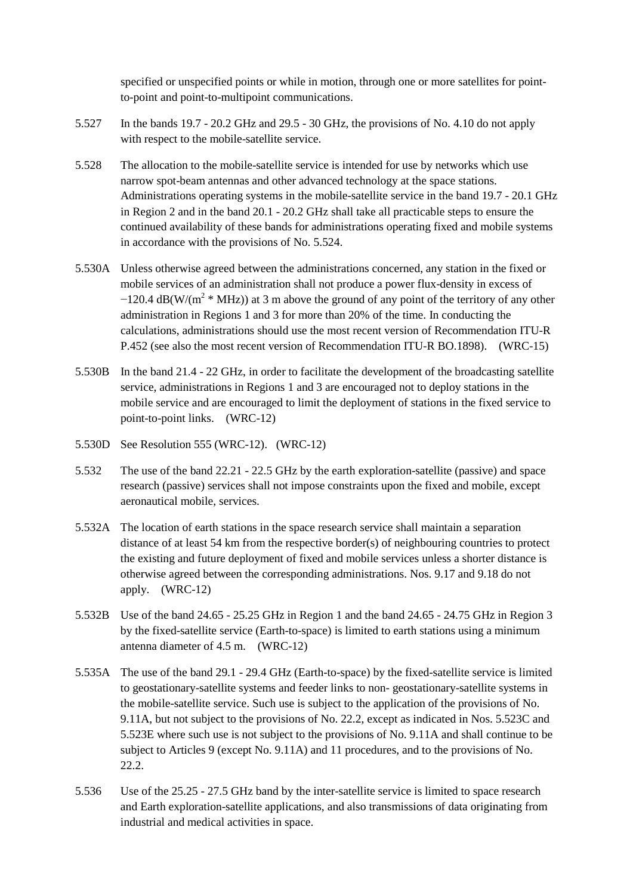specified or unspecified points or while in motion, through one or more satellites for point-to-point and point-to-multipoint communications.

5.527 In the bands 19.7 - 20.2 GHz and 29.5 - 30 GHz, the provisions of No. 4.10 do not apply with respect to the mobile-satellite service.

5.528 The allocation to the mobile-satellite service is intended for use by networks which use narrow spot-beam antennas and other advanced technology at the space stations. Administrations operating systems in the mobile-satellite service in the band 19.7 - 20.1 GHz in Region 2 and in the band 20.1 - 20.2 GHz shall take all practicable steps to ensure the continued availability of these bands for administrations operating fixed and mobile systems in accordance with the provisions of No. 5.524.

5.530A Unless otherwise agreed between the administrations concerned, any station in the fixed or mobile services of an administration shall not produce a power flux-density in excess of −120.4 dB(W/($m^2$ * MHz)) at 3 m above the ground of any point of the territory of any other administration in Regions 1 and 3 for more than 20% of the time. In conducting the calculations, administrations should use the most recent version of Recommendation ITU-R P.452 (see also the most recent version of Recommendation ITU-R BO.1898). (WRC-15)

5.530B In the band 21.4 - 22 GHz, in order to facilitate the development of the broadcasting satellite service, administrations in Regions 1 and 3 are encouraged not to deploy stations in the mobile service and are encouraged to limit the deployment of stations in the fixed service to point-to-point links. (WRC-12)

5.530D See Resolution 555 (WRC-12). (WRC-12)

5.532 The use of the band 22.21 - 22.5 GHz by the earth exploration-satellite (passive) and space research (passive) services shall not impose constraints upon the fixed and mobile, except aeronautical mobile, services.

5.532A The location of earth stations in the space research service shall maintain a separation distance of at least 54 km from the respective border(s) of neighbouring countries to protect the existing and future deployment of fixed and mobile services unless a shorter distance is otherwise agreed between the corresponding administrations. Nos. 9.17 and 9.18 do not apply. (WRC-12)

5.532B Use of the band 24.65 - 25.25 GHz in Region 1 and the band 24.65 - 24.75 GHz in Region 3 by the fixed-satellite service (Earth-to-space) is limited to earth stations using a minimum antenna diameter of 4.5 m. (WRC-12)

5.535A The use of the band 29.1 - 29.4 GHz (Earth-to-space) by the fixed-satellite service is limited to geostationary-satellite systems and feeder links to non- geostationary-satellite systems in the mobile-satellite service. Such use is subject to the application of the provisions of No. 9.11A, but not subject to the provisions of No. 22.2, except as indicated in Nos. 5.523C and 5.523E where such use is not subject to the provisions of No. 9.11A and shall continue to be subject to Articles 9 (except No. 9.11A) and 11 procedures, and to the provisions of No. 22.2.

5.536 Use of the 25.25 - 27.5 GHz band by the inter-satellite service is limited to space research and Earth exploration-satellite applications, and also transmissions of data originating from industrial and medical activities in space.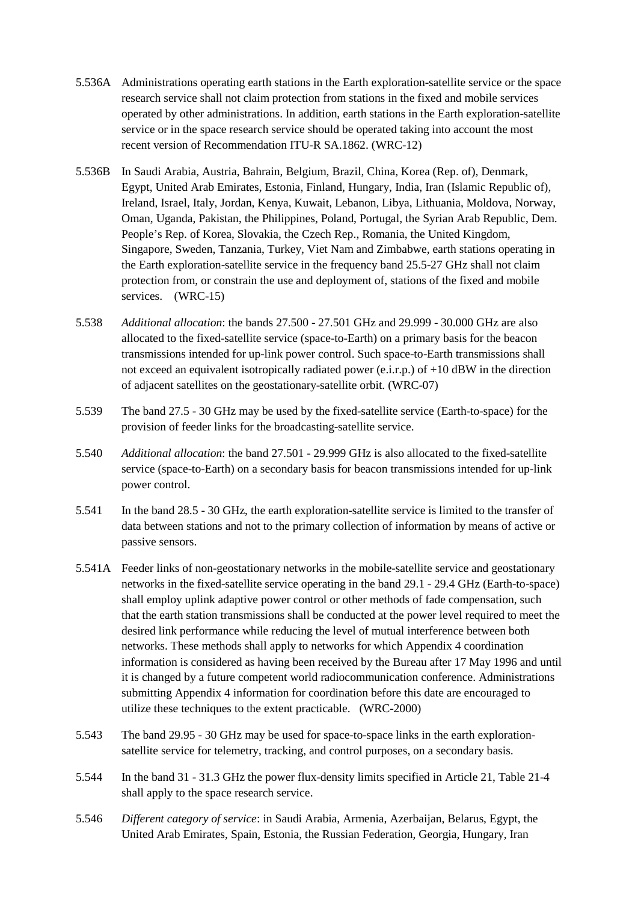5.536A Administrations operating earth stations in the Earth exploration-satellite service or the space research service shall not claim protection from stations in the fixed and mobile services operated by other administrations. In addition, earth stations in the Earth exploration-satellite service or in the space research service should be operated taking into account the most recent version of Recommendation ITU-R SA.1862. (WRC-12)

5.536B In Saudi Arabia, Austria, Bahrain, Belgium, Brazil, China, Korea (Rep. of), Denmark, Egypt, United Arab Emirates, Estonia, Finland, Hungary, India, Iran (Islamic Republic of), Ireland, Israel, Italy, Jordan, Kenya, Kuwait, Lebanon, Libya, Lithuania, Moldova, Norway, Oman, Uganda, Pakistan, the Philippines, Poland, Portugal, the Syrian Arab Republic, Dem. People's Rep. of Korea, Slovakia, the Czech Rep., Romania, the United Kingdom, Singapore, Sweden, Tanzania, Turkey, Viet Nam and Zimbabwe, earth stations operating in the Earth exploration-satellite service in the frequency band 25.5-27 GHz shall not claim protection from, or constrain the use and deployment of, stations of the fixed and mobile services. (WRC-15)

5.538 *Additional allocation*: the bands 27.500 - 27.501 GHz and 29.999 - 30.000 GHz are also allocated to the fixed-satellite service (space-to-Earth) on a primary basis for the beacon transmissions intended for up-link power control. Such space-to-Earth transmissions shall not exceed an equivalent isotropically radiated power (e.i.r.p.) of +10 dBW in the direction of adjacent satellites on the geostationary-satellite orbit. (WRC-07)

5.539 The band 27.5 - 30 GHz may be used by the fixed-satellite service (Earth-to-space) for the provision of feeder links for the broadcasting-satellite service.

5.540 *Additional allocation*: the band 27.501 - 29.999 GHz is also allocated to the fixed-satellite service (space-to-Earth) on a secondary basis for beacon transmissions intended for up-link power control.

5.541 In the band 28.5 - 30 GHz, the earth exploration-satellite service is limited to the transfer of data between stations and not to the primary collection of information by means of active or passive sensors.

5.541A Feeder links of non-geostationary networks in the mobile-satellite service and geostationary networks in the fixed-satellite service operating in the band 29.1 - 29.4 GHz (Earth-to-space) shall employ uplink adaptive power control or other methods of fade compensation, such that the earth station transmissions shall be conducted at the power level required to meet the desired link performance while reducing the level of mutual interference between both networks. These methods shall apply to networks for which Appendix 4 coordination information is considered as having been received by the Bureau after 17 May 1996 and until it is changed by a future competent world radiocommunication conference. Administrations submitting Appendix 4 information for coordination before this date are encouraged to utilize these techniques to the extent practicable. (WRC-2000)

5.543 The band 29.95 - 30 GHz may be used for space-to-space links in the earth exploration-satellite service for telemetry, tracking, and control purposes, on a secondary basis.

5.544 In the band 31 - 31.3 GHz the power flux-density limits specified in Article 21, Table 21-4 shall apply to the space research service.

5.546 *Different category of service*: in Saudi Arabia, Armenia, Azerbaijan, Belarus, Egypt, the United Arab Emirates, Spain, Estonia, the Russian Federation, Georgia, Hungary, Iran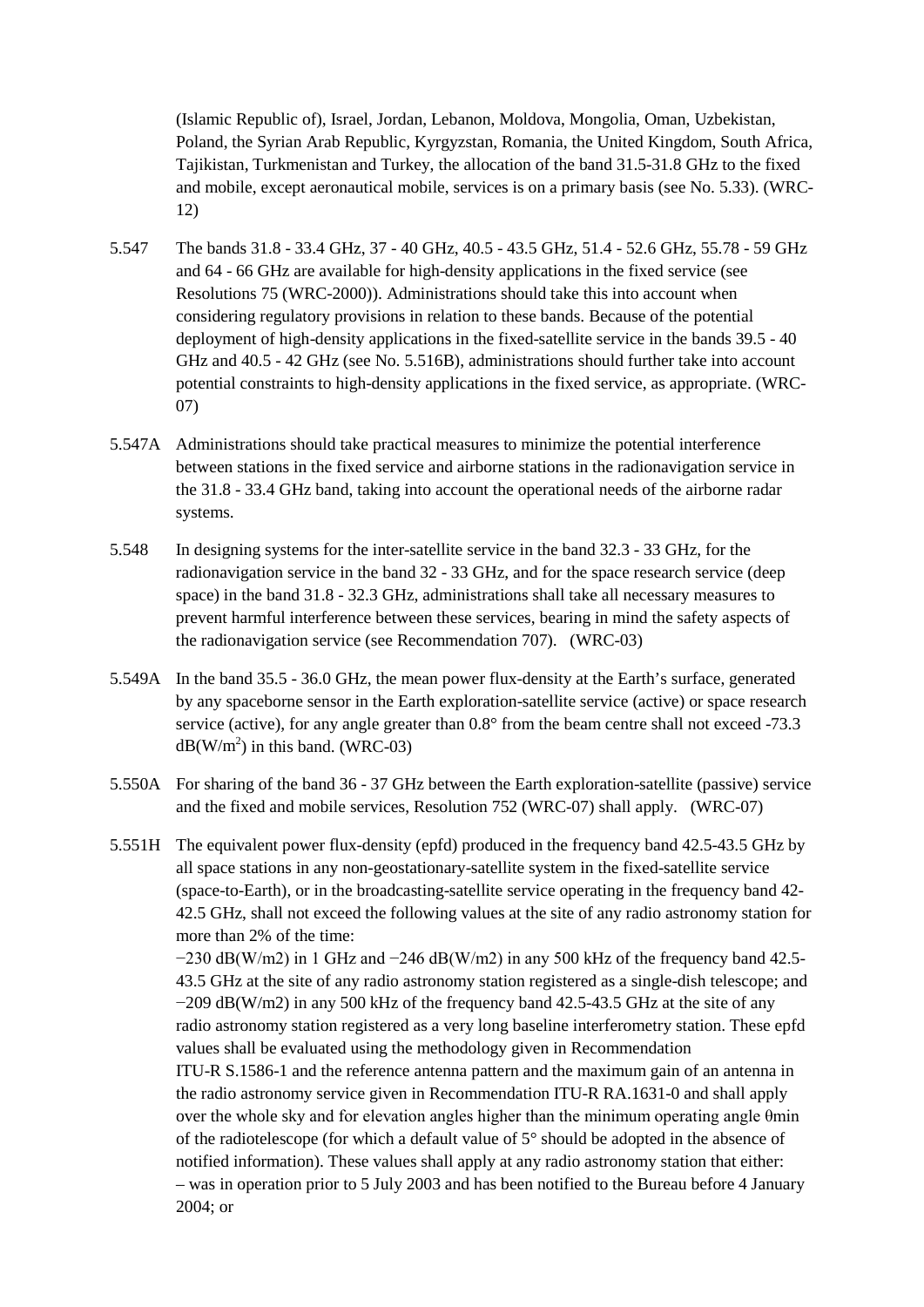(Islamic Republic of), Israel, Jordan, Lebanon, Moldova, Mongolia, Oman, Uzbekistan, Poland, the Syrian Arab Republic, Kyrgyzstan, Romania, the United Kingdom, South Africa, Tajikistan, Turkmenistan and Turkey, the allocation of the band 31.5-31.8 GHz to the fixed and mobile, except aeronautical mobile, services is on a primary basis (see No. 5.33). (WRC-12)

5.547 The bands 31.8 - 33.4 GHz, 37 - 40 GHz, 40.5 - 43.5 GHz, 51.4 - 52.6 GHz, 55.78 - 59 GHz and 64 - 66 GHz are available for high-density applications in the fixed service (see Resolutions 75 (WRC-2000)). Administrations should take this into account when considering regulatory provisions in relation to these bands. Because of the potential deployment of high-density applications in the fixed-satellite service in the bands 39.5 - 40 GHz and 40.5 - 42 GHz (see No. 5.516B), administrations should further take into account potential constraints to high-density applications in the fixed service, as appropriate. (WRC-07)

5.547A Administrations should take practical measures to minimize the potential interference between stations in the fixed service and airborne stations in the radionavigation service in the 31.8 - 33.4 GHz band, taking into account the operational needs of the airborne radar systems.

5.548 In designing systems for the inter-satellite service in the band 32.3 - 33 GHz, for the radionavigation service in the band 32 - 33 GHz, and for the space research service (deep space) in the band 31.8 - 32.3 GHz, administrations shall take all necessary measures to prevent harmful interference between these services, bearing in mind the safety aspects of the radionavigation service (see Recommendation 707). (WRC-03)

5.549A In the band 35.5 - 36.0 GHz, the mean power flux-density at the Earth's surface, generated by any spaceborne sensor in the Earth exploration-satellite service (active) or space research service (active), for any angle greater than 0.8° from the beam centre shall not exceed -73.3 dB(W/m$^2$) in this band. (WRC-03)

5.550A For sharing of the band 36 - 37 GHz between the Earth exploration-satellite (passive) service and the fixed and mobile services, Resolution 752 (WRC-07) shall apply. (WRC-07)

5.551H The equivalent power flux-density (epfd) produced in the frequency band 42.5-43.5 GHz by all space stations in any non-geostationary-satellite system in the fixed-satellite service (space-to-Earth), or in the broadcasting-satellite service operating in the frequency band 42-42.5 GHz, shall not exceed the following values at the site of any radio astronomy station for more than 2% of the time:
−230 dB(W/m2) in 1 GHz and −246 dB(W/m2) in any 500 kHz of the frequency band 42.5-43.5 GHz at the site of any radio astronomy station registered as a single-dish telescope; and −209 dB(W/m2) in any 500 kHz of the frequency band 42.5-43.5 GHz at the site of any radio astronomy station registered as a very long baseline interferometry station. These epfd values shall be evaluated using the methodology given in Recommendation ITU-R S.1586-1 and the reference antenna pattern and the maximum gain of an antenna in the radio astronomy service given in Recommendation ITU-R RA.1631-0 and shall apply over the whole sky and for elevation angles higher than the minimum operating angle θmin of the radiotelescope (for which a default value of 5° should be adopted in the absence of notified information). These values shall apply at any radio astronomy station that either:
– was in operation prior to 5 July 2003 and has been notified to the Bureau before 4 January 2004; or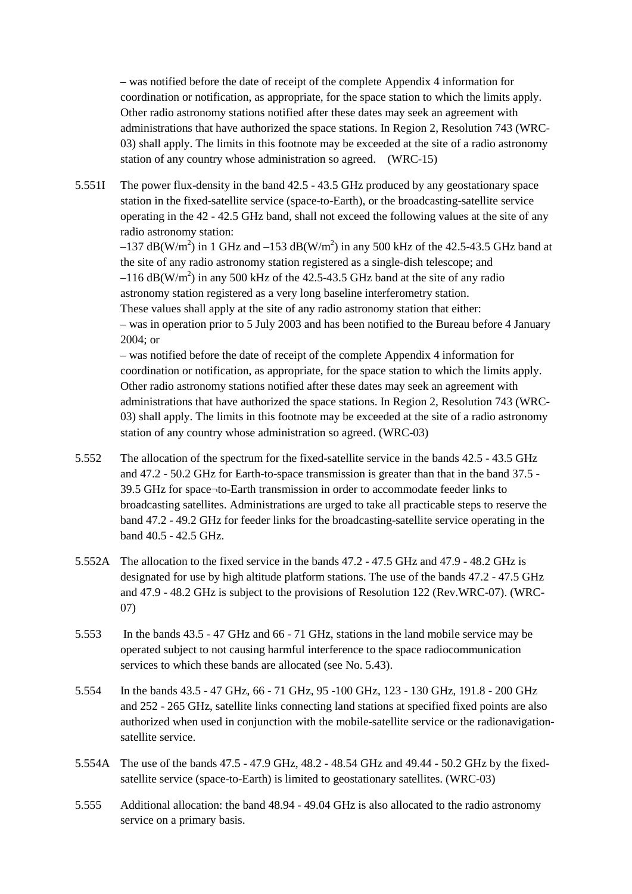– was notified before the date of receipt of the complete Appendix 4 information for coordination or notification, as appropriate, for the space station to which the limits apply. Other radio astronomy stations notified after these dates may seek an agreement with administrations that have authorized the space stations. In Region 2, Resolution 743 (WRC-03) shall apply. The limits in this footnote may be exceeded at the site of a radio astronomy station of any country whose administration so agreed. (WRC-15)

5.551I The power flux-density in the band 42.5 - 43.5 GHz produced by any geostationary space station in the fixed-satellite service (space-to-Earth), or the broadcasting-satellite service operating in the 42 - 42.5 GHz band, shall not exceed the following values at the site of any radio astronomy station:

–137 dB(W/m$^2$) in 1 GHz and –153 dB(W/m$^2$) in any 500 kHz of the 42.5-43.5 GHz band at the site of any radio astronomy station registered as a single-dish telescope; and

–116 dB(W/m$^2$) in any 500 kHz of the 42.5-43.5 GHz band at the site of any radio astronomy station registered as a very long baseline interferometry station.

These values shall apply at the site of any radio astronomy station that either:

– was in operation prior to 5 July 2003 and has been notified to the Bureau before 4 January 2004; or

– was notified before the date of receipt of the complete Appendix 4 information for coordination or notification, as appropriate, for the space station to which the limits apply. Other radio astronomy stations notified after these dates may seek an agreement with administrations that have authorized the space stations. In Region 2, Resolution 743 (WRC-03) shall apply. The limits in this footnote may be exceeded at the site of a radio astronomy station of any country whose administration so agreed. (WRC-03)

5.552 The allocation of the spectrum for the fixed-satellite service in the bands 42.5 - 43.5 GHz and 47.2 - 50.2 GHz for Earth-to-space transmission is greater than that in the band 37.5 - 39.5 GHz for space¬to-Earth transmission in order to accommodate feeder links to broadcasting satellites. Administrations are urged to take all practicable steps to reserve the band 47.2 - 49.2 GHz for feeder links for the broadcasting-satellite service operating in the band 40.5 - 42.5 GHz.

5.552A The allocation to the fixed service in the bands 47.2 - 47.5 GHz and 47.9 - 48.2 GHz is designated for use by high altitude platform stations. The use of the bands 47.2 - 47.5 GHz and 47.9 - 48.2 GHz is subject to the provisions of Resolution 122 (Rev.WRC-07). (WRC-07)

5.553 In the bands 43.5 - 47 GHz and 66 - 71 GHz, stations in the land mobile service may be operated subject to not causing harmful interference to the space radiocommunication services to which these bands are allocated (see No. 5.43).

5.554 In the bands 43.5 - 47 GHz, 66 - 71 GHz, 95 -100 GHz, 123 - 130 GHz, 191.8 - 200 GHz and 252 - 265 GHz, satellite links connecting land stations at specified fixed points are also authorized when used in conjunction with the mobile-satellite service or the radionavigation-satellite service.

5.554A The use of the bands 47.5 - 47.9 GHz, 48.2 - 48.54 GHz and 49.44 - 50.2 GHz by the fixed-satellite service (space-to-Earth) is limited to geostationary satellites. (WRC-03)

5.555 Additional allocation: the band 48.94 - 49.04 GHz is also allocated to the radio astronomy service on a primary basis.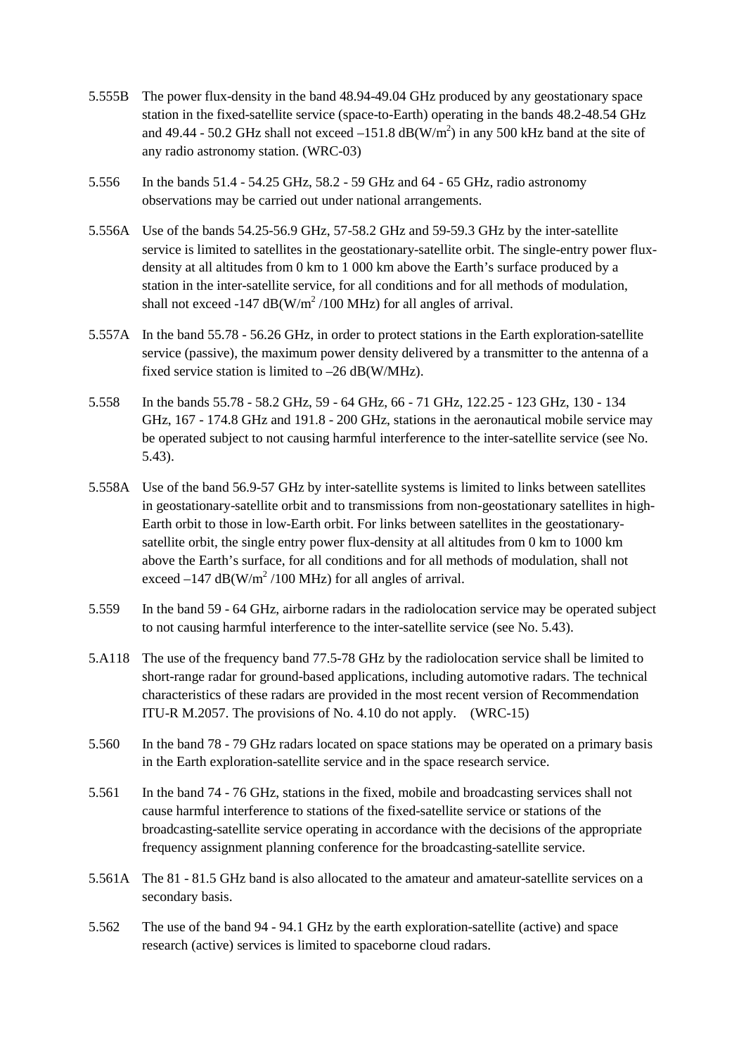5.555B The power flux-density in the band 48.94-49.04 GHz produced by any geostationary space station in the fixed-satellite service (space-to-Earth) operating in the bands 48.2-48.54 GHz and 49.44 - 50.2 GHz shall not exceed –151.8 dB(W/m$^2$) in any 500 kHz band at the site of any radio astronomy station. (WRC-03)

5.556 In the bands 51.4 - 54.25 GHz, 58.2 - 59 GHz and 64 - 65 GHz, radio astronomy observations may be carried out under national arrangements.

5.556A Use of the bands 54.25-56.9 GHz, 57-58.2 GHz and 59-59.3 GHz by the inter-satellite service is limited to satellites in the geostationary-satellite orbit. The single-entry power flux-density at all altitudes from 0 km to 1 000 km above the Earth's surface produced by a station in the inter-satellite service, for all conditions and for all methods of modulation, shall not exceed -147 dB(W/m$^2$ /100 MHz) for all angles of arrival.

5.557A In the band 55.78 - 56.26 GHz, in order to protect stations in the Earth exploration-satellite service (passive), the maximum power density delivered by a transmitter to the antenna of a fixed service station is limited to –26 dB(W/MHz).

5.558 In the bands 55.78 - 58.2 GHz, 59 - 64 GHz, 66 - 71 GHz, 122.25 - 123 GHz, 130 - 134 GHz, 167 - 174.8 GHz and 191.8 - 200 GHz, stations in the aeronautical mobile service may be operated subject to not causing harmful interference to the inter-satellite service (see No. 5.43).

5.558A Use of the band 56.9-57 GHz by inter-satellite systems is limited to links between satellites in geostationary-satellite orbit and to transmissions from non-geostationary satellites in high-Earth orbit to those in low-Earth orbit. For links between satellites in the geostationary-satellite orbit, the single entry power flux-density at all altitudes from 0 km to 1000 km above the Earth's surface, for all conditions and for all methods of modulation, shall not exceed –147 dB(W/m$^2$ /100 MHz) for all angles of arrival.

5.559 In the band 59 - 64 GHz, airborne radars in the radiolocation service may be operated subject to not causing harmful interference to the inter-satellite service (see No. 5.43).

5.A118 The use of the frequency band 77.5-78 GHz by the radiolocation service shall be limited to short-range radar for ground-based applications, including automotive radars. The technical characteristics of these radars are provided in the most recent version of Recommendation ITU-R M.2057. The provisions of No. 4.10 do not apply. (WRC-15)

5.560 In the band 78 - 79 GHz radars located on space stations may be operated on a primary basis in the Earth exploration-satellite service and in the space research service.

5.561 In the band 74 - 76 GHz, stations in the fixed, mobile and broadcasting services shall not cause harmful interference to stations of the fixed-satellite service or stations of the broadcasting-satellite service operating in accordance with the decisions of the appropriate frequency assignment planning conference for the broadcasting-satellite service.

5.561A The 81 - 81.5 GHz band is also allocated to the amateur and amateur-satellite services on a secondary basis.

5.562 The use of the band 94 - 94.1 GHz by the earth exploration-satellite (active) and space research (active) services is limited to spaceborne cloud radars.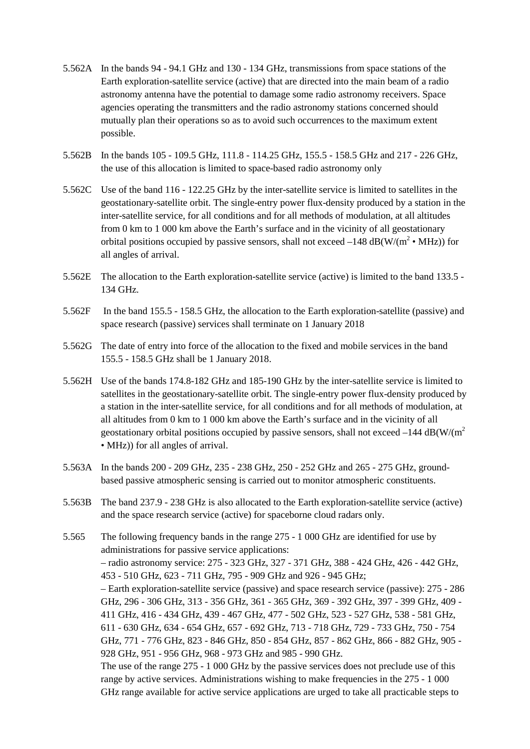5.562A In the bands 94 - 94.1 GHz and 130 - 134 GHz, transmissions from space stations of the Earth exploration-satellite service (active) that are directed into the main beam of a radio astronomy antenna have the potential to damage some radio astronomy receivers. Space agencies operating the transmitters and the radio astronomy stations concerned should mutually plan their operations so as to avoid such occurrences to the maximum extent possible.

5.562B In the bands 105 - 109.5 GHz, 111.8 - 114.25 GHz, 155.5 - 158.5 GHz and 217 - 226 GHz, the use of this allocation is limited to space-based radio astronomy only

5.562C Use of the band 116 - 122.25 GHz by the inter-satellite service is limited to satellites in the geostationary-satellite orbit. The single-entry power flux-density produced by a station in the inter-satellite service, for all conditions and for all methods of modulation, at all altitudes from 0 km to 1 000 km above the Earth's surface and in the vicinity of all geostationary orbital positions occupied by passive sensors, shall not exceed –148 dB(W/($m^2$ • MHz)) for all angles of arrival.

5.562E The allocation to the Earth exploration-satellite service (active) is limited to the band 133.5 - 134 GHz.

5.562F In the band 155.5 - 158.5 GHz, the allocation to the Earth exploration-satellite (passive) and space research (passive) services shall terminate on 1 January 2018

5.562G The date of entry into force of the allocation to the fixed and mobile services in the band 155.5 - 158.5 GHz shall be 1 January 2018.

5.562H Use of the bands 174.8-182 GHz and 185-190 GHz by the inter-satellite service is limited to satellites in the geostationary-satellite orbit. The single-entry power flux-density produced by a station in the inter-satellite service, for all conditions and for all methods of modulation, at all altitudes from 0 km to 1 000 km above the Earth's surface and in the vicinity of all geostationary orbital positions occupied by passive sensors, shall not exceed –144 dB(W/($m^2$ • MHz)) for all angles of arrival.

5.563A In the bands 200 - 209 GHz, 235 - 238 GHz, 250 - 252 GHz and 265 - 275 GHz, ground-based passive atmospheric sensing is carried out to monitor atmospheric constituents.

5.563B The band 237.9 - 238 GHz is also allocated to the Earth exploration-satellite service (active) and the space research service (active) for spaceborne cloud radars only.

5.565 The following frequency bands in the range 275 - 1 000 GHz are identified for use by administrations for passive service applications:
– radio astronomy service: 275 - 323 GHz, 327 - 371 GHz, 388 - 424 GHz, 426 - 442 GHz, 453 - 510 GHz, 623 - 711 GHz, 795 - 909 GHz and 926 - 945 GHz;
– Earth exploration-satellite service (passive) and space research service (passive): 275 - 286 GHz, 296 - 306 GHz, 313 - 356 GHz, 361 - 365 GHz, 369 - 392 GHz, 397 - 399 GHz, 409 - 411 GHz, 416 - 434 GHz, 439 - 467 GHz, 477 - 502 GHz, 523 - 527 GHz, 538 - 581 GHz, 611 - 630 GHz, 634 - 654 GHz, 657 - 692 GHz, 713 - 718 GHz, 729 - 733 GHz, 750 - 754 GHz, 771 - 776 GHz, 823 - 846 GHz, 850 - 854 GHz, 857 - 862 GHz, 866 - 882 GHz, 905 - 928 GHz, 951 - 956 GHz, 968 - 973 GHz and 985 - 990 GHz.
The use of the range 275 - 1 000 GHz by the passive services does not preclude use of this range by active services. Administrations wishing to make frequencies in the 275 - 1 000 GHz range available for active service applications are urged to take all practicable steps to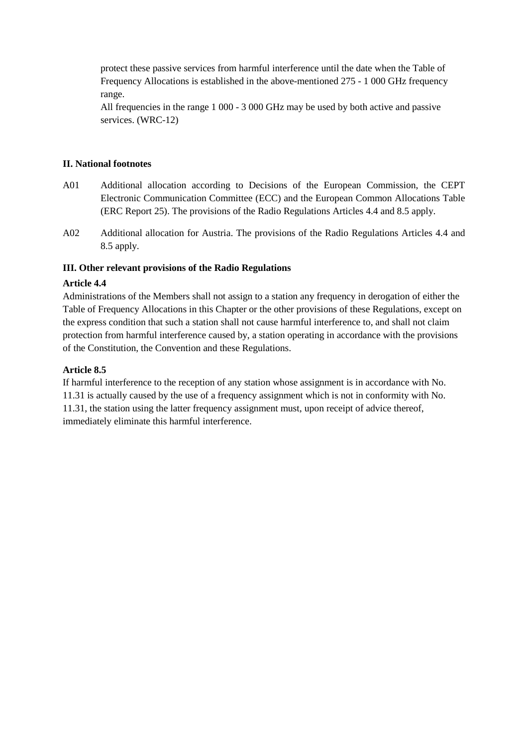protect these passive services from harmful interference until the date when the Table of Frequency Allocations is established in the above-mentioned 275 - 1 000 GHz frequency range.

All frequencies in the range 1 000 - 3 000 GHz may be used by both active and passive services. (WRC-12)

**II. National footnotes**

A01 Additional allocation according to Decisions of the European Commission, the CEPT Electronic Communication Committee (ECC) and the European Common Allocations Table (ERC Report 25). The provisions of the Radio Regulations Articles 4.4 and 8.5 apply.

A02 Additional allocation for Austria. The provisions of the Radio Regulations Articles 4.4 and 8.5 apply.

**III. Other relevant provisions of the Radio Regulations**

**Article 4.4**

Administrations of the Members shall not assign to a station any frequency in derogation of either the Table of Frequency Allocations in this Chapter or the other provisions of these Regulations, except on the express condition that such a station shall not cause harmful interference to, and shall not claim protection from harmful interference caused by, a station operating in accordance with the provisions of the Constitution, the Convention and these Regulations.

**Article 8.5**

If harmful interference to the reception of any station whose assignment is in accordance with No. 11.31 is actually caused by the use of a frequency assignment which is not in conformity with No. 11.31, the station using the latter frequency assignment must, upon receipt of advice thereof, immediately eliminate this harmful interference.